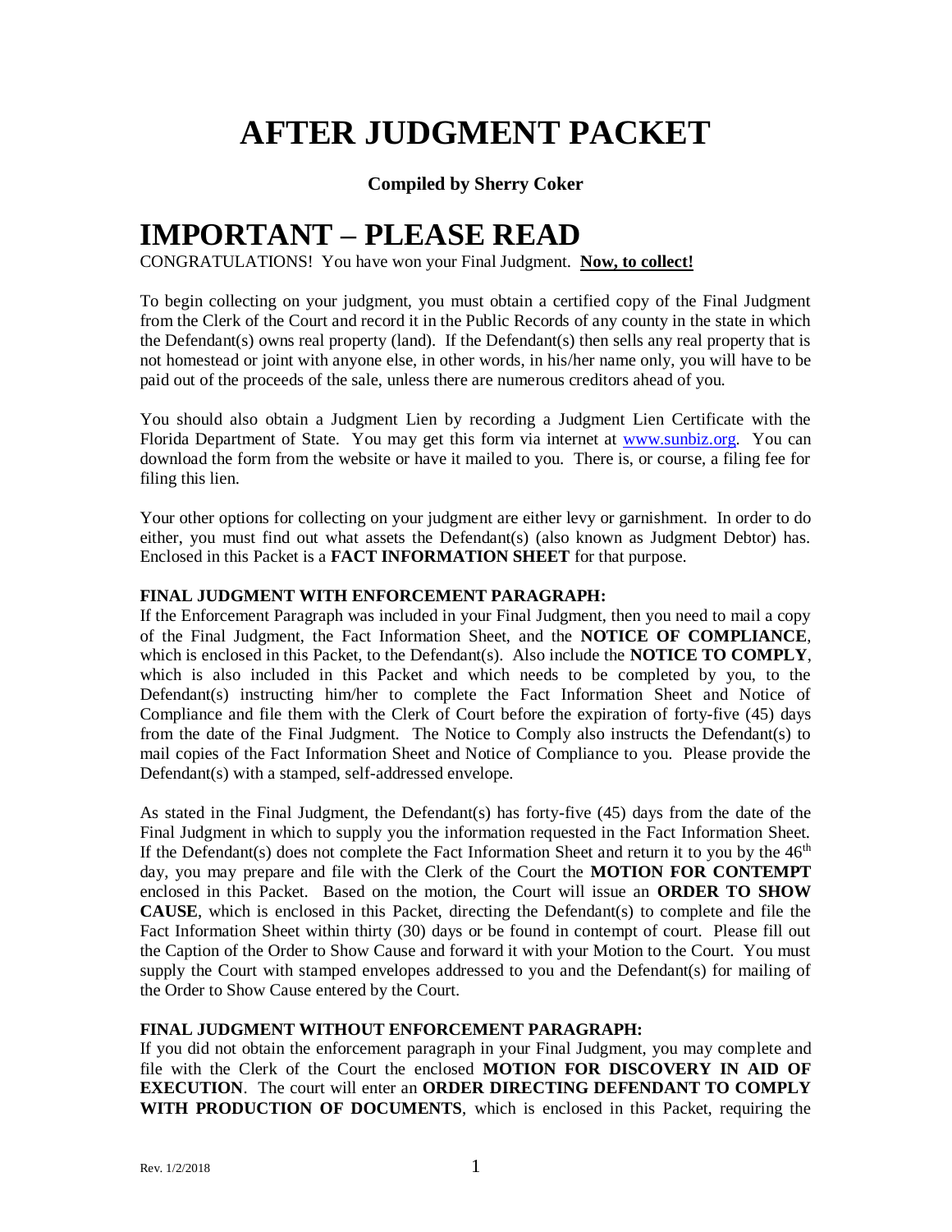# AFTER JUDGMENT PACKET

**Compiled by Sherry Coker**

# IMPORTANT – PLEASE READ

CONGRATULATIONS! You have won your Final Judgment. **Now, to collect!**

To begin collecting on your judgment, you must obtain a certified copy of the Final Judgment from the Clerk of the Court and record it in the Public Records of any county in the state in which the Defendant(s) owns real property (land). If the Defendant(s) then sells any real property that is not homestead or joint with anyone else, in other words, in his/her name only, you will have to be paid out of the proceeds of the sale, unless there are numerous creditors ahead of you.

You should also obtain a Judgment Lien by recording a Judgment Lien Certificate with the Florida Department of State. You may get this form via internet at www.sunbiz.org. You can download the form from the website or have it mailed to you. There is, or course, a filing fee for filing this lien.

Your other options for collecting on your judgment are either levy or garnishment. In order to do either, you must find out what assets the Defendant(s) (also known as Judgment Debtor) has. Enclosed in this Packet is a **FACT INFORMATION SHEET** for that purpose.

**FINAL JUDGMENT WITH ENFORCEMENT PARAGRAPH:**

If the Enforcement Paragraph was included in your Final Judgment, then you need to mail a copy of the Final Judgment, the Fact Information Sheet, and the **NOTICE OF COMPLIANCE**, which is enclosed in this Packet, to the Defendant(s). Also include the **NOTICE TO COMPLY**, which is also included in this Packet and which needs to be completed by you, to the Defendant(s) instructing him/her to complete the Fact Information Sheet and Notice of Compliance and file them with the Clerk of Court before the expiration of forty-five (45) days from the date of the Final Judgment. The Notice to Comply also instructs the Defendant(s) to mail copies of the Fact Information Sheet and Notice of Compliance to you. Please provide the Defendant(s) with a stamped, self-addressed envelope.

As stated in the Final Judgment, the Defendant(s) has forty-five (45) days from the date of the Final Judgment in which to supply you the information requested in the Fact Information Sheet. If the Defendant(s) does not complete the Fact Information Sheet and return it to you by the 46th day, you may prepare and file with the Clerk of the Court the **MOTION FOR CONTEMPT** enclosed in this Packet. Based on the motion, the Court will issue an **ORDER TO SHOW CAUSE**, which is enclosed in this Packet, directing the Defendant(s) to complete and file the Fact Information Sheet within thirty (30) days or be found in contempt of court. Please fill out the Caption of the Order to Show Cause and forward it with your Motion to the Court. You must supply the Court with stamped envelopes addressed to you and the Defendant(s) for mailing of the Order to Show Cause entered by the Court.

**FINAL JUDGMENT WITHOUT ENFORCEMENT PARAGRAPH:**

If you did not obtain the enforcement paragraph in your Final Judgment, you may complete and file with the Clerk of the Court the enclosed **MOTION FOR DISCOVERY IN AID OF EXECUTION**. The court will enter an **ORDER DIRECTING DEFENDANT TO COMPLY WITH PRODUCTION OF DOCUMENTS**, which is enclosed in this Packet, requiring the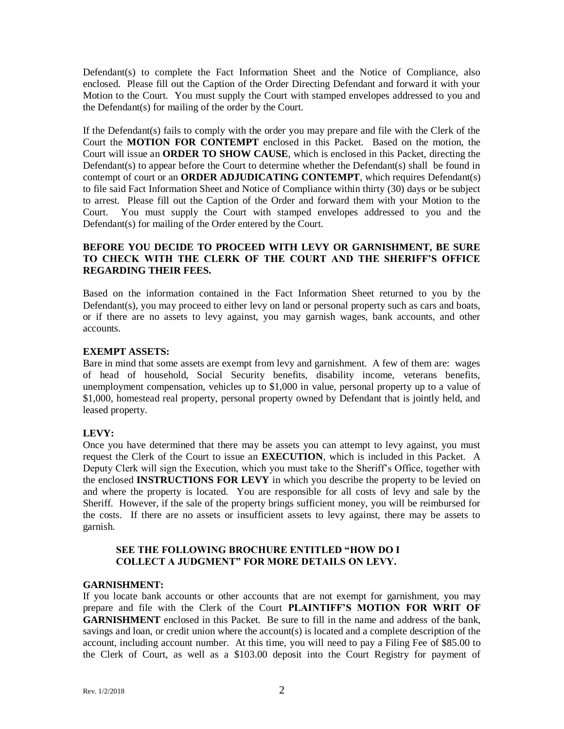Defendant(s) to complete the Fact Information Sheet and the Notice of Compliance, also enclosed. Please fill out the Caption of the Order Directing Defendant and forward it with your Motion to the Court. You must supply the Court with stamped envelopes addressed to you and the Defendant(s) for mailing of the order by the Court.

If the Defendant(s) fails to comply with the order you may prepare and file with the Clerk of the Court the **MOTION FOR CONTEMPT** enclosed in this Packet. Based on the motion, the Court will issue an **ORDER TO SHOW CAUSE**, which is enclosed in this Packet, directing the Defendant(s) to appear before the Court to determine whether the Defendant(s) shall be found in contempt of court or an **ORDER ADJUDICATING CONTEMPT**, which requires Defendant(s) to file said Fact Information Sheet and Notice of Compliance within thirty (30) days or be subject to arrest. Please fill out the Caption of the Order and forward them with your Motion to the Court. You must supply the Court with stamped envelopes addressed to you and the Defendant(s) for mailing of the Order entered by the Court.

**BEFORE YOU DECIDE TO PROCEED WITH LEVY OR GARNISHMENT, BE SURE TO CHECK WITH THE CLERK OF THE COURT AND THE SHERIFF'S OFFICE REGARDING THEIR FEES.**

Based on the information contained in the Fact Information Sheet returned to you by the Defendant(s), you may proceed to either levy on land or personal property such as cars and boats, or if there are no assets to levy against, you may garnish wages, bank accounts, and other accounts.

**EXEMPT ASSETS:**
Bare in mind that some assets are exempt from levy and garnishment. A few of them are: wages of head of household, Social Security benefits, disability income, veterans benefits, unemployment compensation, vehicles up to $1,000 in value, personal property up to a value of $1,000, homestead real property, personal property owned by Defendant that is jointly held, and leased property.

**LEVY:**
Once you have determined that there may be assets you can attempt to levy against, you must request the Clerk of the Court to issue an **EXECUTION**, which is included in this Packet. A Deputy Clerk will sign the Execution, which you must take to the Sheriff's Office, together with the enclosed **INSTRUCTIONS FOR LEVY** in which you describe the property to be levied on and where the property is located. You are responsible for all costs of levy and sale by the Sheriff. However, if the sale of the property brings sufficient money, you will be reimbursed for the costs. If there are no assets or insufficient assets to levy against, there may be assets to garnish.

> **SEE THE FOLLOWING BROCHURE ENTITLED "HOW DO I COLLECT A JUDGMENT" FOR MORE DETAILS ON LEVY.**

**GARNISHMENT:**
If you locate bank accounts or other accounts that are not exempt for garnishment, you may prepare and file with the Clerk of the Court **PLAINTIFF'S MOTION FOR WRIT OF GARNISHMENT** enclosed in this Packet. Be sure to fill in the name and address of the bank, savings and loan, or credit union where the account(s) is located and a complete description of the account, including account number. At this time, you will need to pay a Filing Fee of $85.00 to the Clerk of Court, as well as a $103.00 deposit into the Court Registry for payment of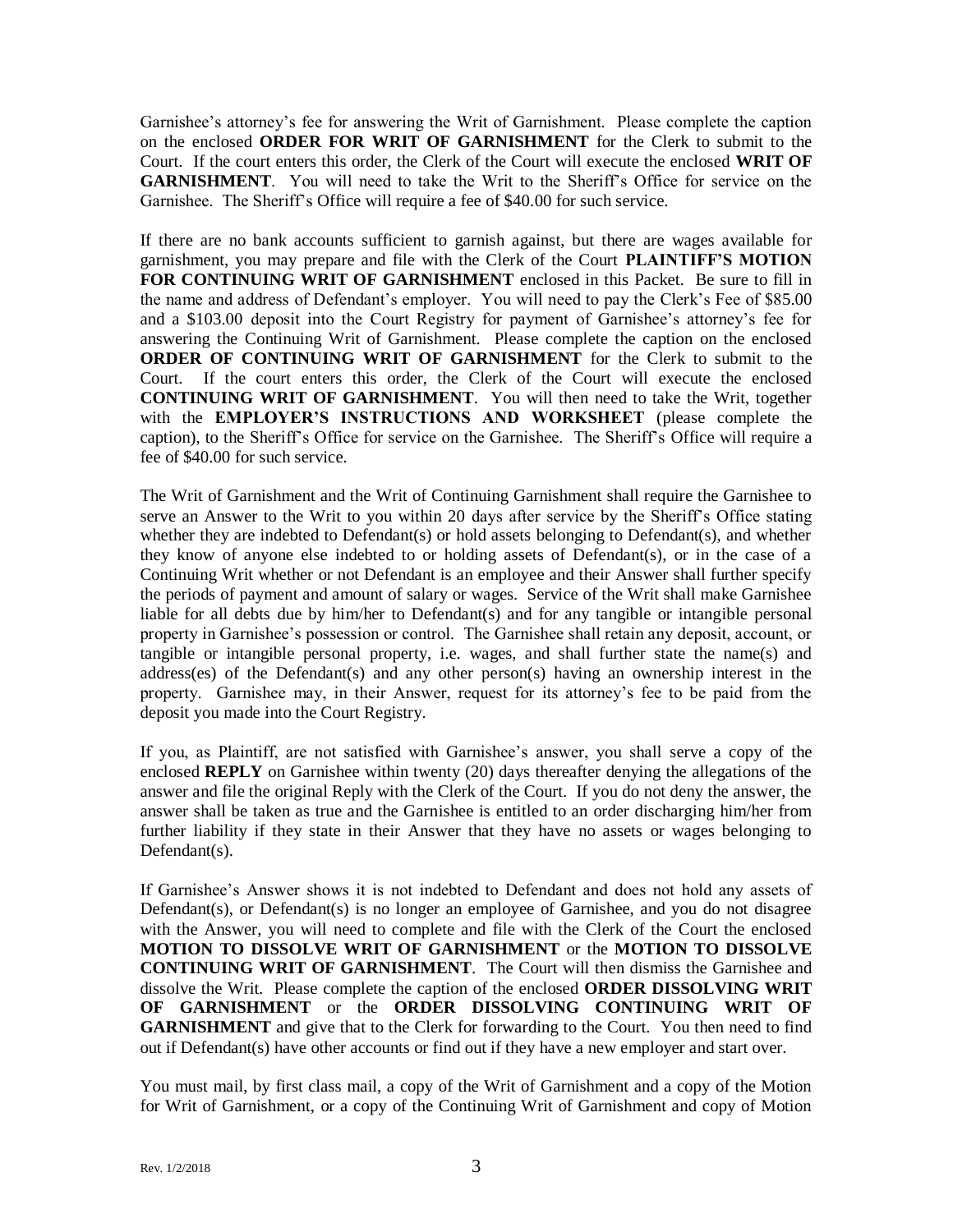Garnishee's attorney's fee for answering the Writ of Garnishment. Please complete the caption on the enclosed **ORDER FOR WRIT OF GARNISHMENT** for the Clerk to submit to the Court. If the court enters this order, the Clerk of the Court will execute the enclosed **WRIT OF GARNISHMENT**. You will need to take the Writ to the Sheriff's Office for service on the Garnishee. The Sheriff's Office will require a fee of $40.00 for such service.

If there are no bank accounts sufficient to garnish against, but there are wages available for garnishment, you may prepare and file with the Clerk of the Court **PLAINTIFF'S MOTION FOR CONTINUING WRIT OF GARNISHMENT** enclosed in this Packet. Be sure to fill in the name and address of Defendant's employer. You will need to pay the Clerk's Fee of $85.00 and a $103.00 deposit into the Court Registry for payment of Garnishee's attorney's fee for answering the Continuing Writ of Garnishment. Please complete the caption on the enclosed **ORDER OF CONTINUING WRIT OF GARNISHMENT** for the Clerk to submit to the Court. If the court enters this order, the Clerk of the Court will execute the enclosed **CONTINUING WRIT OF GARNISHMENT**. You will then need to take the Writ, together with the **EMPLOYER'S INSTRUCTIONS AND WORKSHEET** (please complete the caption), to the Sheriff's Office for service on the Garnishee. The Sheriff's Office will require a fee of $40.00 for such service.

The Writ of Garnishment and the Writ of Continuing Garnishment shall require the Garnishee to serve an Answer to the Writ to you within 20 days after service by the Sheriff's Office stating whether they are indebted to Defendant(s) or hold assets belonging to Defendant(s), and whether they know of anyone else indebted to or holding assets of Defendant(s), or in the case of a Continuing Writ whether or not Defendant is an employee and their Answer shall further specify the periods of payment and amount of salary or wages. Service of the Writ shall make Garnishee liable for all debts due by him/her to Defendant(s) and for any tangible or intangible personal property in Garnishee's possession or control. The Garnishee shall retain any deposit, account, or tangible or intangible personal property, i.e. wages, and shall further state the name(s) and address(es) of the Defendant(s) and any other person(s) having an ownership interest in the property. Garnishee may, in their Answer, request for its attorney's fee to be paid from the deposit you made into the Court Registry.

If you, as Plaintiff, are not satisfied with Garnishee's answer, you shall serve a copy of the enclosed **REPLY** on Garnishee within twenty (20) days thereafter denying the allegations of the answer and file the original Reply with the Clerk of the Court. If you do not deny the answer, the answer shall be taken as true and the Garnishee is entitled to an order discharging him/her from further liability if they state in their Answer that they have no assets or wages belonging to Defendant(s).

If Garnishee's Answer shows it is not indebted to Defendant and does not hold any assets of Defendant(s), or Defendant(s) is no longer an employee of Garnishee, and you do not disagree with the Answer, you will need to complete and file with the Clerk of the Court the enclosed **MOTION TO DISSOLVE WRIT OF GARNISHMENT** or the **MOTION TO DISSOLVE CONTINUING WRIT OF GARNISHMENT**. The Court will then dismiss the Garnishee and dissolve the Writ. Please complete the caption of the enclosed **ORDER DISSOLVING WRIT OF GARNISHMENT** or the **ORDER DISSOLVING CONTINUING WRIT OF GARNISHMENT** and give that to the Clerk for forwarding to the Court. You then need to find out if Defendant(s) have other accounts or find out if they have a new employer and start over.

You must mail, by first class mail, a copy of the Writ of Garnishment and a copy of the Motion for Writ of Garnishment, or a copy of the Continuing Writ of Garnishment and copy of Motion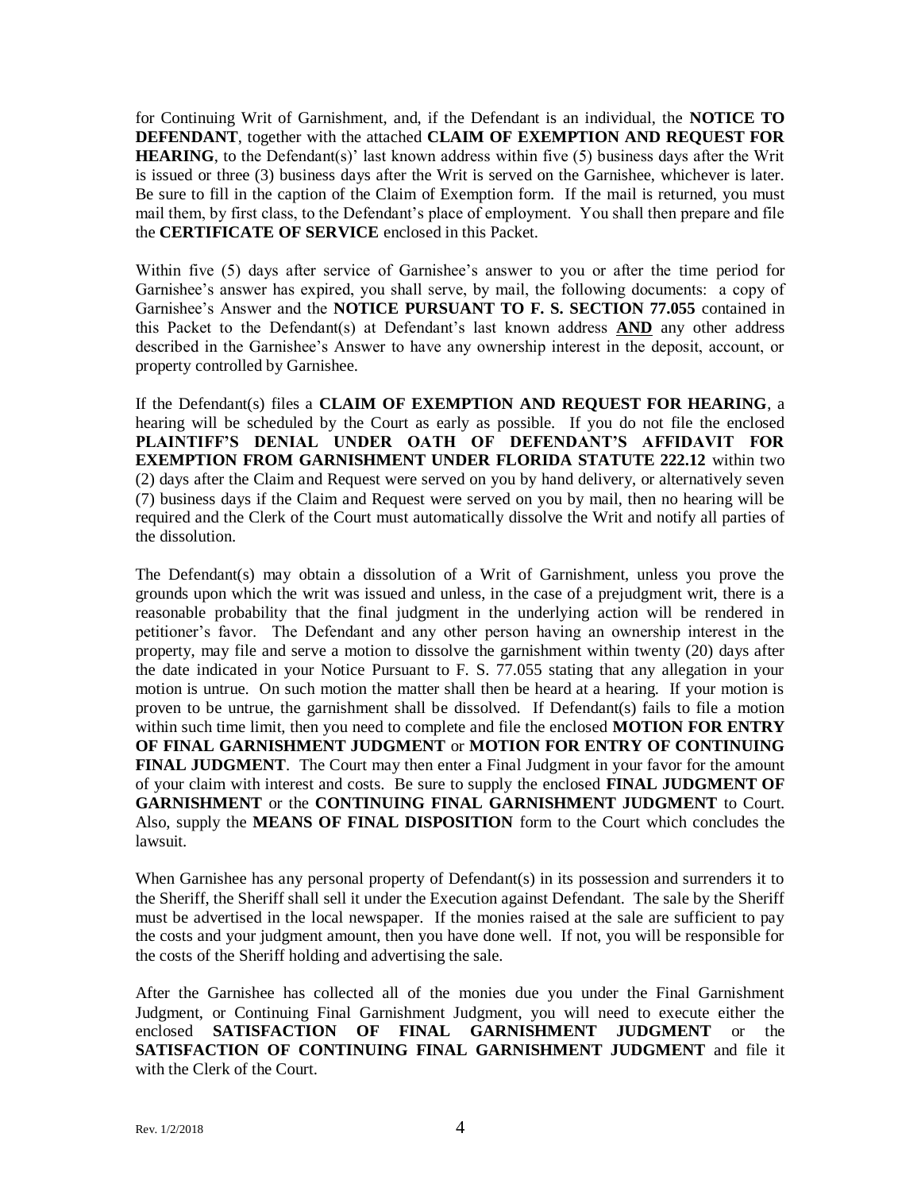for Continuing Writ of Garnishment, and, if the Defendant is an individual, the **NOTICE TO DEFENDANT**, together with the attached **CLAIM OF EXEMPTION AND REQUEST FOR HEARING**, to the Defendant(s)' last known address within five (5) business days after the Writ is issued or three (3) business days after the Writ is served on the Garnishee, whichever is later. Be sure to fill in the caption of the Claim of Exemption form. If the mail is returned, you must mail them, by first class, to the Defendant's place of employment. You shall then prepare and file the **CERTIFICATE OF SERVICE** enclosed in this Packet.

Within five (5) days after service of Garnishee's answer to you or after the time period for Garnishee's answer has expired, you shall serve, by mail, the following documents: a copy of Garnishee's Answer and the **NOTICE PURSUANT TO F. S. SECTION 77.055** contained in this Packet to the Defendant(s) at Defendant's last known address **AND** any other address described in the Garnishee's Answer to have any ownership interest in the deposit, account, or property controlled by Garnishee.

If the Defendant(s) files a **CLAIM OF EXEMPTION AND REQUEST FOR HEARING**, a hearing will be scheduled by the Court as early as possible. If you do not file the enclosed **PLAINTIFF'S DENIAL UNDER OATH OF DEFENDANT'S AFFIDAVIT FOR EXEMPTION FROM GARNISHMENT UNDER FLORIDA STATUTE 222.12** within two (2) days after the Claim and Request were served on you by hand delivery, or alternatively seven (7) business days if the Claim and Request were served on you by mail, then no hearing will be required and the Clerk of the Court must automatically dissolve the Writ and notify all parties of the dissolution.

The Defendant(s) may obtain a dissolution of a Writ of Garnishment, unless you prove the grounds upon which the writ was issued and unless, in the case of a prejudgment writ, there is a reasonable probability that the final judgment in the underlying action will be rendered in petitioner's favor. The Defendant and any other person having an ownership interest in the property, may file and serve a motion to dissolve the garnishment within twenty (20) days after the date indicated in your Notice Pursuant to F. S. 77.055 stating that any allegation in your motion is untrue. On such motion the matter shall then be heard at a hearing. If your motion is proven to be untrue, the garnishment shall be dissolved. If Defendant(s) fails to file a motion within such time limit, then you need to complete and file the enclosed **MOTION FOR ENTRY OF FINAL GARNISHMENT JUDGMENT** or **MOTION FOR ENTRY OF CONTINUING FINAL JUDGMENT**. The Court may then enter a Final Judgment in your favor for the amount of your claim with interest and costs. Be sure to supply the enclosed **FINAL JUDGMENT OF GARNISHMENT** or the **CONTINUING FINAL GARNISHMENT JUDGMENT** to Court. Also, supply the **MEANS OF FINAL DISPOSITION** form to the Court which concludes the lawsuit.

When Garnishee has any personal property of Defendant(s) in its possession and surrenders it to the Sheriff, the Sheriff shall sell it under the Execution against Defendant. The sale by the Sheriff must be advertised in the local newspaper. If the monies raised at the sale are sufficient to pay the costs and your judgment amount, then you have done well. If not, you will be responsible for the costs of the Sheriff holding and advertising the sale.

After the Garnishee has collected all of the monies due you under the Final Garnishment Judgment, or Continuing Final Garnishment Judgment, you will need to execute either the enclosed **SATISFACTION OF FINAL GARNISHMENT JUDGMENT** or the **SATISFACTION OF CONTINUING FINAL GARNISHMENT JUDGMENT** and file it with the Clerk of the Court.

Rev. 1/2/2018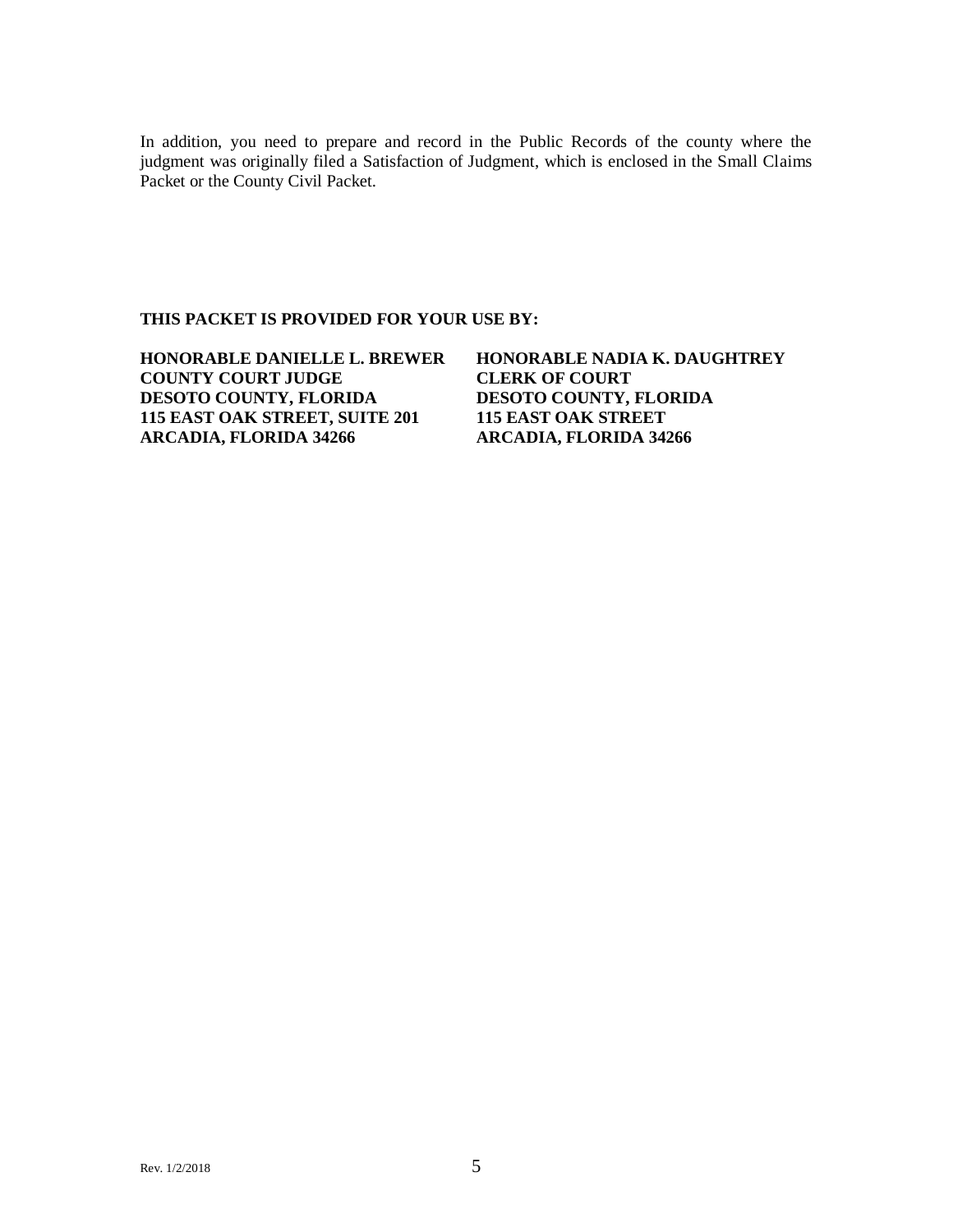In addition, you need to prepare and record in the Public Records of the county where the judgment was originally filed a Satisfaction of Judgment, which is enclosed in the Small Claims Packet or the County Civil Packet.

**THIS PACKET IS PROVIDED FOR YOUR USE BY:**

**HONORABLE DANIELLE L. BREWER**
**COUNTY COURT JUDGE**
**DESOTO COUNTY, FLORIDA**
**115 EAST OAK STREET, SUITE 201**
**ARCADIA, FLORIDA 34266**

**HONORABLE NADIA K. DAUGHTREY**
**CLERK OF COURT**
**DESOTO COUNTY, FLORIDA**
**115 EAST OAK STREET**
**ARCADIA, FLORIDA 34266**

Rev. 1/2/2018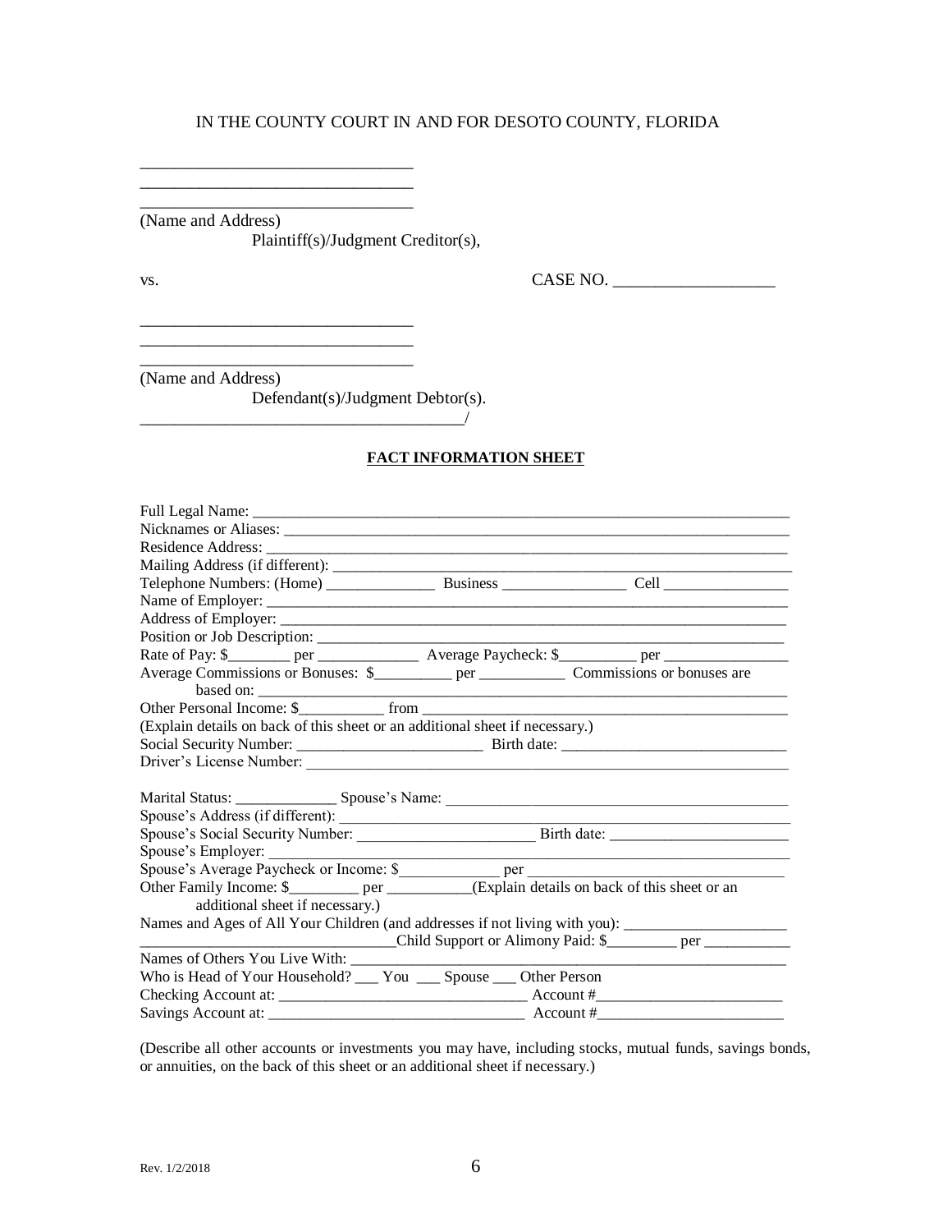IN THE COUNTY COURT IN AND FOR DESOTO COUNTY, FLORIDA

________________________________
________________________________
________________________________
(Name and Address)
Plaintiff(s)/Judgment Creditor(s),

vs. CASE NO. ___________________

________________________________
________________________________
________________________________
(Name and Address)
Defendant(s)/Judgment Debtor(s).
_______________________________________/

**FACT INFORMATION SHEET**

Full Legal Name: ______________________________________________________________________
Nicknames or Aliases: __________________________________________________________________
Residence Address: ____________________________________________________________________
Mailing Address (if different): ____________________________________________________________
Telephone Numbers: (Home) ______________ Business ________________ Cell ________________
Name of Employer: _____________________________________________________________________
Address of Employer: ___________________________________________________________________
Position or Job Description: ______________________________________________________________
Rate of Pay: $________ per _____________ Average Paycheck: $__________ per ________________
Average Commissions or Bonuses: $__________ per ___________ Commissions or bonuses are based on: ____________________________________________________________________________
Other Personal Income: $___________ from ______________________________________________
(Explain details on back of this sheet or an additional sheet if necessary.)
Social Security Number: ________________________ Birth date: _____________________________
Driver's License Number: _______________________________________________________________

Marital Status: _____________ Spouse's Name: ____________________________________________
Spouse's Address (if different): ____________________________________________________________
Spouse's Social Security Number: _______________________ Birth date: _______________________
Spouse's Employer: _____________________________________________________________________
Spouse's Average Paycheck or Income: $_____________ per _________________________________
Other Family Income: $_________ per ___________(Explain details on back of this sheet or an additional sheet if necessary.)
Names and Ages of All Your Children (and addresses if not living with you): _____________________
________________________________Child Support or Alimony Paid: $_________ per ___________
Names of Others You Live With: _________________________________________________________
Who is Head of Your Household? ___ You ___ Spouse ___ Other Person
Checking Account at: ________________________________ Account #________________________
Savings Account at: _________________________________ Account #________________________

(Describe all other accounts or investments you may have, including stocks, mutual funds, savings bonds, or annuities, on the back of this sheet or an additional sheet if necessary.)

Rev. 1/2/2018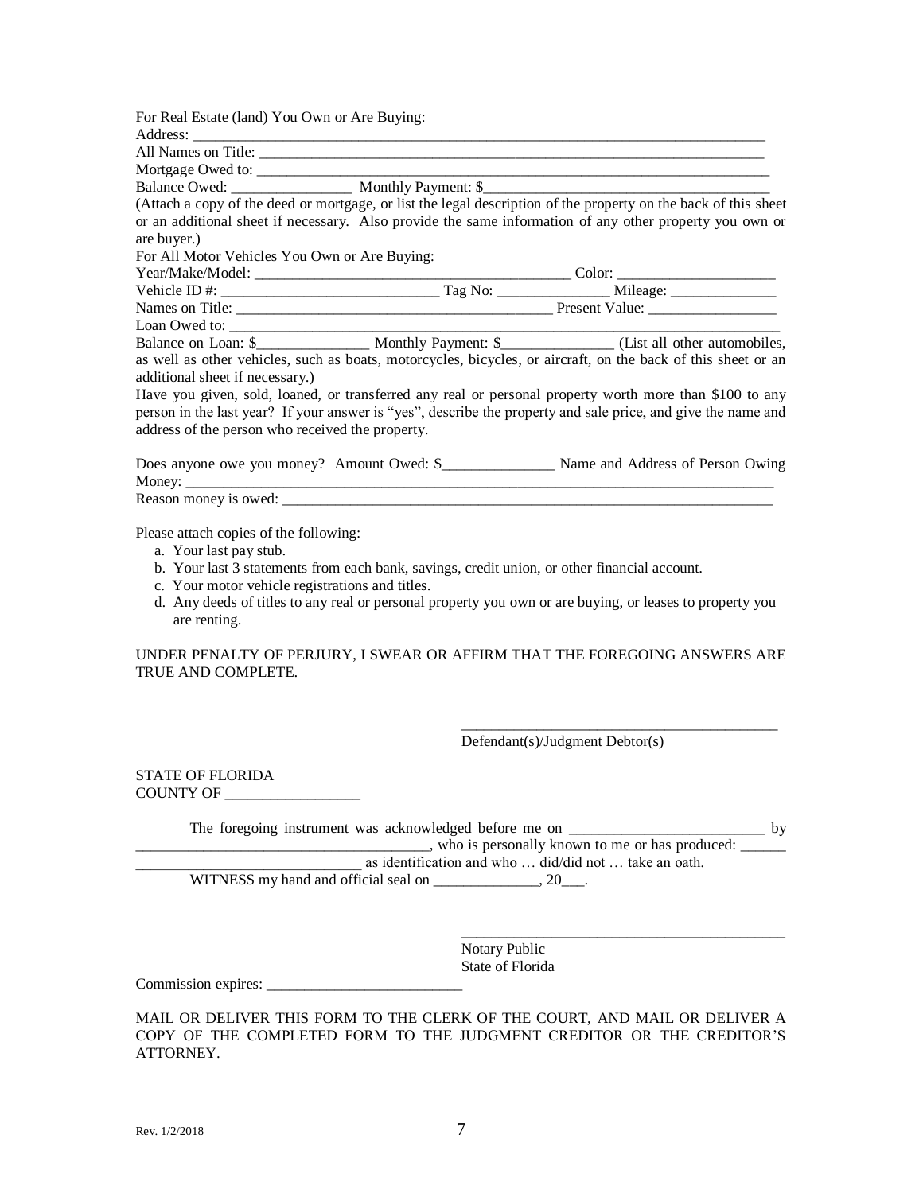For Real Estate (land) You Own or Are Buying:
Address: ___________________________________________________________________________
All Names on Title: ___________________________________________________________________
Mortgage Owed to: ____________________________________________________________________
Balance Owed: ________________ Monthly Payment: $_______________________________________
(Attach a copy of the deed or mortgage, or list the legal description of the property on the back of this sheet or an additional sheet if necessary. Also provide the same information of any other property you own or are buyer.)
For All Motor Vehicles You Own or Are Buying:
Year/Make/Model: __________________________________________ Color: _____________________
Vehicle ID #: _____________________________ Tag No: _______________ Mileage: ______________
Names on Title: ____________________________________________ Present Value: _________________
Loan Owed to: _______________________________________________________________________
Balance on Loan: $_______________ Monthly Payment: $_______________ (List all other automobiles, as well as other vehicles, such as boats, motorcycles, bicycles, or aircraft, on the back of this sheet or an additional sheet if necessary.)
Have you given, sold, loaned, or transferred any real or personal property worth more than $100 to any person in the last year? If your answer is "yes", describe the property and sale price, and give the name and address of the person who received the property.

Does anyone owe you money? Amount Owed: $_______________ Name and Address of Person Owing Money: ____________________________________________________________________________
Reason money is owed: __________________________________________________________________

Please attach copies of the following:

a. Your last pay stub.
b. Your last 3 statements from each bank, savings, credit union, or other financial account.
c. Your motor vehicle registrations and titles.
d. Any deeds of titles to any real or personal property you own or are buying, or leases to property you are renting.

UNDER PENALTY OF PERJURY, I SWEAR OR AFFIRM THAT THE FOREGOING ANSWERS ARE TRUE AND COMPLETE.

____________________________________________
Defendant(s)/Judgment Debtor(s)

STATE OF FLORIDA
COUNTY OF __________________

The foregoing instrument was acknowledged before me on __________________________ by ______________________________________, who is personally known to me or has produced: ______ _______________________________ as identification and who … did/did not … take an oath.
WITNESS my hand and official seal on ______________, 20___.

_____________________________________________
Notary Public
State of Florida

Commission expires: __________________________

MAIL OR DELIVER THIS FORM TO THE CLERK OF THE COURT, AND MAIL OR DELIVER A COPY OF THE COMPLETED FORM TO THE JUDGMENT CREDITOR OR THE CREDITOR'S ATTORNEY.

Rev. 1/2/2018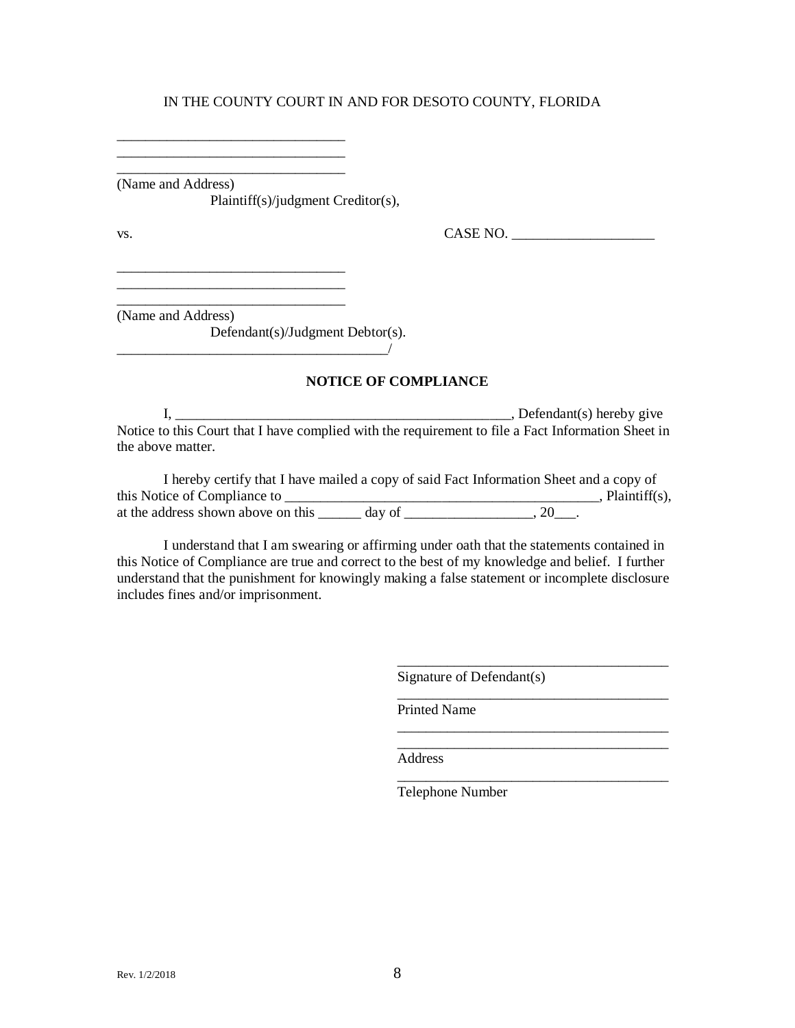IN THE COUNTY COURT IN AND FOR DESOTO COUNTY, FLORIDA

________________________________
________________________________
________________________________
(Name and Address)
Plaintiff(s)/judgment Creditor(s),

vs. CASE NO. ____________________

________________________________
________________________________
________________________________
(Name and Address)
Defendant(s)/Judgment Debtor(s).
______________________________________/

**NOTICE OF COMPLIANCE**

I, ________________________________________________, Defendant(s) hereby give Notice to this Court that I have complied with the requirement to file a Fact Information Sheet in the above matter.

I hereby certify that I have mailed a copy of said Fact Information Sheet and a copy of this Notice of Compliance to ____________________________________________, Plaintiff(s), at the address shown above on this ______ day of __________________, 20___.

I understand that I am swearing or affirming under oath that the statements contained in this Notice of Compliance are true and correct to the best of my knowledge and belief. I further understand that the punishment for knowingly making a false statement or incomplete disclosure includes fines and/or imprisonment.

______________________________________
Signature of Defendant(s)

______________________________________
Printed Name

______________________________________
______________________________________
Address

______________________________________
Telephone Number

Rev. 1/2/2018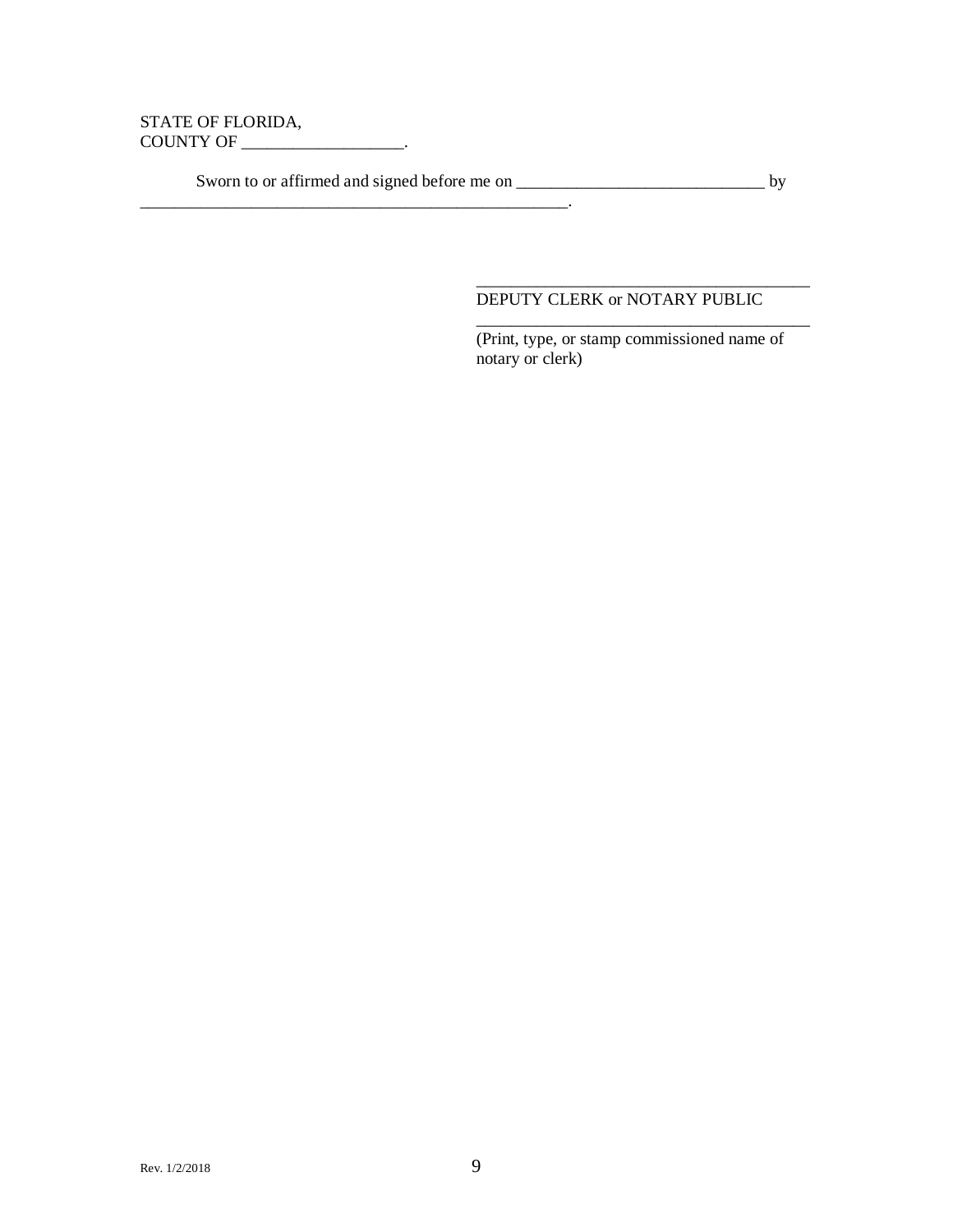STATE OF FLORIDA,
COUNTY OF ___________________.

Sworn to or affirmed and signed before me on _____________________________ by _____________________________________________________.

_______________________________________
DEPUTY CLERK or NOTARY PUBLIC

_______________________________________
(Print, type, or stamp commissioned name of notary or clerk)

Rev. 1/2/2018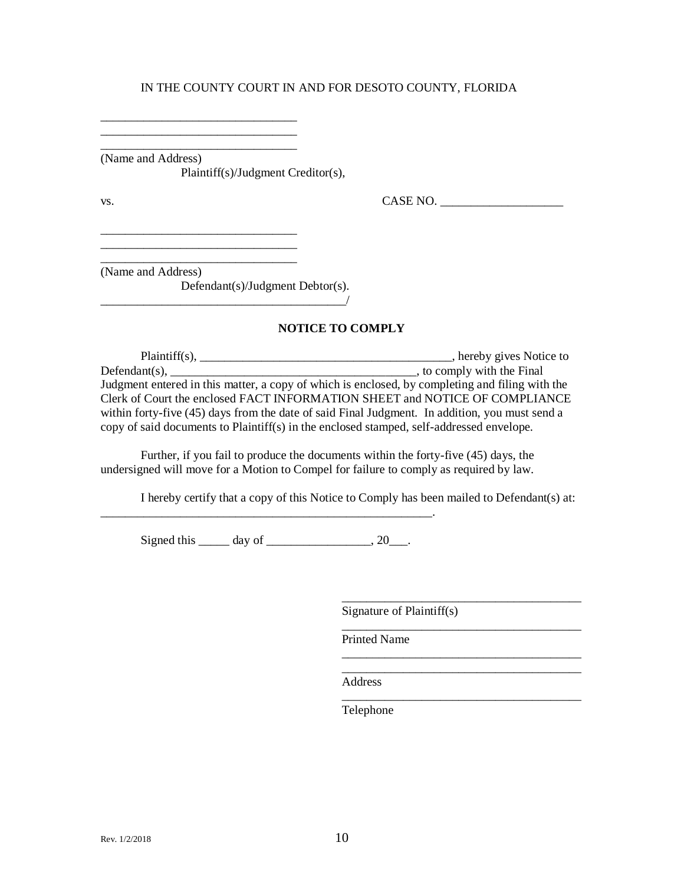IN THE COUNTY COURT IN AND FOR DESOTO COUNTY, FLORIDA

\_\_\_\_\_\_\_\_\_\_\_\_\_\_\_\_\_\_\_\_\_\_\_\_\_\_\_\_\_\_\_\_
\_\_\_\_\_\_\_\_\_\_\_\_\_\_\_\_\_\_\_\_\_\_\_\_\_\_\_\_\_\_\_\_
\_\_\_\_\_\_\_\_\_\_\_\_\_\_\_\_\_\_\_\_\_\_\_\_\_\_\_\_\_\_\_\_
(Name and Address)
Plaintiff(s)/Judgment Creditor(s),

vs. CASE NO. \_\_\_\_\_\_\_\_\_\_\_\_\_\_\_\_\_\_\_\_

\_\_\_\_\_\_\_\_\_\_\_\_\_\_\_\_\_\_\_\_\_\_\_\_\_\_\_\_\_\_\_\_
\_\_\_\_\_\_\_\_\_\_\_\_\_\_\_\_\_\_\_\_\_\_\_\_\_\_\_\_\_\_\_\_
\_\_\_\_\_\_\_\_\_\_\_\_\_\_\_\_\_\_\_\_\_\_\_\_\_\_\_\_\_\_\_\_
(Name and Address)
Defendant(s)/Judgment Debtor(s).
\_\_\_\_\_\_\_\_\_\_\_\_\_\_\_\_\_\_\_\_\_\_\_\_\_\_\_\_\_\_\_\_\_\_\_\_\_\_\_\_/

**NOTICE TO COMPLY**

Plaintiff(s), \_\_\_\_\_\_\_\_\_\_\_\_\_\_\_\_\_\_\_\_\_\_\_\_\_\_\_\_\_\_\_\_\_\_\_\_\_\_\_\_, hereby gives Notice to Defendant(s), \_\_\_\_\_\_\_\_\_\_\_\_\_\_\_\_\_\_\_\_\_\_\_\_\_\_\_\_\_\_\_\_\_\_\_\_\_\_\_, to comply with the Final Judgment entered in this matter, a copy of which is enclosed, by completing and filing with the Clerk of Court the enclosed FACT INFORMATION SHEET and NOTICE OF COMPLIANCE within forty-five (45) days from the date of said Final Judgment. In addition, you must send a copy of said documents to Plaintiff(s) in the enclosed stamped, self-addressed envelope.

Further, if you fail to produce the documents within the forty-five (45) days, the undersigned will move for a Motion to Compel for failure to comply as required by law.

I hereby certify that a copy of this Notice to Comply has been mailed to Defendant(s) at: \_\_\_\_\_\_\_\_\_\_\_\_\_\_\_\_\_\_\_\_\_\_\_\_\_\_\_\_\_\_\_\_\_\_\_\_\_\_\_\_\_\_\_\_\_\_\_\_\_\_\_\_\_\_\_.

Signed this \_\_\_\_\_ day of \_\_\_\_\_\_\_\_\_\_\_\_\_\_\_\_\_, 20\_\_\_.

\_\_\_\_\_\_\_\_\_\_\_\_\_\_\_\_\_\_\_\_\_\_\_\_\_\_\_\_\_\_\_\_\_\_\_\_\_\_\_
Signature of Plaintiff(s)

\_\_\_\_\_\_\_\_\_\_\_\_\_\_\_\_\_\_\_\_\_\_\_\_\_\_\_\_\_\_\_\_\_\_\_\_\_\_\_
Printed Name

\_\_\_\_\_\_\_\_\_\_\_\_\_\_\_\_\_\_\_\_\_\_\_\_\_\_\_\_\_\_\_\_\_\_\_\_\_\_\_
\_\_\_\_\_\_\_\_\_\_\_\_\_\_\_\_\_\_\_\_\_\_\_\_\_\_\_\_\_\_\_\_\_\_\_\_\_\_\_
Address

\_\_\_\_\_\_\_\_\_\_\_\_\_\_\_\_\_\_\_\_\_\_\_\_\_\_\_\_\_\_\_\_\_\_\_\_\_\_\_
Telephone

Rev. 1/2/2018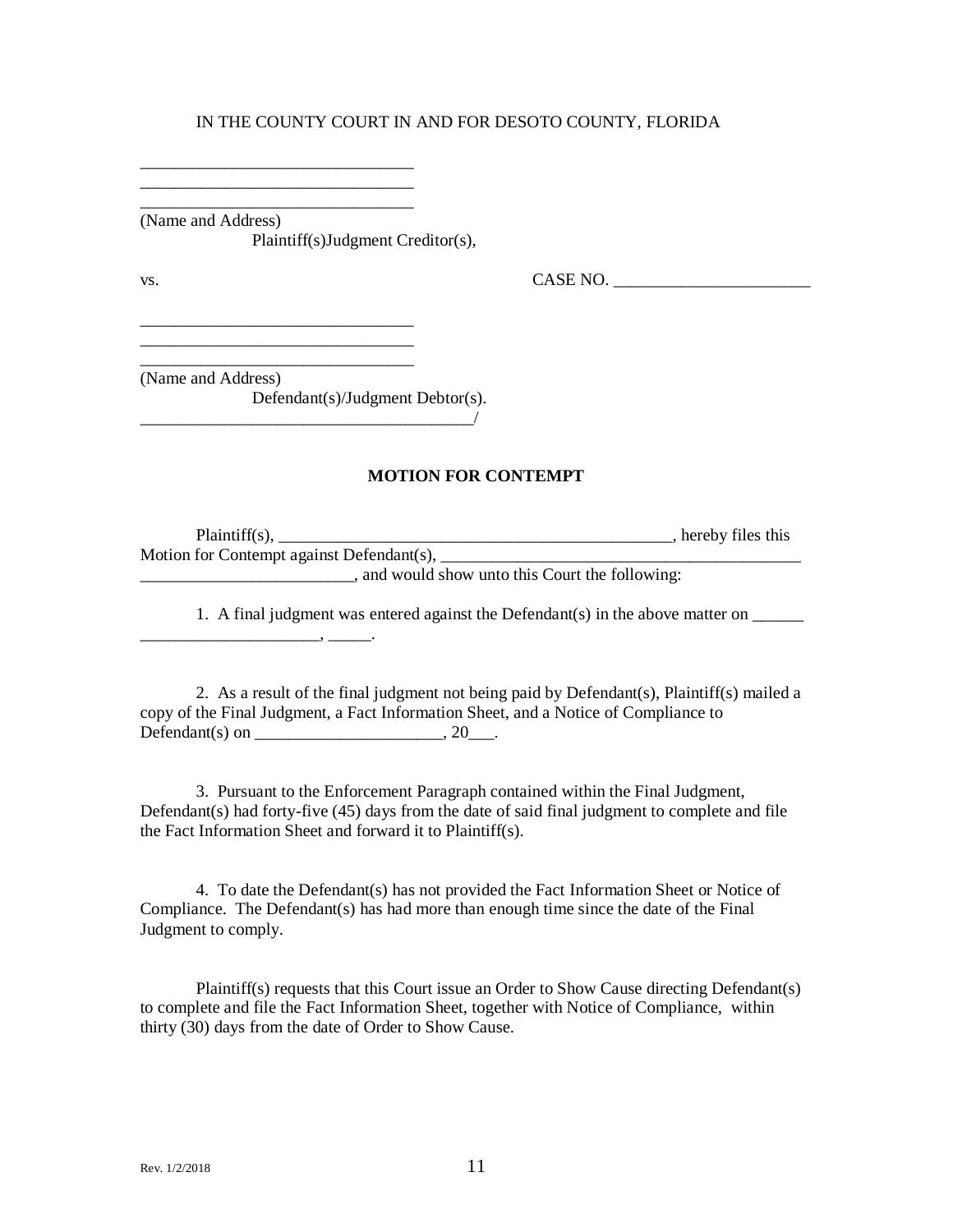IN THE COUNTY COURT IN AND FOR DESOTO COUNTY, FLORIDA

________________________________
________________________________
________________________________
(Name and Address)
Plaintiff(s)Judgment Creditor(s),

vs. CASE NO. _______________________

________________________________
________________________________
________________________________
(Name and Address)
Defendant(s)/Judgment Debtor(s).
_______________________________________/

**MOTION FOR CONTEMPT**

Plaintiff(s), ______________________________________________, hereby files this Motion for Contempt against Defendant(s), __________________________________________ _________________________, and would show unto this Court the following:

1. A final judgment was entered against the Defendant(s) in the above matter on ______ _____________________, _____.

2. As a result of the final judgment not being paid by Defendant(s), Plaintiff(s) mailed a copy of the Final Judgment, a Fact Information Sheet, and a Notice of Compliance to Defendant(s) on ______________________, 20___.

3. Pursuant to the Enforcement Paragraph contained within the Final Judgment, Defendant(s) had forty-five (45) days from the date of said final judgment to complete and file the Fact Information Sheet and forward it to Plaintiff(s).

4. To date the Defendant(s) has not provided the Fact Information Sheet or Notice of Compliance. The Defendant(s) has had more than enough time since the date of the Final Judgment to comply.

Plaintiff(s) requests that this Court issue an Order to Show Cause directing Defendant(s) to complete and file the Fact Information Sheet, together with Notice of Compliance, within thirty (30) days from the date of Order to Show Cause.

Rev. 1/2/2018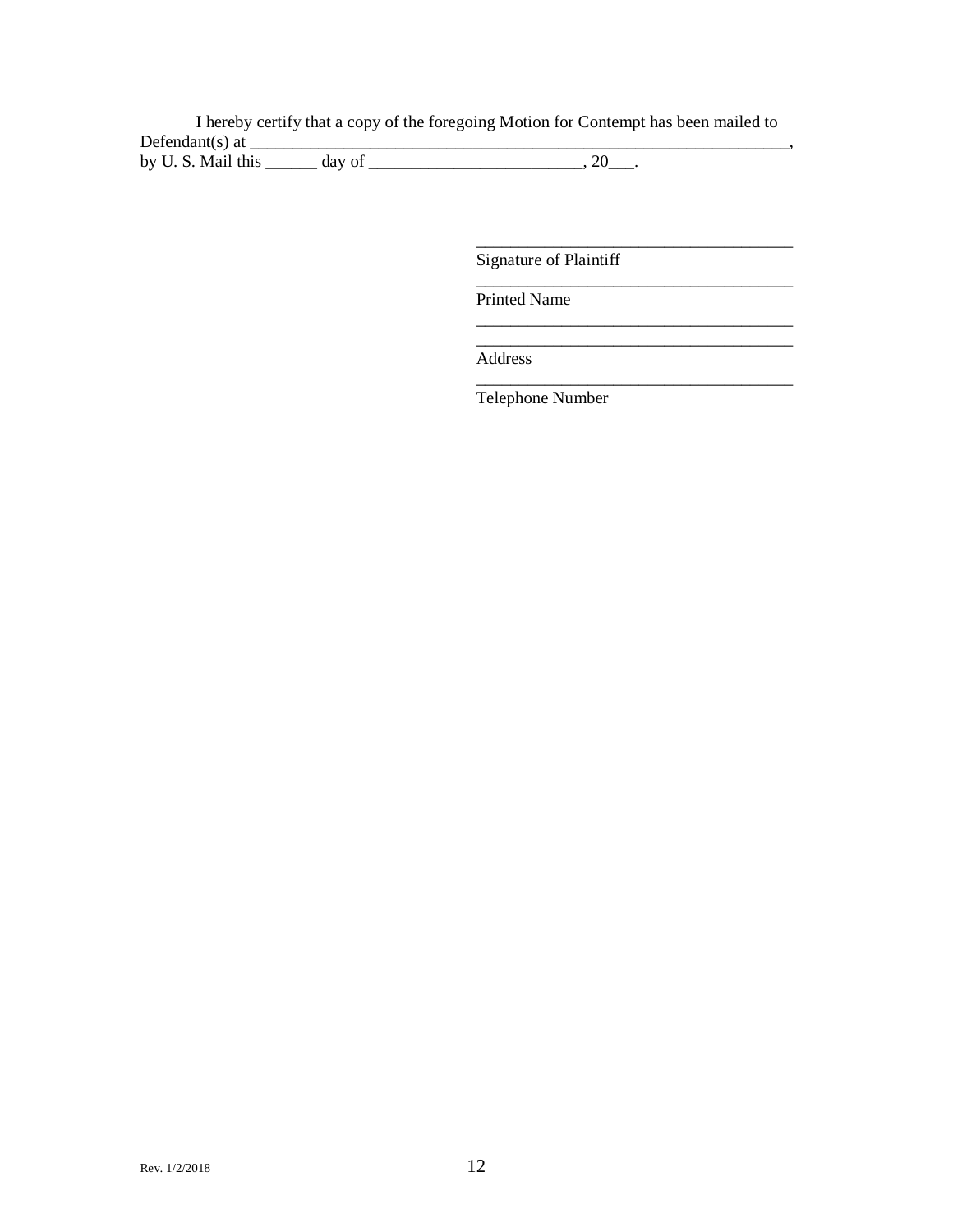I hereby certify that a copy of the foregoing Motion for Contempt has been mailed to Defendant(s) at ________________________________________________________________, by U. S. Mail this ______ day of _________________________, 20___.

_____________________________________
Signature of Plaintiff

_____________________________________
Printed Name

_____________________________________
_____________________________________
Address

_____________________________________
Telephone Number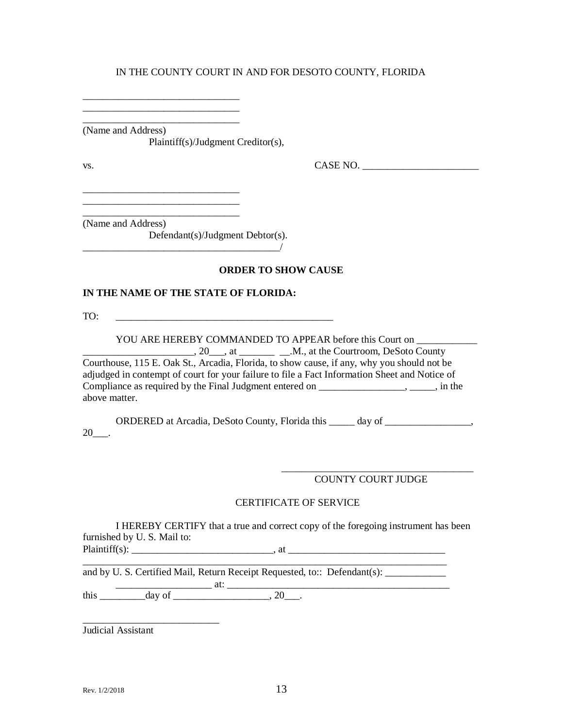IN THE COUNTY COURT IN AND FOR DESOTO COUNTY, FLORIDA

______________________________
______________________________
______________________________
(Name and Address)
Plaintiff(s)/Judgment Creditor(s),

vs. CASE NO. ______________________

______________________________
______________________________
______________________________
(Name and Address)
Defendant(s)/Judgment Debtor(s).
_____________________________________/

**ORDER TO SHOW CAUSE**

**IN THE NAME OF THE STATE OF FLORIDA:**

TO: ___________________________________________

YOU ARE HEREBY COMMANDED TO APPEAR before this Court on ____________ ______________________, 20___, at _______ __.M., at the Courtroom, DeSoto County Courthouse, 115 E. Oak St., Arcadia, Florida, to show cause, if any, why you should not be adjudged in contempt of court for your failure to file a Fact Information Sheet and Notice of Compliance as required by the Final Judgment entered on _________________, _____, in the above matter.

ORDERED at Arcadia, DeSoto County, Florida this _____ day of _________________, 20___.

_____________________________________
COUNTY COURT JUDGE

CERTIFICATE OF SERVICE

I HEREBY CERTIFY that a true and correct copy of the foregoing instrument has been furnished by U. S. Mail to:
Plaintiff(s): ____________________________, at _______________________________
___________________________________________________________________________
and by U. S. Certified Mail, Return Receipt Requested, to:: Defendant(s): ____________
___________________ at: ______________________________________________
this _________day of ___________________, 20___.

___________________________
Judicial Assistant

Rev. 1/2/2018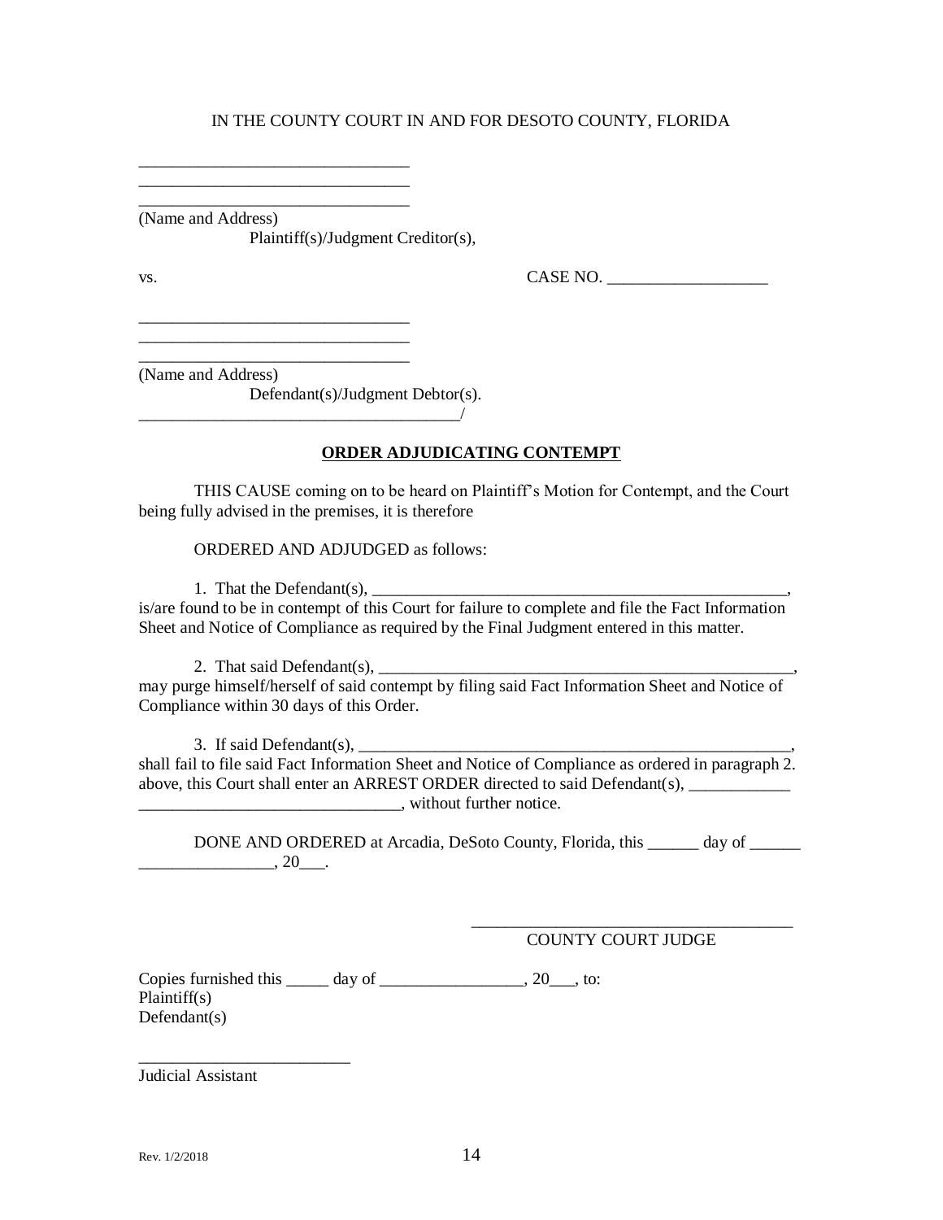IN THE COUNTY COURT IN AND FOR DESOTO COUNTY, FLORIDA

________________________________
________________________________
________________________________
(Name and Address)
Plaintiff(s)/Judgment Creditor(s),

vs. CASE NO. ___________________

________________________________
________________________________
________________________________
(Name and Address)
Defendant(s)/Judgment Debtor(s).
_______________________________________/

**ORDER ADJUDICATING CONTEMPT**

THIS CAUSE coming on to be heard on Plaintiff's Motion for Contempt, and the Court being fully advised in the premises, it is therefore

ORDERED AND ADJUDGED as follows:

1. That the Defendant(s), ___________________________________________________, is/are found to be in contempt of this Court for failure to complete and file the Fact Information Sheet and Notice of Compliance as required by the Final Judgment entered in this matter.

2. That said Defendant(s), ____________________________________________________, may purge himself/herself of said contempt by filing said Fact Information Sheet and Notice of Compliance within 30 days of this Order.

3. If said Defendant(s), ______________________________________________________, shall fail to file said Fact Information Sheet and Notice of Compliance as ordered in paragraph 2. above, this Court shall enter an ARREST ORDER directed to said Defendant(s), ____________ _______________________________, without further notice.

DONE AND ORDERED at Arcadia, DeSoto County, Florida, this ______ day of ______ ________________, 20___.

_____________________________________
COUNTY COURT JUDGE

Copies furnished this _____ day of _________________, 20___, to:
Plaintiff(s)
Defendant(s)

__________________________
Judicial Assistant

Rev. 1/2/2018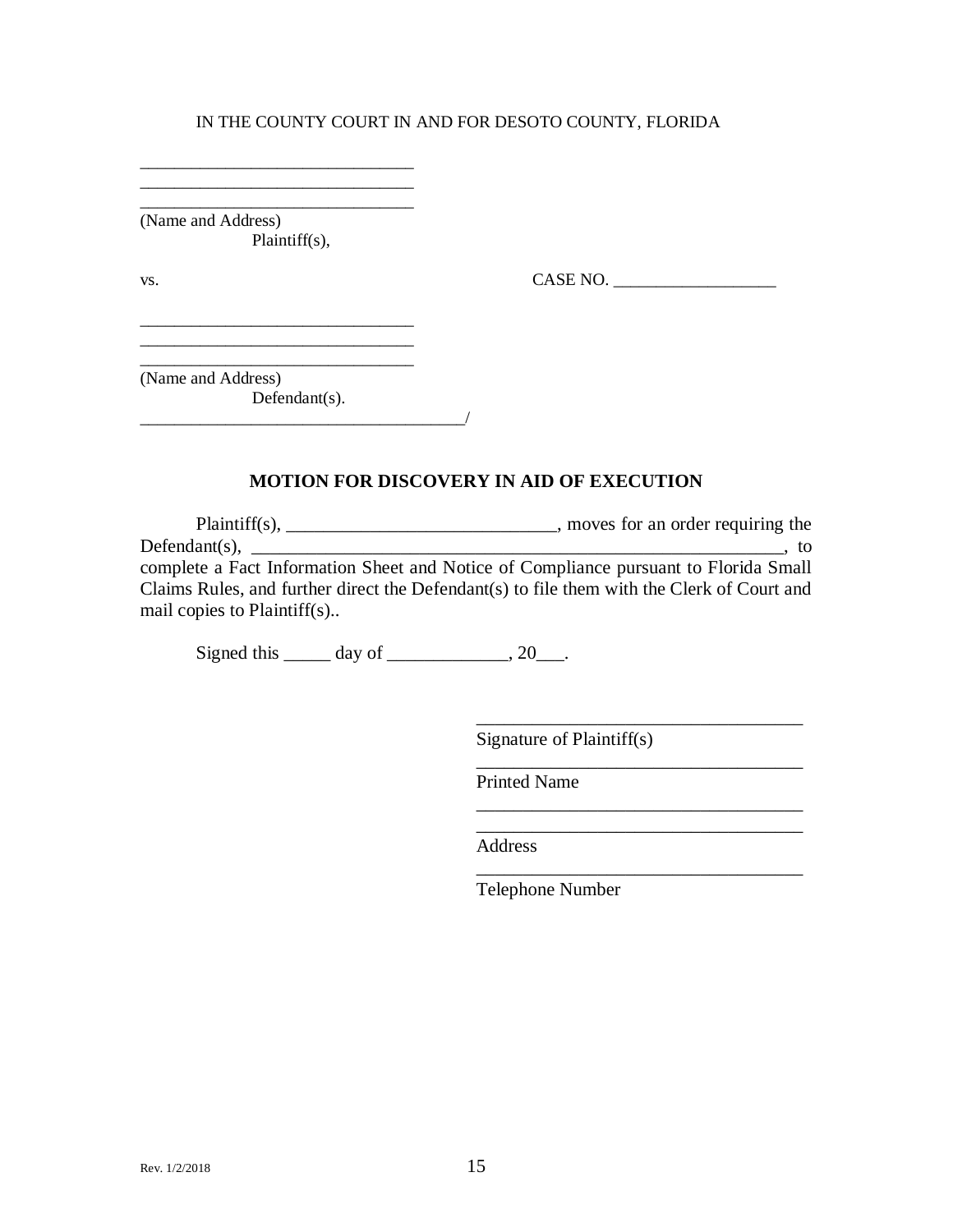IN THE COUNTY COURT IN AND FOR DESOTO COUNTY, FLORIDA

_______________________________
_______________________________
_______________________________
(Name and Address)
Plaintiff(s),

vs. CASE NO. ___________________

_______________________________
_______________________________
_______________________________
(Name and Address)
Defendant(s).
_____________________________________/

**MOTION FOR DISCOVERY IN AID OF EXECUTION**

Plaintiff(s), _____________________________, moves for an order requiring the Defendant(s), ___________________________________________________________, to complete a Fact Information Sheet and Notice of Compliance pursuant to Florida Small Claims Rules, and further direct the Defendant(s) to file them with the Clerk of Court and mail copies to Plaintiff(s)..

Signed this _____ day of _____________, 20___.

___________________________________
Signature of Plaintiff(s)

___________________________________
Printed Name

___________________________________
___________________________________
Address

___________________________________
Telephone Number

Rev. 1/2/2018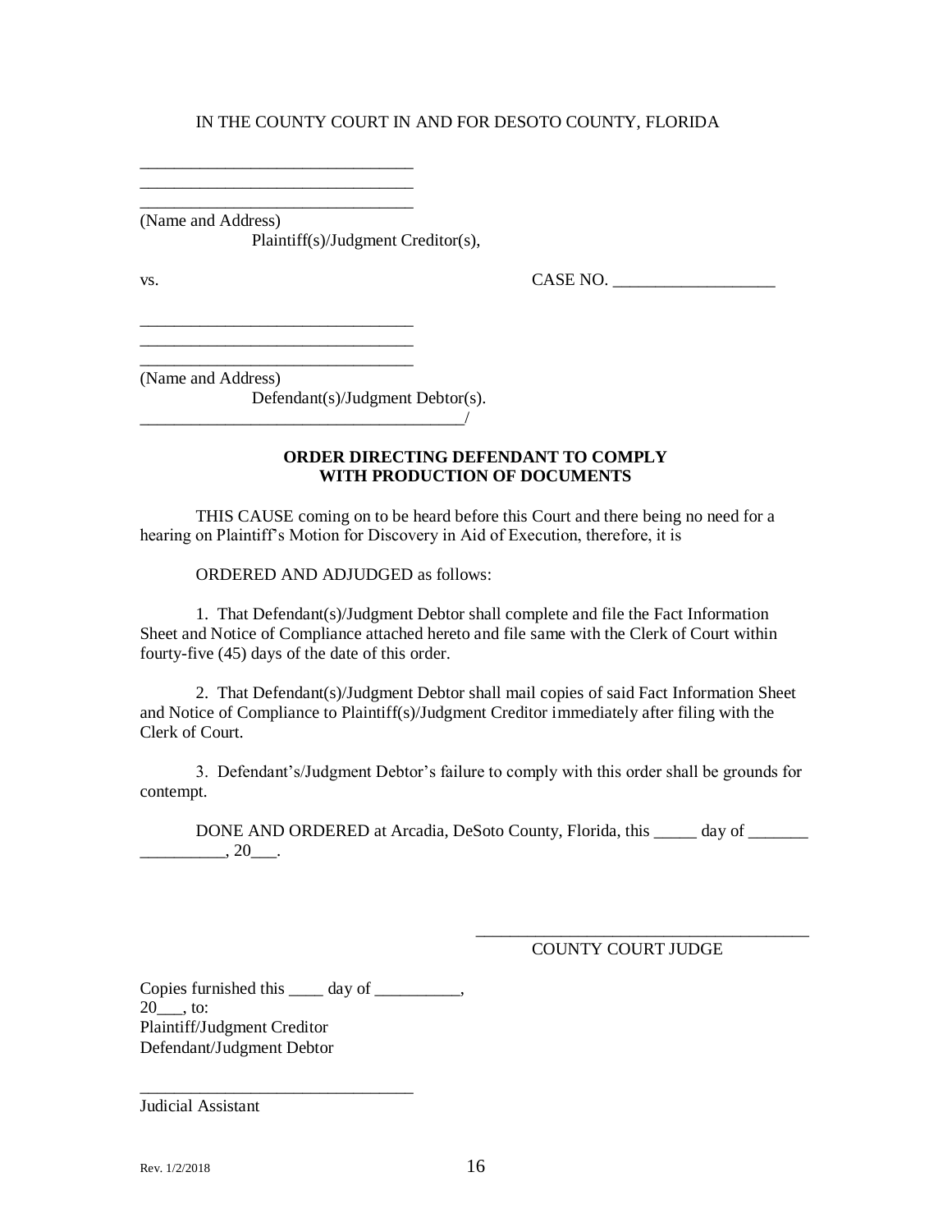IN THE COUNTY COURT IN AND FOR DESOTO COUNTY, FLORIDA

________________________________
________________________________
________________________________
(Name and Address)
Plaintiff(s)/Judgment Creditor(s),

vs. CASE NO. ___________________

________________________________
________________________________
________________________________
(Name and Address)
Defendant(s)/Judgment Debtor(s).
_______________________________________/

**ORDER DIRECTING DEFENDANT TO COMPLY WITH PRODUCTION OF DOCUMENTS**

THIS CAUSE coming on to be heard before this Court and there being no need for a hearing on Plaintiff's Motion for Discovery in Aid of Execution, therefore, it is

ORDERED AND ADJUDGED as follows:

1. That Defendant(s)/Judgment Debtor shall complete and file the Fact Information Sheet and Notice of Compliance attached hereto and file same with the Clerk of Court within fourty-five (45) days of the date of this order.

2. That Defendant(s)/Judgment Debtor shall mail copies of said Fact Information Sheet and Notice of Compliance to Plaintiff(s)/Judgment Creditor immediately after filing with the Clerk of Court.

3. Defendant's/Judgment Debtor's failure to comply with this order shall be grounds for contempt.

DONE AND ORDERED at Arcadia, DeSoto County, Florida, this _____ day of _______ __________, 20___.

_______________________________________
COUNTY COURT JUDGE

Copies furnished this ____ day of __________, 20___, to:
Plaintiff/Judgment Creditor
Defendant/Judgment Debtor

________________________________
Judicial Assistant

Rev. 1/2/2018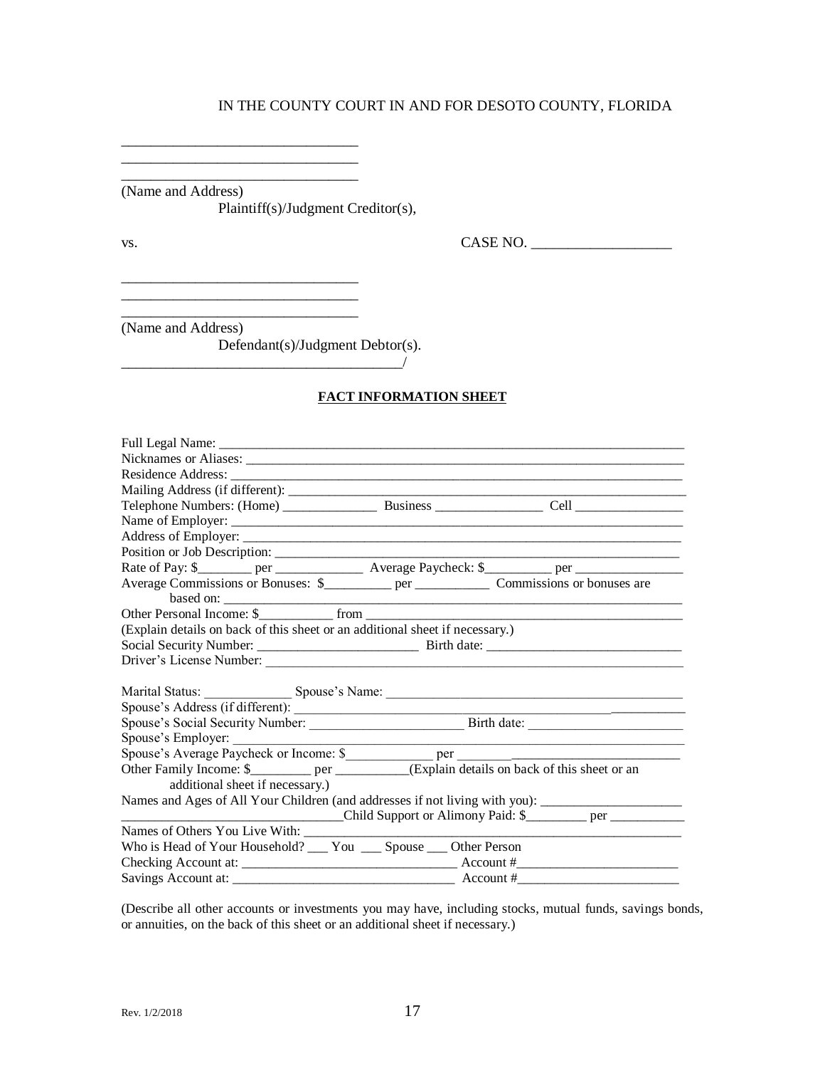IN THE COUNTY COURT IN AND FOR DESOTO COUNTY, FLORIDA

________________________________
________________________________
________________________________
(Name and Address)
Plaintiff(s)/Judgment Creditor(s),

vs. CASE NO. ___________________

________________________________
________________________________
________________________________
(Name and Address)
Defendant(s)/Judgment Debtor(s).
______________________________________/

**FACT INFORMATION SHEET**

Full Legal Name: ____________________________________________________________________
Nicknames or Aliases: ________________________________________________________________
Residence Address: __________________________________________________________________
Mailing Address (if different): __________________________________________________________
Telephone Numbers: (Home) ______________ Business ________________ Cell ________________
Name of Employer: ___________________________________________________________________
Address of Employer: _________________________________________________________________
Position or Job Description: ____________________________________________________________
Rate of Pay: $________ per _____________ Average Paycheck: $__________ per ________________
Average Commissions or Bonuses: $__________ per ___________ Commissions or bonuses are based on: _____________________________________________________________________
Other Personal Income: $___________ from ____________________________________________
(Explain details on back of this sheet or an additional sheet if necessary.)
Social Security Number: ________________________ Birth date: ____________________________
Driver's License Number: ______________________________________________________________

Marital Status: _____________ Spouse's Name: ____________________________________________
Spouse's Address (if different): __________________________________________________________
Spouse's Social Security Number: _______________________ Birth date: _______________________
Spouse's Employer: ____________________________________________________________________
Spouse's Average Paycheck or Income: $_____________ per __________________________________
Other Family Income: $_________ per ___________(Explain details on back of this sheet or an additional sheet if necessary.)
Names and Ages of All Your Children (and addresses if not living with you): _____________________
_________________________________Child Support or Alimony Paid: $_________ per ___________
Names of Others You Live With: ________________________________________________________
Who is Head of Your Household? ___ You ___ Spouse ___ Other Person
Checking Account at: ________________________________ Account #________________________
Savings Account at: _________________________________ Account #________________________

(Describe all other accounts or investments you may have, including stocks, mutual funds, savings bonds, or annuities, on the back of this sheet or an additional sheet if necessary.)

Rev. 1/2/2018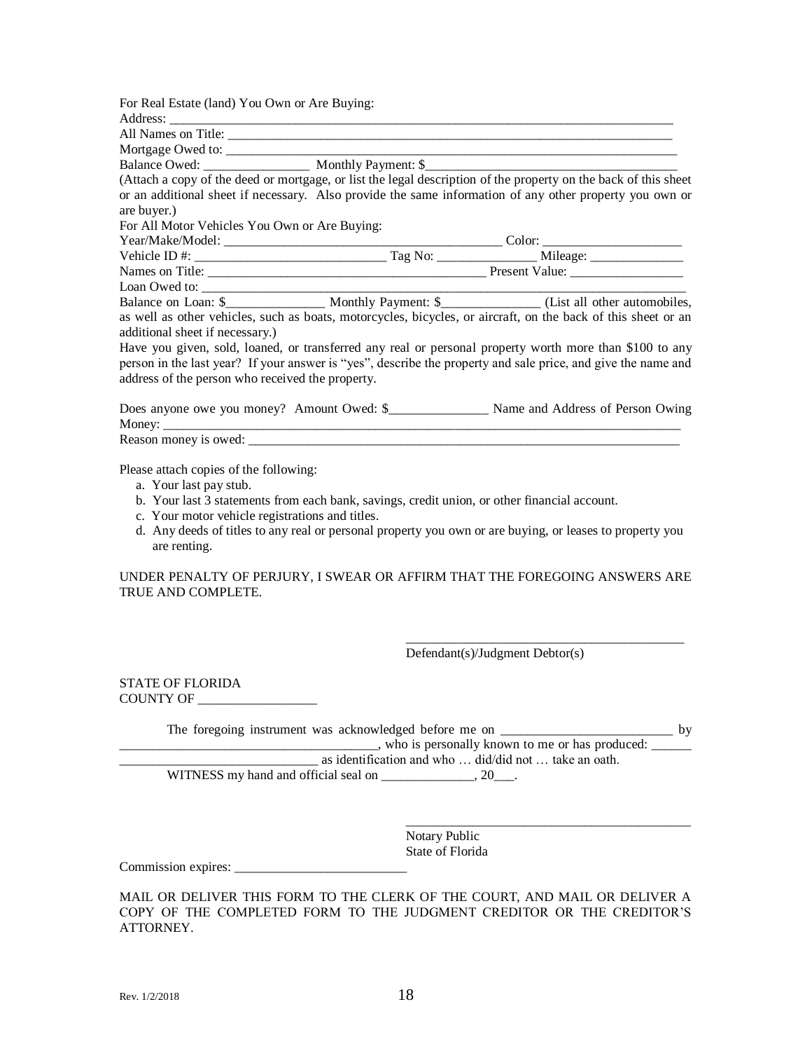For Real Estate (land) You Own or Are Buying:

Address: ___________________________________________________________________________

All Names on Title: _____________________________________________________________________

Mortgage Owed to: ______________________________________________________________________

Balance Owed: ________________ Monthly Payment: $_____________________________________

(Attach a copy of the deed or mortgage, or list the legal description of the property on the back of this sheet or an additional sheet if necessary. Also provide the same information of any other property you own or are buyer.)

For All Motor Vehicles You Own or Are Buying:

Year/Make/Model: ____________________________________________ Color: _____________________

Vehicle ID #: ______________________________ Tag No: _______________ Mileage: ______________

Names on Title: _____________________________________________ Present Value: _________________

Loan Owed to: ______________________________________________________________________________

Balance on Loan: $_______________ Monthly Payment: $_______________ (List all other automobiles, as well as other vehicles, such as boats, motorcycles, bicycles, or aircraft, on the back of this sheet or an additional sheet if necessary.)

Have you given, sold, loaned, or transferred any real or personal property worth more than $100 to any person in the last year? If your answer is "yes", describe the property and sale price, and give the name and address of the person who received the property.

Does anyone owe you money? Amount Owed: $_______________ Name and Address of Person Owing Money: ______________________________________________________________________________

Reason money is owed: ____________________________________________________________________

Please attach copies of the following:

a. Your last pay stub.
b. Your last 3 statements from each bank, savings, credit union, or other financial account.
c. Your motor vehicle registrations and titles.
d. Any deeds of titles to any real or personal property you own or are buying, or leases to property you are renting.

UNDER PENALTY OF PERJURY, I SWEAR OR AFFIRM THAT THE FOREGOING ANSWERS ARE TRUE AND COMPLETE.

____________________________________________
Defendant(s)/Judgment Debtor(s)

STATE OF FLORIDA
COUNTY OF __________________

The foregoing instrument was acknowledged before me on __________________________ by ______________________________________, who is personally known to me or has produced: ______ ______________________________ as identification and who … did/did not … take an oath.

WITNESS my hand and official seal on ______________, 20___.

____________________________________________
Notary Public
State of Florida

Commission expires: __________________________

MAIL OR DELIVER THIS FORM TO THE CLERK OF THE COURT, AND MAIL OR DELIVER A COPY OF THE COMPLETED FORM TO THE JUDGMENT CREDITOR OR THE CREDITOR'S ATTORNEY.

Rev. 1/2/2018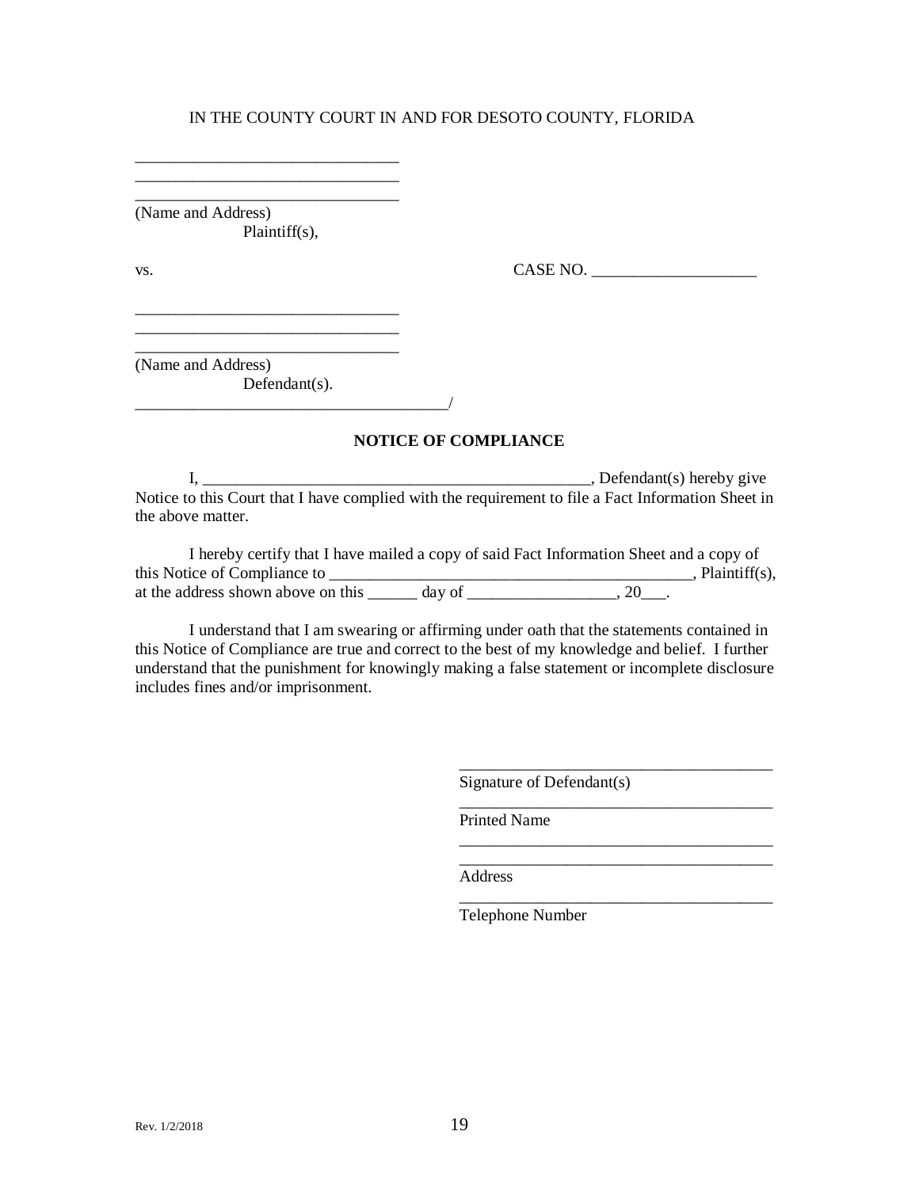IN THE COUNTY COURT IN AND FOR DESOTO COUNTY, FLORIDA

________________________________
________________________________
________________________________
(Name and Address)
Plaintiff(s),

vs. CASE NO. ____________________

________________________________
________________________________
________________________________
(Name and Address)
Defendant(s).
______________________________________/

**NOTICE OF COMPLIANCE**

I, ________________________________________________, Defendant(s) hereby give Notice to this Court that I have complied with the requirement to file a Fact Information Sheet in the above matter.

I hereby certify that I have mailed a copy of said Fact Information Sheet and a copy of this Notice of Compliance to ____________________________________________, Plaintiff(s), at the address shown above on this ______ day of __________________, 20___.

I understand that I am swearing or affirming under oath that the statements contained in this Notice of Compliance are true and correct to the best of my knowledge and belief. I further understand that the punishment for knowingly making a false statement or incomplete disclosure includes fines and/or imprisonment.

______________________________________
Signature of Defendant(s)
______________________________________
Printed Name
______________________________________
______________________________________
Address
______________________________________
Telephone Number

Rev. 1/2/2018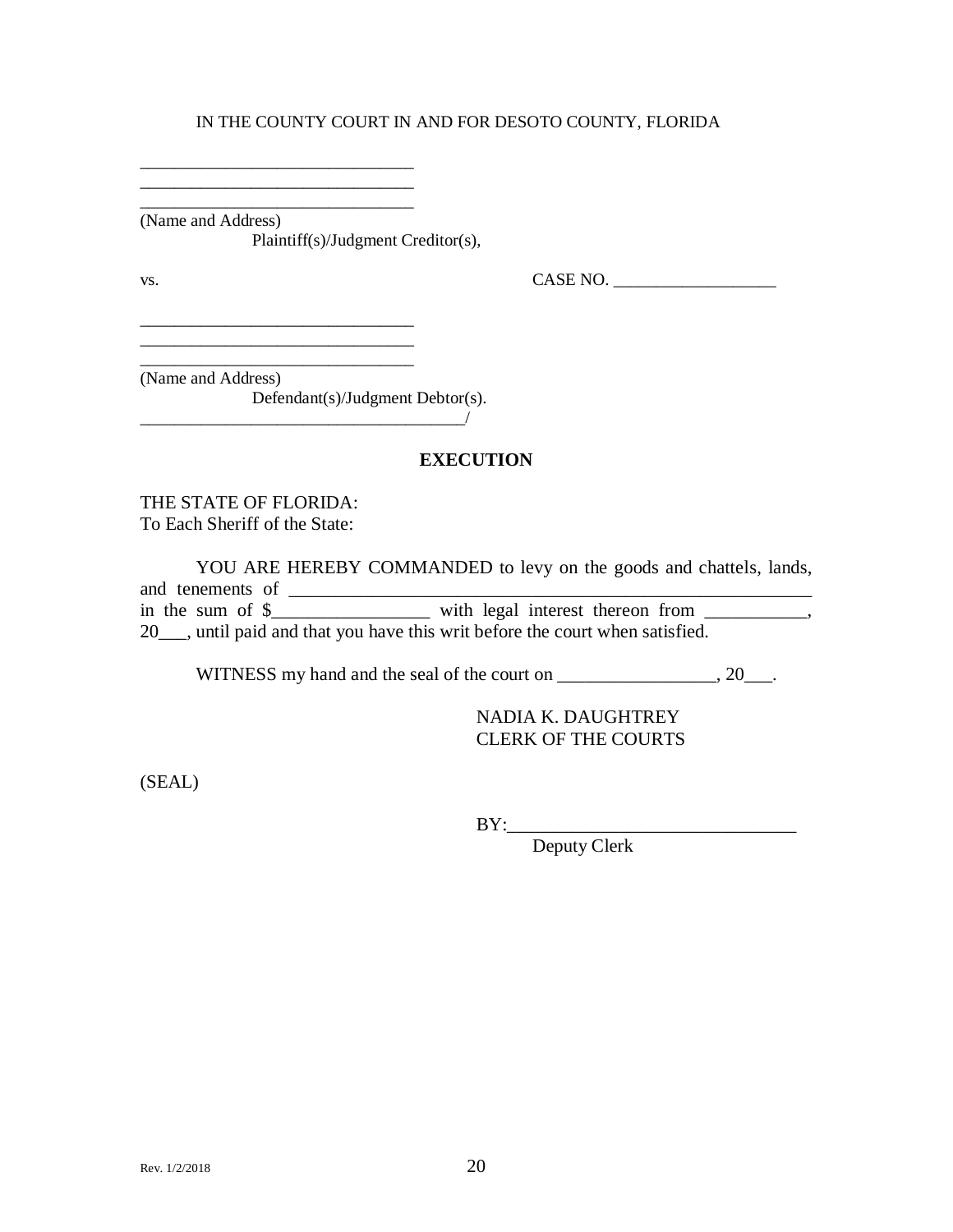IN THE COUNTY COURT IN AND FOR DESOTO COUNTY, FLORIDA

________________________________
________________________________
________________________________
(Name and Address)
Plaintiff(s)/Judgment Creditor(s),

vs. CASE NO. ___________________

________________________________
________________________________
________________________________
(Name and Address)
Defendant(s)/Judgment Debtor(s).
______________________________________/

**EXECUTION**

THE STATE OF FLORIDA:
To Each Sheriff of the State:

YOU ARE HEREBY COMMANDED to levy on the goods and chattels, lands, and tenements of ________________________________________________________ in the sum of $_________________ with legal interest thereon from ___________, 20___, until paid and that you have this writ before the court when satisfied.

WITNESS my hand and the seal of the court on _________________, 20___.

NADIA K. DAUGHTREY
CLERK OF THE COURTS

(SEAL)

BY:_______________________________
Deputy Clerk

Rev. 1/2/2018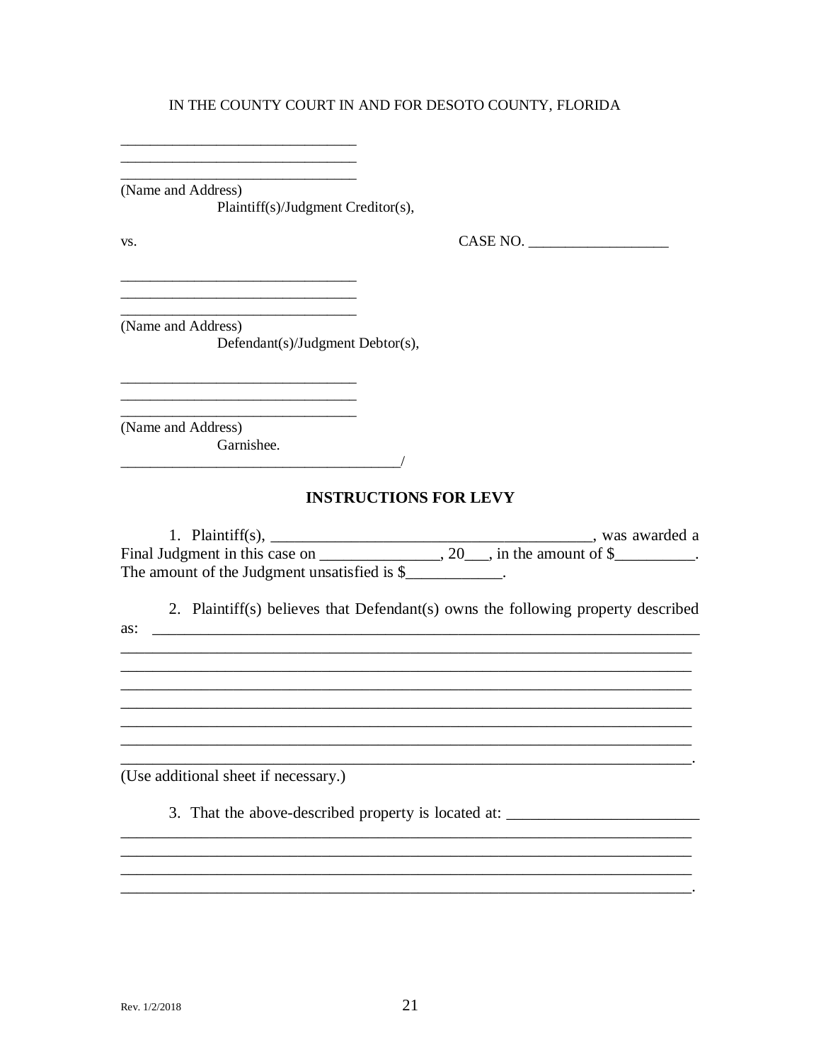IN THE COUNTY COURT IN AND FOR DESOTO COUNTY, FLORIDA

_______________________________
_______________________________
_______________________________
(Name and Address)
Plaintiff(s)/Judgment Creditor(s),

vs. CASE NO. ___________________

_______________________________
_______________________________
_______________________________
(Name and Address)
Defendant(s)/Judgment Debtor(s),

_______________________________
_______________________________
_______________________________
(Name and Address)
Garnishee.
_____________________________________/

**INSTRUCTIONS FOR LEVY**

1. Plaintiff(s), ________________________________________, was awarded a Final Judgment in this case on _______________, 20___, in the amount of $__________. The amount of the Judgment unsatisfied is $____________.

2. Plaintiff(s) believes that Defendant(s) owns the following property described as: _______________________________________________________________________
_________________________________________________________________________
_________________________________________________________________________
_________________________________________________________________________
_________________________________________________________________________
_________________________________________________________________________
_________________________________________________________________________
_________________________________________________________________________.
(Use additional sheet if necessary.)

3. That the above-described property is located at: ________________________
_________________________________________________________________________
_________________________________________________________________________
_________________________________________________________________________
_________________________________________________________________________.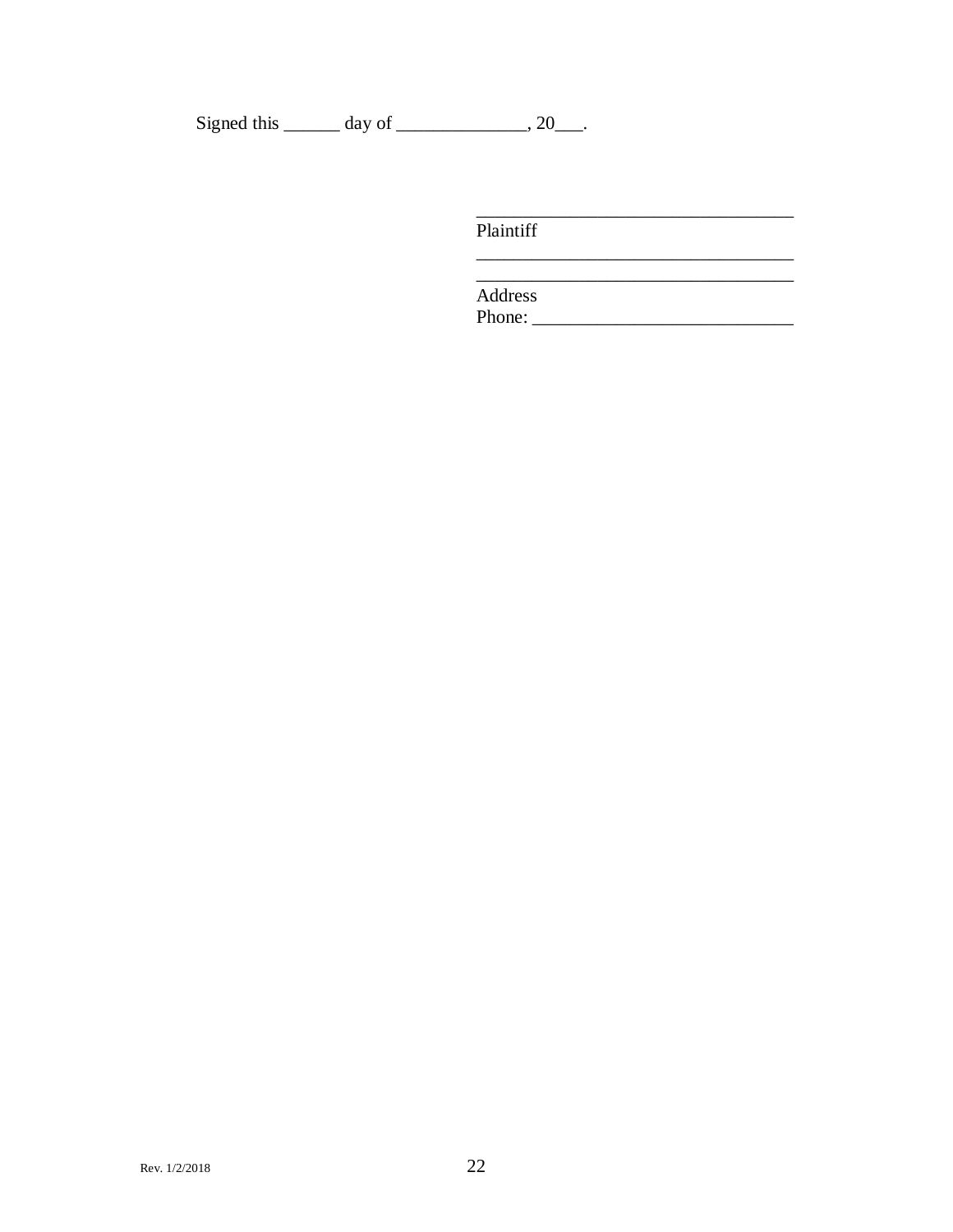Signed this ______ day of ______________, 20___.

___________________________________
Plaintiff
___________________________________
___________________________________
Address
Phone: ____________________________

Rev. 1/2/2018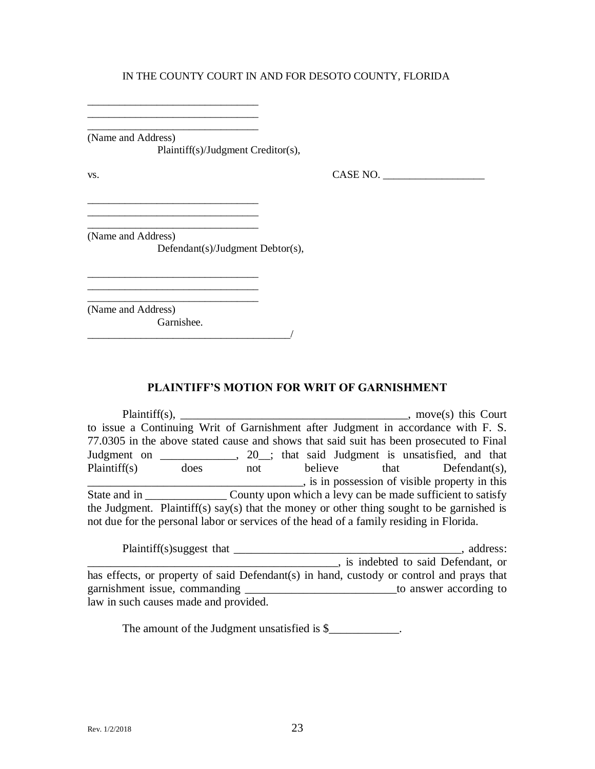IN THE COUNTY COURT IN AND FOR DESOTO COUNTY, FLORIDA

________________________________
________________________________
________________________________
(Name and Address)
Plaintiff(s)/Judgment Creditor(s),

vs. CASE NO. ___________________

________________________________
________________________________
________________________________
(Name and Address)
Defendant(s)/Judgment Debtor(s),

________________________________
________________________________
________________________________
(Name and Address)
Garnishee.
_______________________________________/

## PLAINTIFF'S MOTION FOR WRIT OF GARNISHMENT

Plaintiff(s), ________________________________________, move(s) this Court to issue a Continuing Writ of Garnishment after Judgment in accordance with F. S. 77.0305 in the above stated cause and shows that said suit has been prosecuted to Final Judgment on _____________, 20__; that said Judgment is unsatisfied, and that Plaintiff(s) does not believe that Defendant(s), _____________________________________, is in possession of visible property in this State and in ______________ County upon which a levy can be made sufficient to satisfy the Judgment. Plaintiff(s) say(s) that the money or other thing sought to be garnished is not due for the personal labor or services of the head of a family residing in Florida.

Plaintiff(s)suggest that ________________________________________, address: ____________________________________________, is indebted to said Defendant, or has effects, or property of said Defendant(s) in hand, custody or control and prays that garnishment issue, commanding __________________________to answer according to law in such causes made and provided.

The amount of the Judgment unsatisfied is $____________.

Rev. 1/2/2018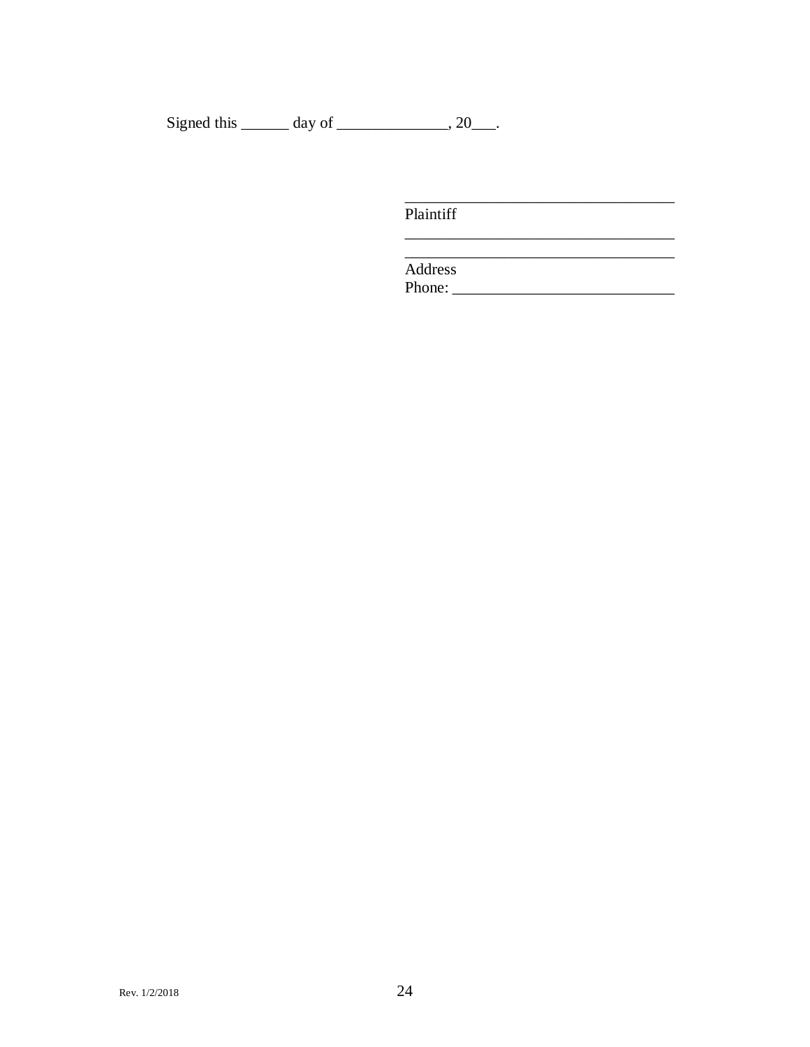Signed this ______ day of ______________, 20___.

__________________________________
Plaintiff
__________________________________
__________________________________
Address
Phone: ____________________________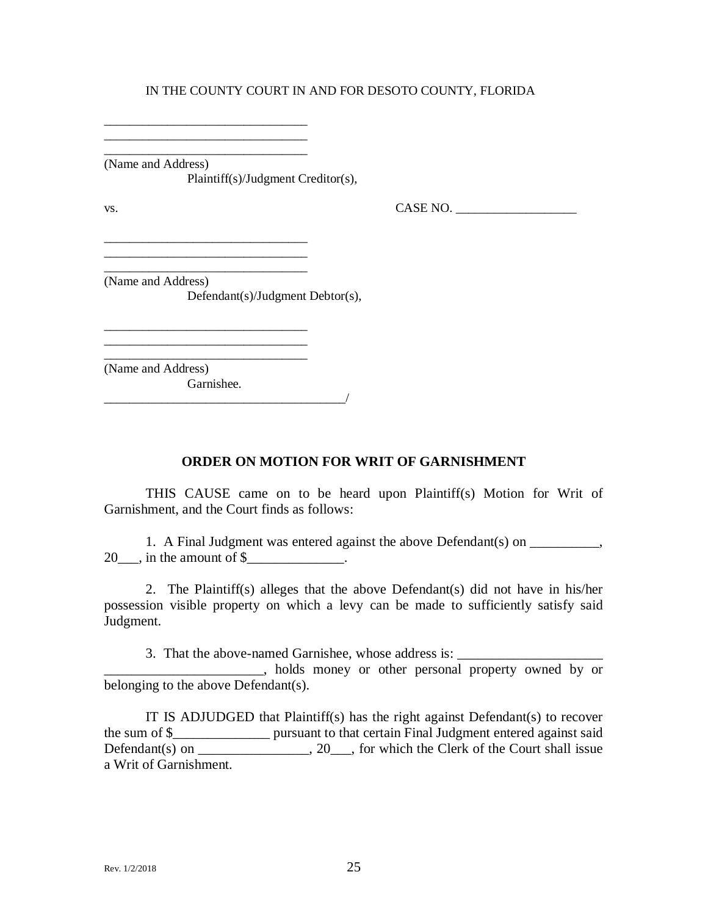IN THE COUNTY COURT IN AND FOR DESOTO COUNTY, FLORIDA

_______________________________
_______________________________
_______________________________
(Name and Address)
Plaintiff(s)/Judgment Creditor(s),

vs. CASE NO. ___________________

_______________________________
_______________________________
_______________________________
(Name and Address)
Defendant(s)/Judgment Debtor(s),

_______________________________
_______________________________
_______________________________
(Name and Address)
Garnishee.
_____________________________________/

**ORDER ON MOTION FOR WRIT OF GARNISHMENT**

THIS CAUSE came on to be heard upon Plaintiff(s) Motion for Writ of Garnishment, and the Court finds as follows:

1. A Final Judgment was entered against the above Defendant(s) on __________, 20___, in the amount of $______________.

2. The Plaintiff(s) alleges that the above Defendant(s) did not have in his/her possession visible property on which a levy can be made to sufficiently satisfy said Judgment.

3. That the above-named Garnishee, whose address is: _____________________ _______________________, holds money or other personal property owned by or belonging to the above Defendant(s).

IT IS ADJUDGED that Plaintiff(s) has the right against Defendant(s) to recover the sum of $______________ pursuant to that certain Final Judgment entered against said Defendant(s) on ________________, 20___, for which the Clerk of the Court shall issue a Writ of Garnishment.

Rev. 1/2/2018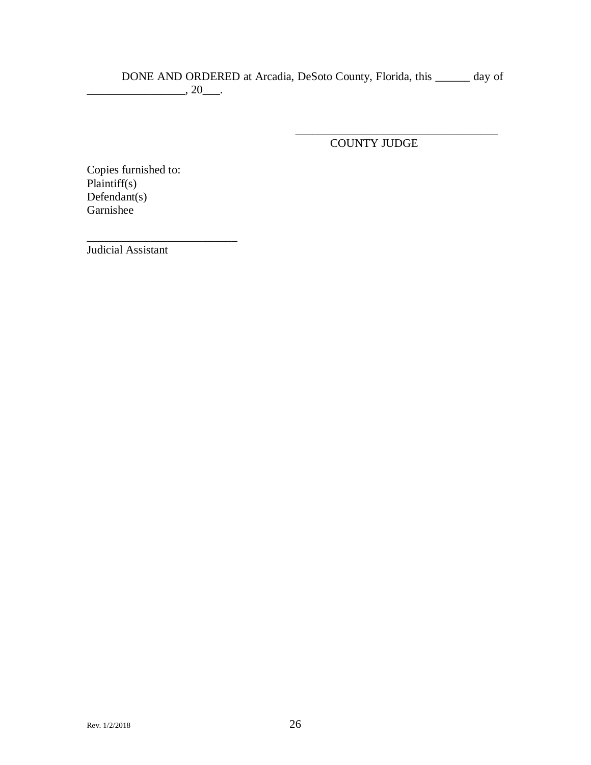DONE AND ORDERED at Arcadia, DeSoto County, Florida, this ______ day of _________________, 20___.

___________________________________
COUNTY JUDGE

Copies furnished to:
Plaintiff(s)
Defendant(s)
Garnishee

__________________________
Judicial Assistant

Rev. 1/2/2018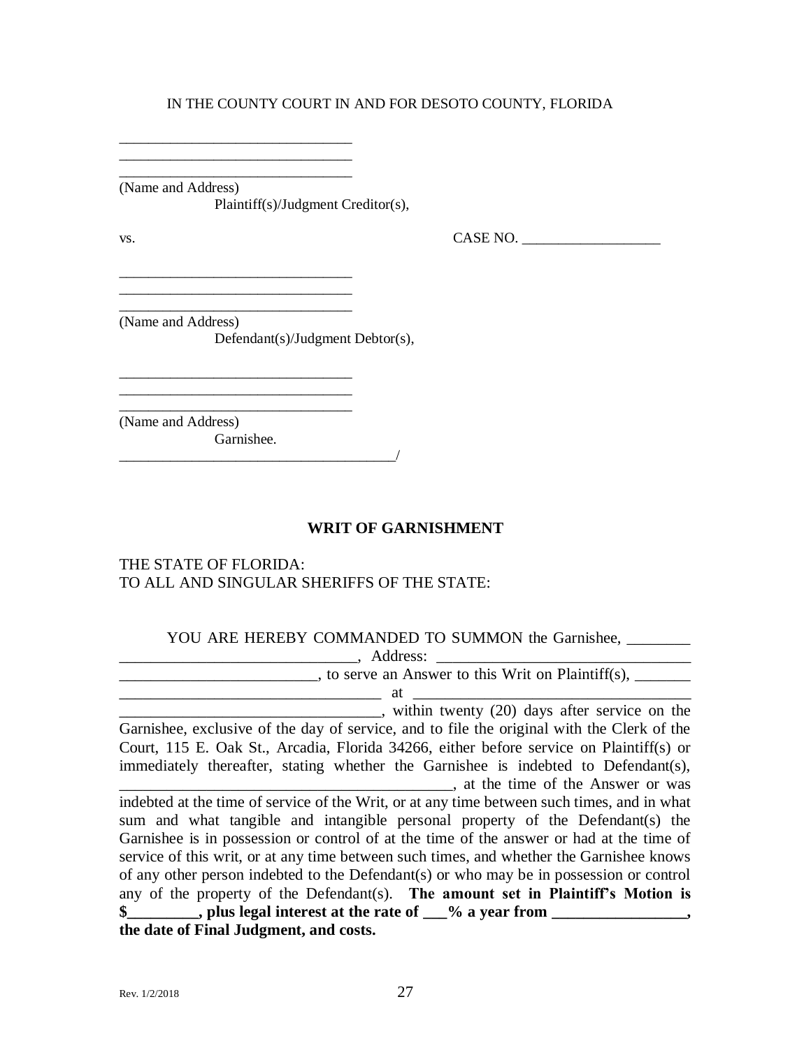IN THE COUNTY COURT IN AND FOR DESOTO COUNTY, FLORIDA

_______________________________
_______________________________
_______________________________
(Name and Address)
Plaintiff(s)/Judgment Creditor(s),

vs. CASE NO. ___________________

_______________________________
_______________________________
_______________________________
(Name and Address)
Defendant(s)/Judgment Debtor(s),

_______________________________
_______________________________
_______________________________
(Name and Address)
Garnishee.
_____________________________________/

**WRIT OF GARNISHMENT**

THE STATE OF FLORIDA:
TO ALL AND SINGULAR SHERIFFS OF THE STATE:

YOU ARE HEREBY COMMANDED TO SUMMON the Garnishee, ________ ______________________________, Address: ________________________________ _________________________, to serve an Answer to this Writ on Plaintiff(s), _______ _________________________________ at ___________________________________ _________________________________, within twenty (20) days after service on the Garnishee, exclusive of the day of service, and to file the original with the Clerk of the Court, 115 E. Oak St., Arcadia, Florida 34266, either before service on Plaintiff(s) or immediately thereafter, stating whether the Garnishee is indebted to Defendant(s), __________________________________________, at the time of the Answer or was indebted at the time of service of the Writ, or at any time between such times, and in what sum and what tangible and intangible personal property of the Defendant(s) the Garnishee is in possession or control of at the time of the answer or had at the time of service of this writ, or at any time between such times, and whether the Garnishee knows of any other person indebted to the Defendant(s) or who may be in possession or control any of the property of the Defendant(s). **The amount set in Plaintiff's Motion is $_________, plus legal interest at the rate of ___% a year from _________________, the date of Final Judgment, and costs.**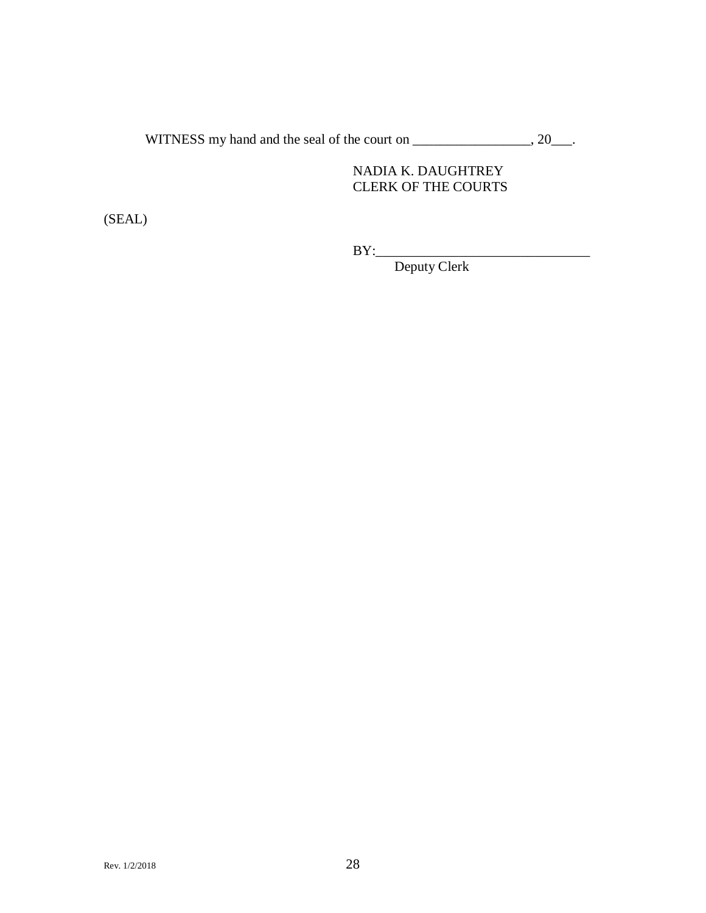WITNESS my hand and the seal of the court on _________________, 20___.

NADIA K. DAUGHTREY
CLERK OF THE COURTS

(SEAL)

BY:_______________________________
Deputy Clerk

Rev. 1/2/2018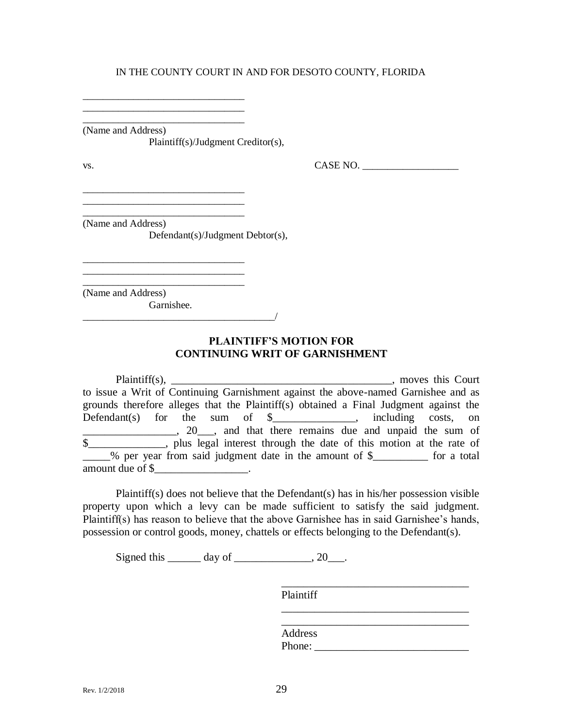IN THE COUNTY COURT IN AND FOR DESOTO COUNTY, FLORIDA

\_\_\_\_\_\_\_\_\_\_\_\_\_\_\_\_\_\_\_\_\_\_\_\_\_\_\_\_\_\_\_\_
\_\_\_\_\_\_\_\_\_\_\_\_\_\_\_\_\_\_\_\_\_\_\_\_\_\_\_\_\_\_\_\_
\_\_\_\_\_\_\_\_\_\_\_\_\_\_\_\_\_\_\_\_\_\_\_\_\_\_\_\_\_\_\_\_
(Name and Address)
Plaintiff(s)/Judgment Creditor(s),

vs. CASE NO. \_\_\_\_\_\_\_\_\_\_\_\_\_\_\_\_\_\_\_

\_\_\_\_\_\_\_\_\_\_\_\_\_\_\_\_\_\_\_\_\_\_\_\_\_\_\_\_\_\_\_\_
\_\_\_\_\_\_\_\_\_\_\_\_\_\_\_\_\_\_\_\_\_\_\_\_\_\_\_\_\_\_\_\_
\_\_\_\_\_\_\_\_\_\_\_\_\_\_\_\_\_\_\_\_\_\_\_\_\_\_\_\_\_\_\_\_
(Name and Address)
Defendant(s)/Judgment Debtor(s),

\_\_\_\_\_\_\_\_\_\_\_\_\_\_\_\_\_\_\_\_\_\_\_\_\_\_\_\_\_\_\_\_
\_\_\_\_\_\_\_\_\_\_\_\_\_\_\_\_\_\_\_\_\_\_\_\_\_\_\_\_\_\_\_\_
\_\_\_\_\_\_\_\_\_\_\_\_\_\_\_\_\_\_\_\_\_\_\_\_\_\_\_\_\_\_\_\_
(Name and Address)
Garnishee.
\_\_\_\_\_\_\_\_\_\_\_\_\_\_\_\_\_\_\_\_\_\_\_\_\_\_\_\_\_\_\_\_\_\_\_\_\_\_/

**PLAINTIFF'S MOTION FOR CONTINUING WRIT OF GARNISHMENT**

Plaintiff(s), \_\_\_\_\_\_\_\_\_\_\_\_\_\_\_\_\_\_\_\_\_\_\_\_\_\_\_\_\_\_\_\_\_\_\_\_\_\_\_\_, moves this Court to issue a Writ of Continuing Garnishment against the above-named Garnishee and as grounds therefore alleges that the Plaintiff(s) obtained a Final Judgment against the Defendant(s) for the sum of $\_\_\_\_\_\_\_\_\_\_\_\_\_\_\_, including costs, on \_\_\_\_\_\_\_\_\_\_\_\_\_\_\_\_\_, 20\_\_\_, and that there remains due and unpaid the sum of $\_\_\_\_\_\_\_\_\_\_\_\_\_\_, plus legal interest through the date of this motion at the rate of \_\_\_\_\_% per year from said judgment date in the amount of $\_\_\_\_\_\_\_\_\_\_ for a total amount due of $\_\_\_\_\_\_\_\_\_\_\_\_\_\_\_\_\_.

Plaintiff(s) does not believe that the Defendant(s) has in his/her possession visible property upon which a levy can be made sufficient to satisfy the said judgment. Plaintiff(s) has reason to believe that the above Garnishee has in said Garnishee's hands, possession or control goods, money, chattels or effects belonging to the Defendant(s).

Signed this \_\_\_\_\_\_ day of \_\_\_\_\_\_\_\_\_\_\_\_\_\_, 20\_\_\_.

\_\_\_\_\_\_\_\_\_\_\_\_\_\_\_\_\_\_\_\_\_\_\_\_\_\_\_\_\_\_\_\_\_\_\_
Plaintiff
\_\_\_\_\_\_\_\_\_\_\_\_\_\_\_\_\_\_\_\_\_\_\_\_\_\_\_\_\_\_\_\_\_\_\_
\_\_\_\_\_\_\_\_\_\_\_\_\_\_\_\_\_\_\_\_\_\_\_\_\_\_\_\_\_\_\_\_\_\_\_
Address
Phone: \_\_\_\_\_\_\_\_\_\_\_\_\_\_\_\_\_\_\_\_\_\_\_\_\_\_\_\_

Rev. 1/2/2018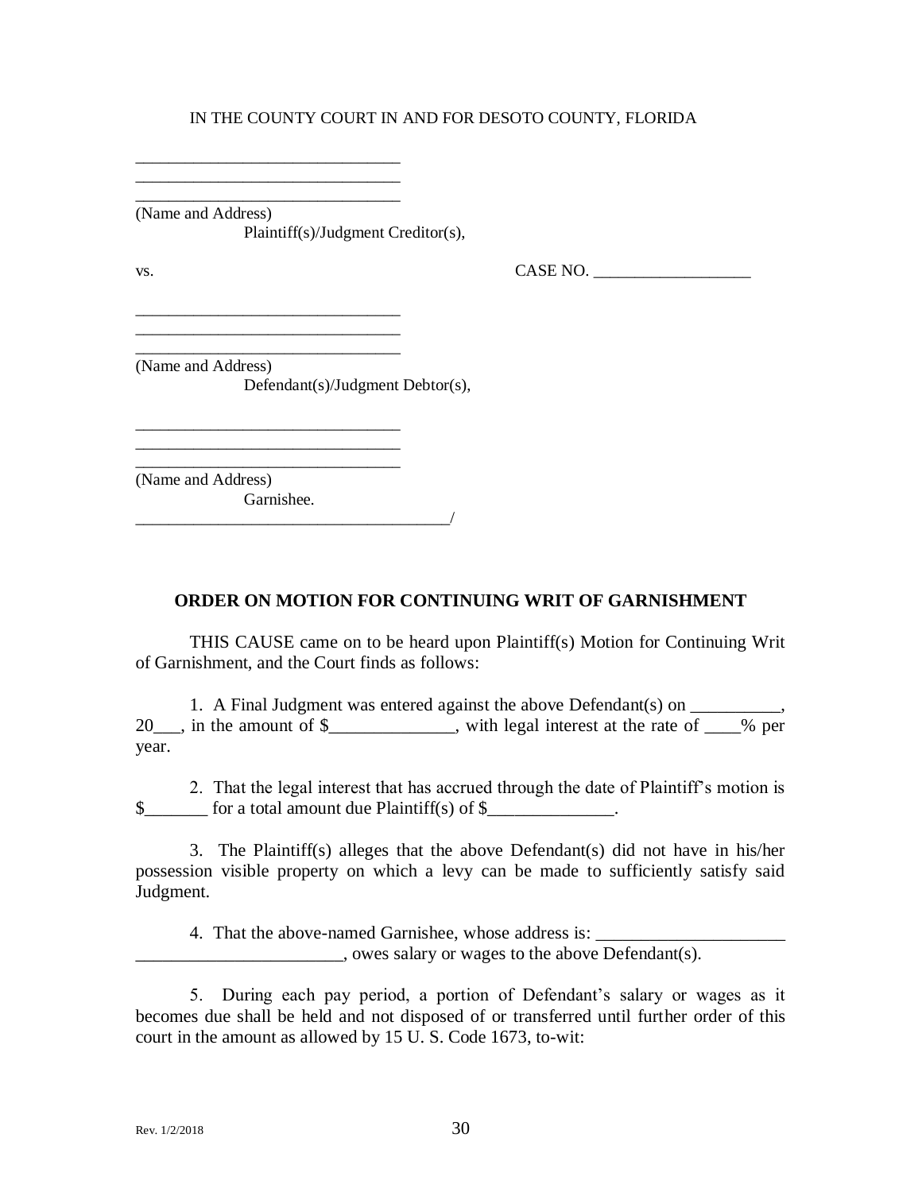IN THE COUNTY COURT IN AND FOR DESOTO COUNTY, FLORIDA

________________________________
________________________________
________________________________
(Name and Address)
Plaintiff(s)/Judgment Creditor(s),

vs. CASE NO. ___________________

________________________________
________________________________
________________________________
(Name and Address)
Defendant(s)/Judgment Debtor(s),

________________________________
________________________________
________________________________
(Name and Address)
Garnishee.
______________________________________/

**ORDER ON MOTION FOR CONTINUING WRIT OF GARNISHMENT**

THIS CAUSE came on to be heard upon Plaintiff(s) Motion for Continuing Writ of Garnishment, and the Court finds as follows:

1. A Final Judgment was entered against the above Defendant(s) on __________, 20___, in the amount of $______________, with legal interest at the rate of ____% per year.

2. That the legal interest that has accrued through the date of Plaintiff's motion is $_______ for a total amount due Plaintiff(s) of $______________.

3. The Plaintiff(s) alleges that the above Defendant(s) did not have in his/her possession visible property on which a levy can be made to sufficiently satisfy said Judgment.

4. That the above-named Garnishee, whose address is: _____________________ _______________________, owes salary or wages to the above Defendant(s).

5. During each pay period, a portion of Defendant's salary or wages as it becomes due shall be held and not disposed of or transferred until further order of this court in the amount as allowed by 15 U. S. Code 1673, to-wit: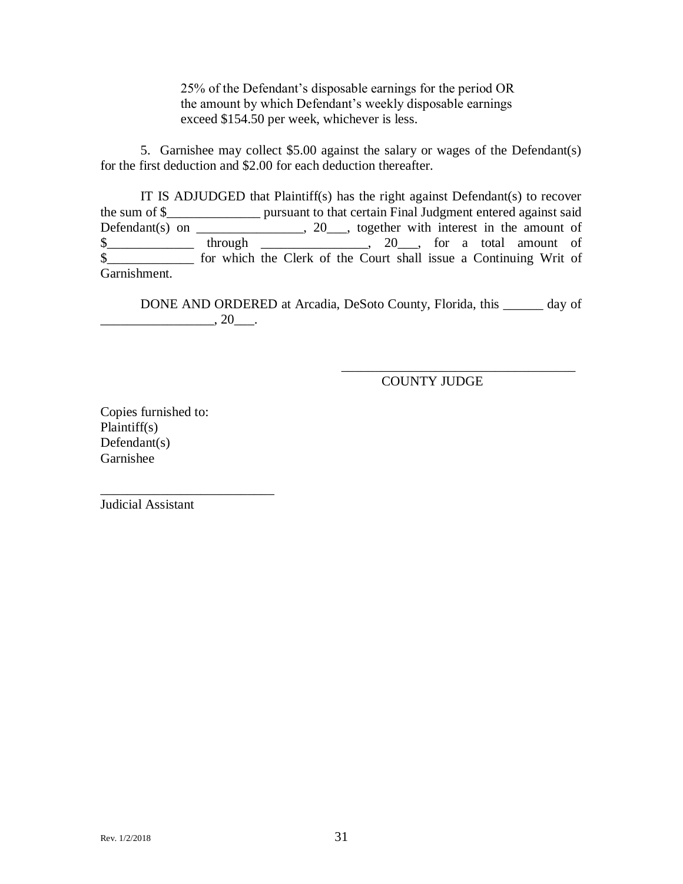25% of the Defendant's disposable earnings for the period OR the amount by which Defendant's weekly disposable earnings exceed $154.50 per week, whichever is less.

5. Garnishee may collect $5.00 against the salary or wages of the Defendant(s) for the first deduction and $2.00 for each deduction thereafter.

IT IS ADJUDGED that Plaintiff(s) has the right against Defendant(s) to recover the sum of $______________ pursuant to that certain Final Judgment entered against said Defendant(s) on ________________, 20___, together with interest in the amount of $_____________ through ________________, 20___, for a total amount of $_____________ for which the Clerk of the Court shall issue a Continuing Writ of Garnishment.

DONE AND ORDERED at Arcadia, DeSoto County, Florida, this ______ day of _________________, 20___.

____________________________________
COUNTY JUDGE

Copies furnished to:
Plaintiff(s)
Defendant(s)
Garnishee

__________________________
Judicial Assistant

Rev. 1/2/2018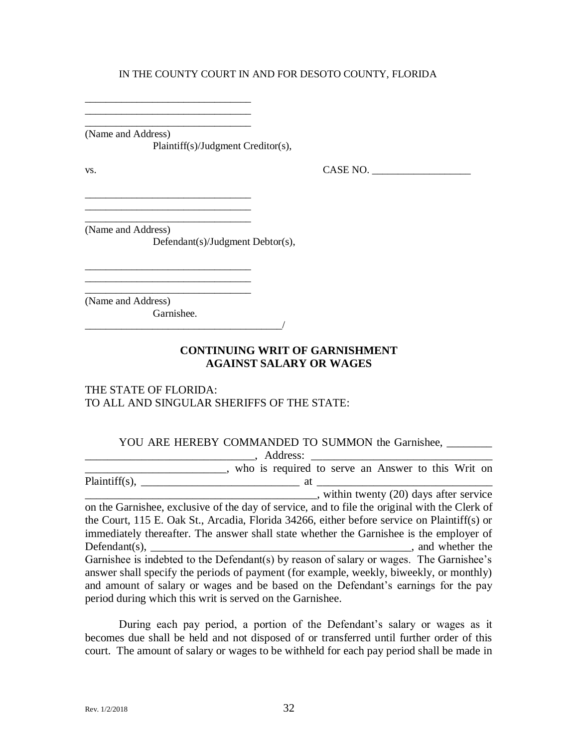IN THE COUNTY COURT IN AND FOR DESOTO COUNTY, FLORIDA

________________________________
________________________________
________________________________
(Name and Address)
Plaintiff(s)/Judgment Creditor(s),

vs. CASE NO. ___________________

________________________________
________________________________
________________________________
(Name and Address)
Defendant(s)/Judgment Debtor(s),

________________________________
________________________________
________________________________
(Name and Address)
Garnishee.
______________________________________/

**CONTINUING WRIT OF GARNISHMENT AGAINST SALARY OR WAGES**

THE STATE OF FLORIDA:
TO ALL AND SINGULAR SHERIFFS OF THE STATE:

YOU ARE HEREBY COMMANDED TO SUMMON the Garnishee, ________ ______________________________, Address: ________________________________ _________________________, who is required to serve an Answer to this Writ on Plaintiff(s), ____________________________ at ________________________________ __________________________________________, within twenty (20) days after service on the Garnishee, exclusive of the day of service, and to file the original with the Clerk of the Court, 115 E. Oak St., Arcadia, Florida 34266, either before service on Plaintiff(s) or immediately thereafter. The answer shall state whether the Garnishee is the employer of Defendant(s), ______________________________________________, and whether the Garnishee is indebted to the Defendant(s) by reason of salary or wages. The Garnishee's answer shall specify the periods of payment (for example, weekly, biweekly, or monthly) and amount of salary or wages and be based on the Defendant's earnings for the pay period during which this writ is served on the Garnishee.

During each pay period, a portion of the Defendant's salary or wages as it becomes due shall be held and not disposed of or transferred until further order of this court. The amount of salary or wages to be withheld for each pay period shall be made in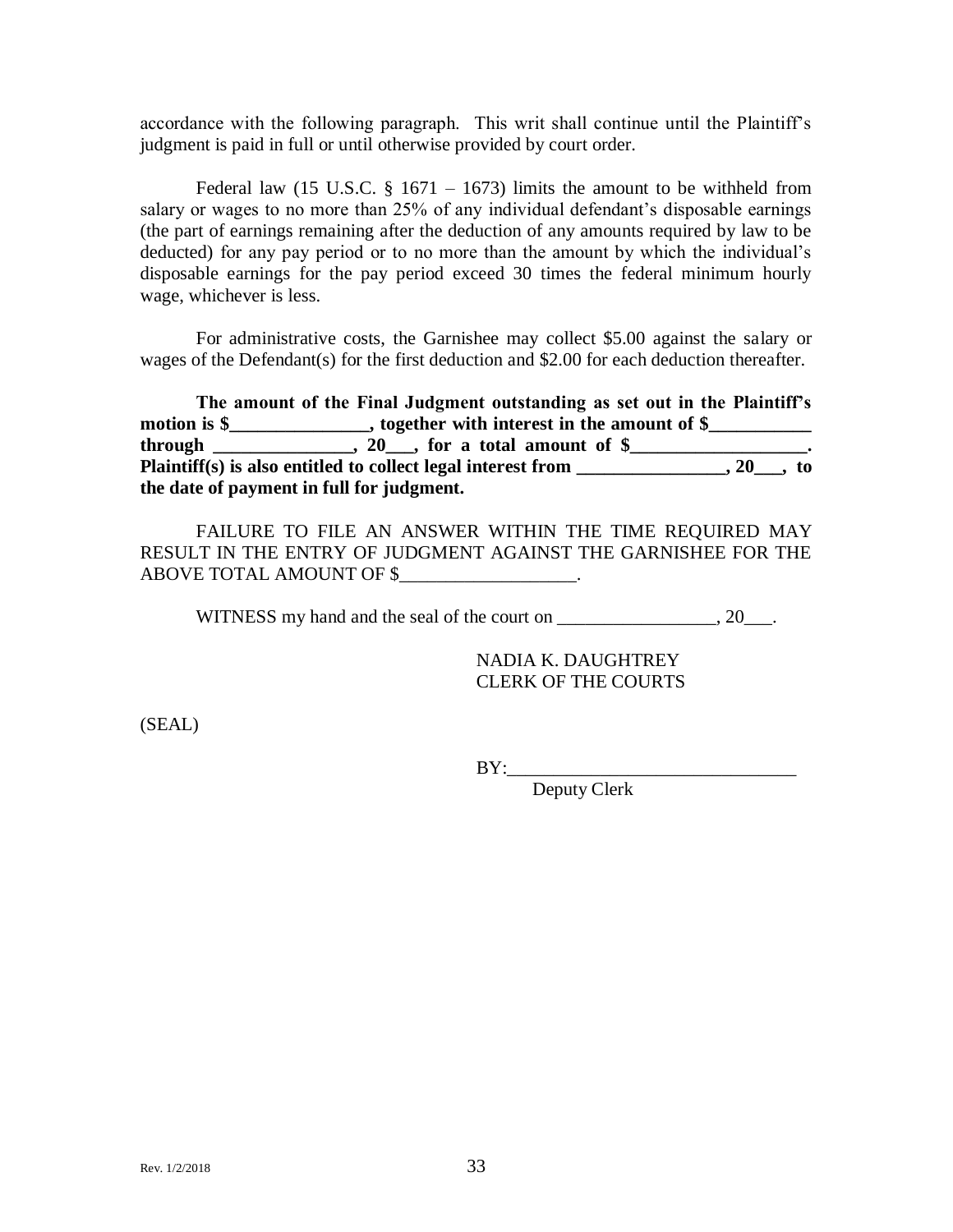accordance with the following paragraph. This writ shall continue until the Plaintiff's judgment is paid in full or until otherwise provided by court order.

Federal law (15 U.S.C. § 1671 – 1673) limits the amount to be withheld from salary or wages to no more than 25% of any individual defendant's disposable earnings (the part of earnings remaining after the deduction of any amounts required by law to be deducted) for any pay period or to no more than the amount by which the individual's disposable earnings for the pay period exceed 30 times the federal minimum hourly wage, whichever is less.

For administrative costs, the Garnishee may collect $5.00 against the salary or wages of the Defendant(s) for the first deduction and $2.00 for each deduction thereafter.

**The amount of the Final Judgment outstanding as set out in the Plaintiff's motion is $_______________, together with interest in the amount of $___________ through _______________, 20___, for a total amount of $___________________. Plaintiff(s) is also entitled to collect legal interest from ________________, 20___, to the date of payment in full for judgment.**

FAILURE TO FILE AN ANSWER WITHIN THE TIME REQUIRED MAY RESULT IN THE ENTRY OF JUDGMENT AGAINST THE GARNISHEE FOR THE ABOVE TOTAL AMOUNT OF $___________________.

WITNESS my hand and the seal of the court on _________________, 20___.

NADIA K. DAUGHTREY
CLERK OF THE COURTS

(SEAL)

BY:_______________________________
Deputy Clerk

Rev. 1/2/2018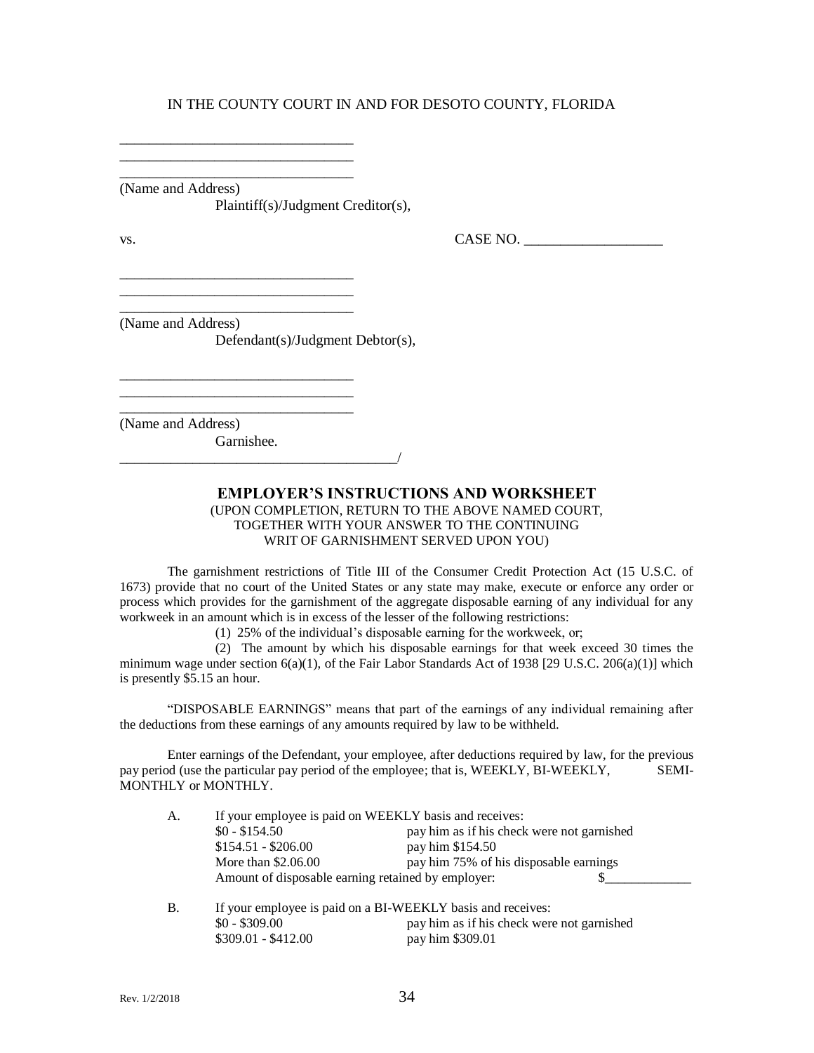IN THE COUNTY COURT IN AND FOR DESOTO COUNTY, FLORIDA

________________________________
________________________________
________________________________
(Name and Address)
Plaintiff(s)/Judgment Creditor(s),

vs. CASE NO. ___________________

________________________________
________________________________
________________________________
(Name and Address)
Defendant(s)/Judgment Debtor(s),

________________________________
________________________________
________________________________
(Name and Address)
Garnishee.
_______________________________________/

## EMPLOYER'S INSTRUCTIONS AND WORKSHEET

(UPON COMPLETION, RETURN TO THE ABOVE NAMED COURT, TOGETHER WITH YOUR ANSWER TO THE CONTINUING WRIT OF GARNISHMENT SERVED UPON YOU)

The garnishment restrictions of Title III of the Consumer Credit Protection Act (15 U.S.C. of 1673) provide that no court of the United States or any state may make, execute or enforce any order or process which provides for the garnishment of the aggregate disposable earning of any individual for any workweek in an amount which is in excess of the lesser of the following restrictions:

(1) 25% of the individual's disposable earning for the workweek, or;

(2) The amount by which his disposable earnings for that week exceed 30 times the minimum wage under section 6(a)(1), of the Fair Labor Standards Act of 1938 [29 U.S.C. 206(a)(1)] which is presently $5.15 an hour.

"DISPOSABLE EARNINGS" means that part of the earnings of any individual remaining after the deductions from these earnings of any amounts required by law to be withheld.

Enter earnings of the Defendant, your employee, after deductions required by law, for the previous pay period (use the particular pay period of the employee; that is, WEEKLY, BI-WEEKLY, SEMI-MONTHLY or MONTHLY.

A. If your employee is paid on WEEKLY basis and receives:

| | |
|---|---|
| $0 - $154.50 | pay him as if his check were not garnished |
| $154.51 - $206.00 | pay him $154.50 |
| More than $2.06.00 | pay him 75% of his disposable earnings |

Amount of disposable earning retained by employer: $_____________

B. If your employee is paid on a BI-WEEKLY basis and receives:

| | |
|---|---|
| $0 - $309.00 | pay him as if his check were not garnished |
| $309.01 - $412.00 | pay him $309.01 |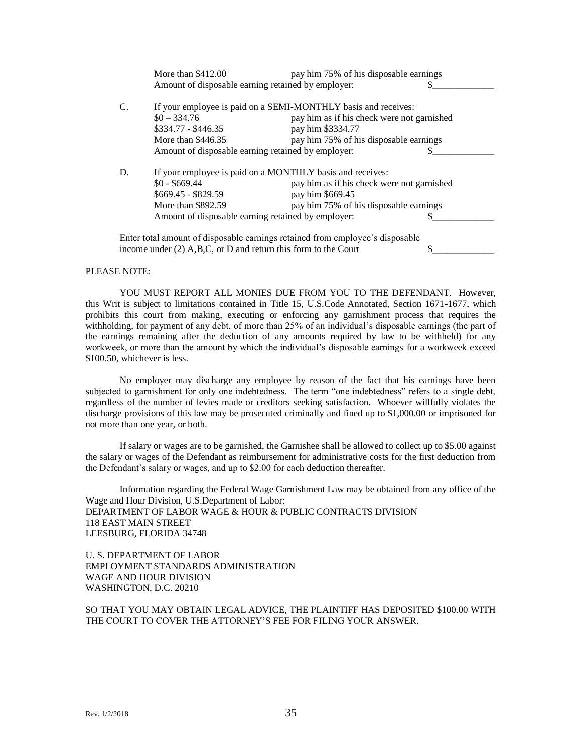| | | |
|---|---|---|
| More than $412.00 | pay him 75% of his disposable earnings | |
| Amount of disposable earning retained by employer: | | $_____________ |

C. If your employee is paid on a SEMI-MONTHLY basis and receives:

| | | |
|---|---|---|
| $0 – 334.76 | pay him as if his check were not garnished | |
| $334.77 - $446.35 | pay him $3334.77 | |
| More than $446.35 | pay him 75% of his disposable earnings | |
| Amount of disposable earning retained by employer: | | $_____________ |

D. If your employee is paid on a MONTHLY basis and receives:

| | | |
|---|---|---|
| $0 - $669.44 | pay him as if his check were not garnished | |
| $669.45 - $829.59 | pay him $669.45 | |
| More than $892.59 | pay him 75% of his disposable earnings | |
| Amount of disposable earning retained by employer: | | $_____________ |

Enter total amount of disposable earnings retained from employee's disposable income under (2) A,B,C, or D and return this form to the Court $_____________

PLEASE NOTE:

YOU MUST REPORT ALL MONIES DUE FROM YOU TO THE DEFENDANT. However, this Writ is subject to limitations contained in Title 15, U.S.Code Annotated, Section 1671-1677, which prohibits this court from making, executing or enforcing any garnishment process that requires the withholding, for payment of any debt, of more than 25% of an individual's disposable earnings (the part of the earnings remaining after the deduction of any amounts required by law to be withheld) for any workweek, or more than the amount by which the individual's disposable earnings for a workweek exceed $100.50, whichever is less.

No employer may discharge any employee by reason of the fact that his earnings have been subjected to garnishment for only one indebtedness. The term "one indebtedness" refers to a single debt, regardless of the number of levies made or creditors seeking satisfaction. Whoever willfully violates the discharge provisions of this law may be prosecuted criminally and fined up to $1,000.00 or imprisoned for not more than one year, or both.

If salary or wages are to be garnished, the Garnishee shall be allowed to collect up to $5.00 against the salary or wages of the Defendant as reimbursement for administrative costs for the first deduction from the Defendant's salary or wages, and up to $2.00 for each deduction thereafter.

Information regarding the Federal Wage Garnishment Law may be obtained from any office of the Wage and Hour Division, U.S.Department of Labor:
DEPARTMENT OF LABOR WAGE & HOUR & PUBLIC CONTRACTS DIVISION
118 EAST MAIN STREET
LEESBURG, FLORIDA 34748

U. S. DEPARTMENT OF LABOR
EMPLOYMENT STANDARDS ADMINISTRATION
WAGE AND HOUR DIVISION
WASHINGTON, D.C. 20210

SO THAT YOU MAY OBTAIN LEGAL ADVICE, THE PLAINTIFF HAS DEPOSITED $100.00 WITH THE COURT TO COVER THE ATTORNEY'S FEE FOR FILING YOUR ANSWER.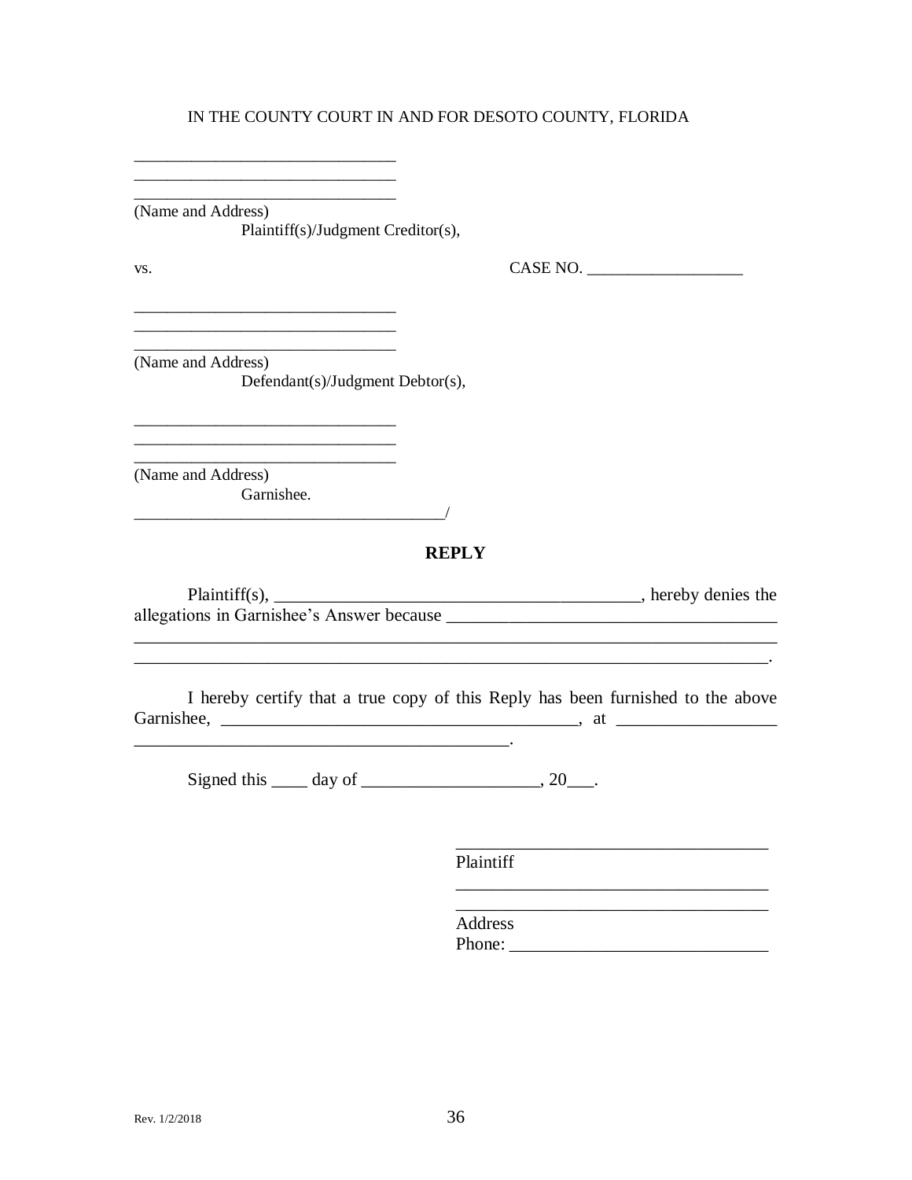IN THE COUNTY COURT IN AND FOR DESOTO COUNTY, FLORIDA

________________________________
________________________________
________________________________
(Name and Address)
Plaintiff(s)/Judgment Creditor(s),

vs. CASE NO. ___________________

________________________________
________________________________
________________________________
(Name and Address)
Defendant(s)/Judgment Debtor(s),

________________________________
________________________________
________________________________
(Name and Address)
Garnishee.
______________________________________/

## REPLY

Plaintiff(s), _________________________________________, hereby denies the allegations in Garnishee's Answer because ____________________________________
___________________________________________________________________________
__________________________________________________________________________.

I hereby certify that a true copy of this Reply has been furnished to the above Garnishee, _________________________________________, at _________________
___________________________________________.

Signed this ____ day of ____________________, 20___.

___________________________________
Plaintiff
___________________________________
___________________________________
Address
Phone: _____________________________

Rev. 1/2/2018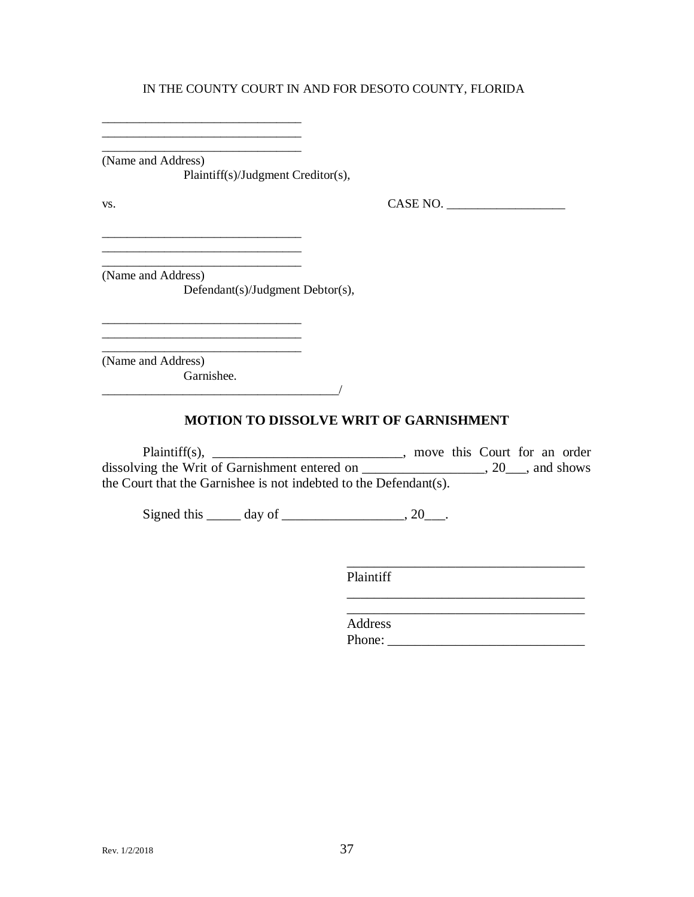IN THE COUNTY COURT IN AND FOR DESOTO COUNTY, FLORIDA

________________________________
________________________________
________________________________
(Name and Address)
Plaintiff(s)/Judgment Creditor(s),

vs. CASE NO. ___________________

________________________________
________________________________
________________________________
(Name and Address)
Defendant(s)/Judgment Debtor(s),

________________________________
________________________________
________________________________
(Name and Address)
Garnishee.
______________________________________/

**MOTION TO DISSOLVE WRIT OF GARNISHMENT**

Plaintiff(s), ____________________________, move this Court for an order dissolving the Writ of Garnishment entered on __________________, 20___, and shows the Court that the Garnishee is not indebted to the Defendant(s).

Signed this _____ day of __________________, 20___.

___________________________________
Plaintiff
___________________________________
___________________________________
Address
Phone: ____________________________

Rev. 1/2/2018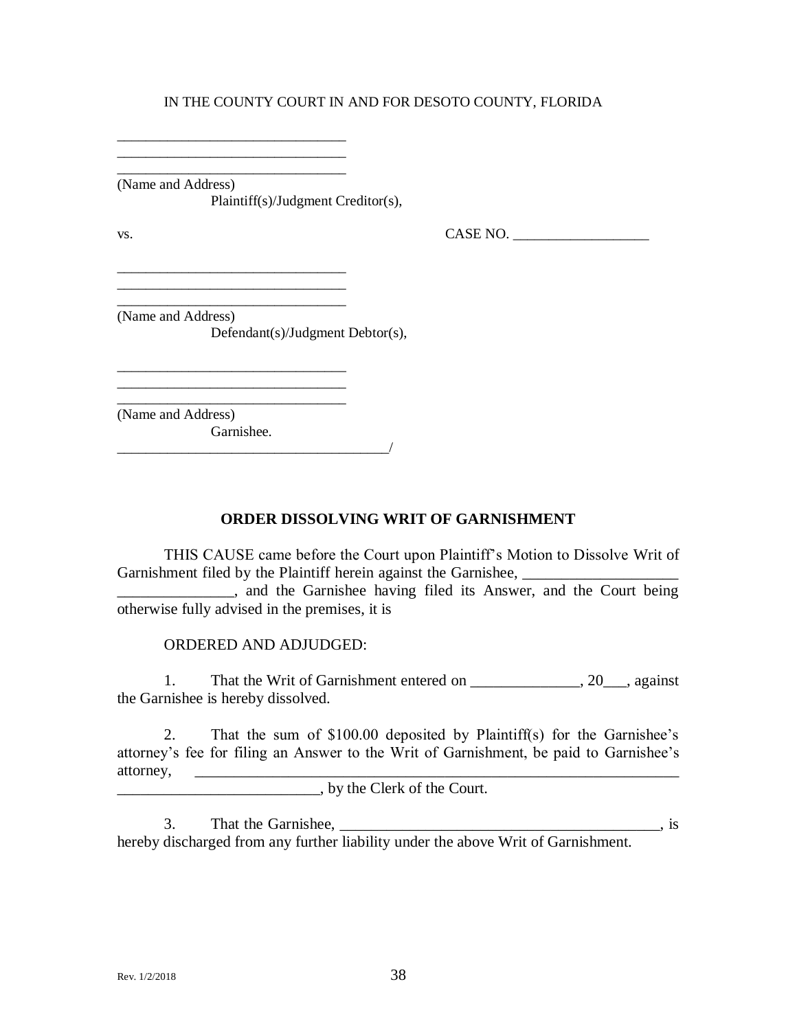IN THE COUNTY COURT IN AND FOR DESOTO COUNTY, FLORIDA

\_\_\_\_\_\_\_\_\_\_\_\_\_\_\_\_\_\_\_\_\_\_\_\_\_\_\_\_\_\_\_\_
\_\_\_\_\_\_\_\_\_\_\_\_\_\_\_\_\_\_\_\_\_\_\_\_\_\_\_\_\_\_\_\_
\_\_\_\_\_\_\_\_\_\_\_\_\_\_\_\_\_\_\_\_\_\_\_\_\_\_\_\_\_\_\_\_
(Name and Address)
Plaintiff(s)/Judgment Creditor(s),

vs. CASE NO. \_\_\_\_\_\_\_\_\_\_\_\_\_\_\_\_\_\_\_

\_\_\_\_\_\_\_\_\_\_\_\_\_\_\_\_\_\_\_\_\_\_\_\_\_\_\_\_\_\_\_\_
\_\_\_\_\_\_\_\_\_\_\_\_\_\_\_\_\_\_\_\_\_\_\_\_\_\_\_\_\_\_\_\_
\_\_\_\_\_\_\_\_\_\_\_\_\_\_\_\_\_\_\_\_\_\_\_\_\_\_\_\_\_\_\_\_
(Name and Address)
Defendant(s)/Judgment Debtor(s),

\_\_\_\_\_\_\_\_\_\_\_\_\_\_\_\_\_\_\_\_\_\_\_\_\_\_\_\_\_\_\_\_
\_\_\_\_\_\_\_\_\_\_\_\_\_\_\_\_\_\_\_\_\_\_\_\_\_\_\_\_\_\_\_\_
\_\_\_\_\_\_\_\_\_\_\_\_\_\_\_\_\_\_\_\_\_\_\_\_\_\_\_\_\_\_\_\_
(Name and Address)
Garnishee.
\_\_\_\_\_\_\_\_\_\_\_\_\_\_\_\_\_\_\_\_\_\_\_\_\_\_\_\_\_\_\_\_\_\_\_\_\_\_/

**ORDER DISSOLVING WRIT OF GARNISHMENT**

THIS CAUSE came before the Court upon Plaintiff's Motion to Dissolve Writ of Garnishment filed by the Plaintiff herein against the Garnishee, \_\_\_\_\_\_\_\_\_\_\_\_\_\_\_\_\_\_\_\_ \_\_\_\_\_\_\_\_\_\_\_\_\_\_\_, and the Garnishee having filed its Answer, and the Court being otherwise fully advised in the premises, it is

ORDERED AND ADJUDGED:

1. That the Writ of Garnishment entered on \_\_\_\_\_\_\_\_\_\_\_\_\_\_, 20\_\_\_, against the Garnishee is hereby dissolved.

2. That the sum of $100.00 deposited by Plaintiff(s) for the Garnishee's attorney's fee for filing an Answer to the Writ of Garnishment, be paid to Garnishee's attorney, \_\_\_\_\_\_\_\_\_\_\_\_\_\_\_\_\_\_\_\_\_\_\_\_\_\_\_\_\_\_\_\_\_\_\_\_\_\_\_\_\_\_\_\_\_\_\_\_\_\_\_\_\_\_\_\_\_\_\_\_\_\_\_\_ \_\_\_\_\_\_\_\_\_\_\_\_\_\_\_\_\_\_\_\_\_\_\_\_\_\_, by the Clerk of the Court.

3. That the Garnishee, \_\_\_\_\_\_\_\_\_\_\_\_\_\_\_\_\_\_\_\_\_\_\_\_\_\_\_\_\_\_\_\_\_\_\_\_\_\_\_\_\_\_, is hereby discharged from any further liability under the above Writ of Garnishment.

Rev. 1/2/2018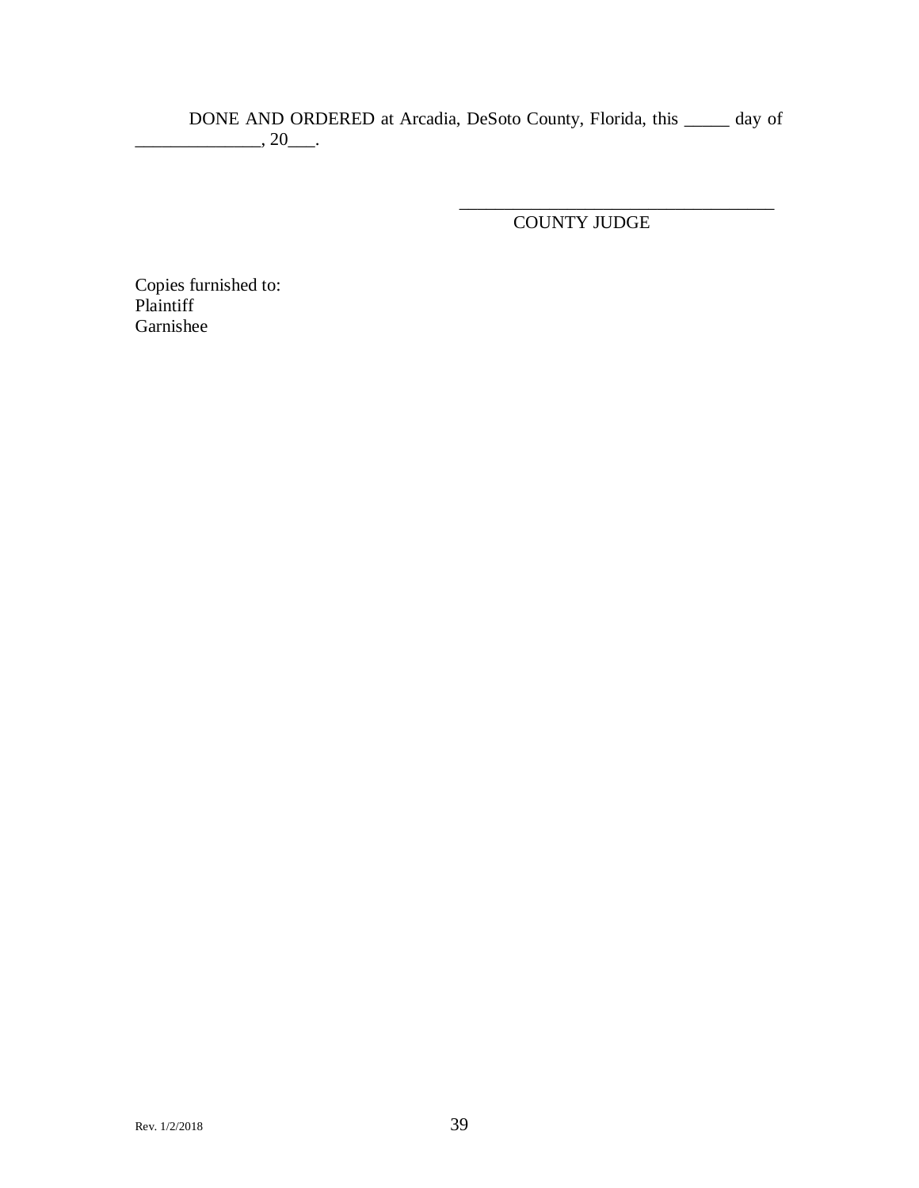DONE AND ORDERED at Arcadia, DeSoto County, Florida, this _____ day of ______________, 20___.

___________________________________
COUNTY JUDGE

Copies furnished to:
Plaintiff
Garnishee

Rev. 1/2/2018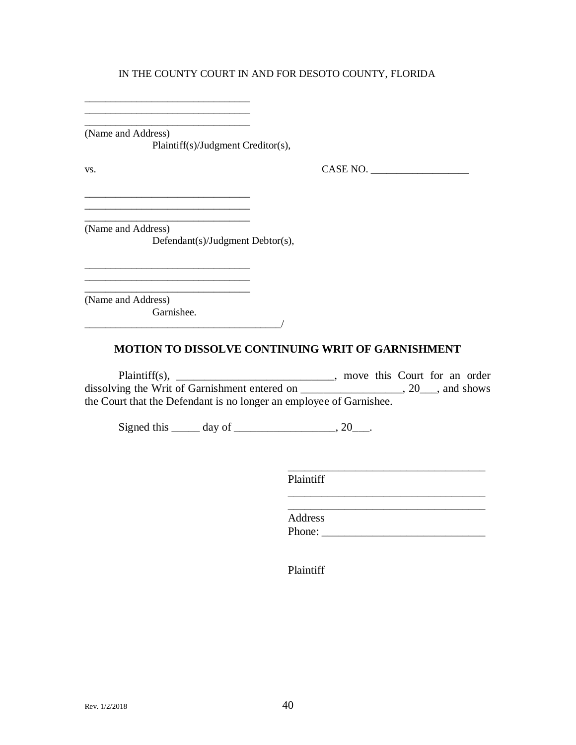IN THE COUNTY COURT IN AND FOR DESOTO COUNTY, FLORIDA

________________________________
________________________________
________________________________
(Name and Address)
Plaintiff(s)/Judgment Creditor(s),

vs. CASE NO. ___________________

________________________________
________________________________
________________________________
(Name and Address)
Defendant(s)/Judgment Debtor(s),

________________________________
________________________________
________________________________
(Name and Address)
Garnishee.
_____________________________________/

**MOTION TO DISSOLVE CONTINUING WRIT OF GARNISHMENT**

Plaintiff(s), ____________________________, move this Court for an order dissolving the Writ of Garnishment entered on _________________, 20___, and shows the Court that the Defendant is no longer an employee of Garnishee.

Signed this _____ day of __________________, 20___.

___________________________________
Plaintiff
___________________________________
___________________________________
Address
Phone: _____________________________

Plaintiff

Rev. 1/2/2018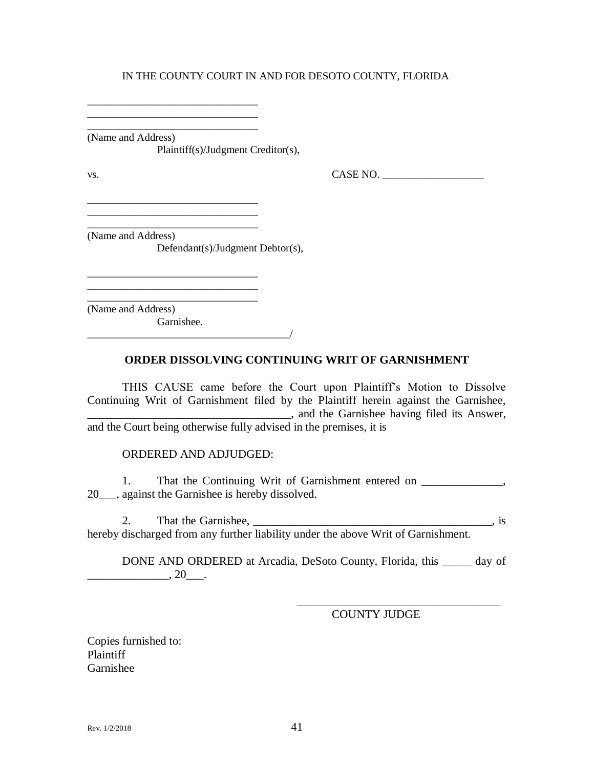IN THE COUNTY COURT IN AND FOR DESOTO COUNTY, FLORIDA

\_\_\_\_\_\_\_\_\_\_\_\_\_\_\_\_\_\_\_\_\_\_\_\_\_\_\_\_\_\_\_\_\_\_\_\_\_\_\_\_\_\_\_\_\_

\_\_\_\_\_\_\_\_\_\_\_\_\_\_\_\_\_\_\_\_\_\_\_\_\_\_\_\_\_\_\_\_\_\_\_\_\_\_\_\_\_\_\_\_\_

\_\_\_\_\_\_\_\_\_\_\_\_\_\_\_\_\_\_\_\_\_\_\_\_\_\_\_\_\_\_\_\_\_\_\_\_\_\_\_\_\_\_\_\_\_

(Name and Address)
Plaintiff(s)/Judgment Creditor(s),

vs. CASE NO. \_\_\_\_\_\_\_\_\_\_\_\_\_\_\_\_\_\_\_\_\_\_

\_\_\_\_\_\_\_\_\_\_\_\_\_\_\_\_\_\_\_\_\_\_\_\_\_\_\_\_\_\_\_\_\_\_\_\_\_\_\_\_\_\_\_\_\_

\_\_\_\_\_\_\_\_\_\_\_\_\_\_\_\_\_\_\_\_\_\_\_\_\_\_\_\_\_\_\_\_\_\_\_\_\_\_\_\_\_\_\_\_\_

\_\_\_\_\_\_\_\_\_\_\_\_\_\_\_\_\_\_\_\_\_\_\_\_\_\_\_\_\_\_\_\_\_\_\_\_\_\_\_\_\_\_\_\_\_

(Name and Address)
Defendant(s)/Judgment Debtor(s),

\_\_\_\_\_\_\_\_\_\_\_\_\_\_\_\_\_\_\_\_\_\_\_\_\_\_\_\_\_\_\_\_\_\_\_\_\_\_\_\_\_\_\_\_\_

\_\_\_\_\_\_\_\_\_\_\_\_\_\_\_\_\_\_\_\_\_\_\_\_\_\_\_\_\_\_\_\_\_\_\_\_\_\_\_\_\_\_\_\_\_

\_\_\_\_\_\_\_\_\_\_\_\_\_\_\_\_\_\_\_\_\_\_\_\_\_\_\_\_\_\_\_\_\_\_\_\_\_\_\_\_\_\_\_\_\_

(Name and Address)
Garnishee.
\_\_\_\_\_\_\_\_\_\_\_\_\_\_\_\_\_\_\_\_\_\_\_\_\_\_\_\_\_\_\_\_\_\_\_\_\_\_\_\_\_\_\_\_\_\_\_\_\_\_\_/

**ORDER DISSOLVING CONTINUING WRIT OF GARNISHMENT**

THIS CAUSE came before the Court upon Plaintiff's Motion to Dissolve Continuing Writ of Garnishment filed by the Plaintiff herein against the Garnishee, \_\_\_\_\_\_\_\_\_\_\_\_\_\_\_\_\_\_\_\_\_\_\_\_\_\_\_\_\_\_\_\_\_\_\_\_\_\_\_\_, and the Garnishee having filed its Answer, and the Court being otherwise fully advised in the premises, it is

ORDERED AND ADJUDGED:

1. That the Continuing Writ of Garnishment entered on \_\_\_\_\_\_\_\_\_\_\_\_\_\_\_\_, 20\_\_\_, against the Garnishee is hereby dissolved.

2. That the Garnishee, \_\_\_\_\_\_\_\_\_\_\_\_\_\_\_\_\_\_\_\_\_\_\_\_\_\_\_\_\_\_\_\_\_\_\_\_\_\_\_\_\_\_\_\_\_\_\_\_, is hereby discharged from any further liability under the above Writ of Garnishment.

DONE AND ORDERED at Arcadia, DeSoto County, Florida, this \_\_\_\_\_ day of \_\_\_\_\_\_\_\_\_\_\_\_\_\_\_\_, 20\_\_\_.

\_\_\_\_\_\_\_\_\_\_\_\_\_\_\_\_\_\_\_\_\_\_\_\_\_\_\_\_\_\_\_\_\_\_\_\_\_\_\_\_\_\_\_
COUNTY JUDGE

Copies furnished to:
Plaintiff
Garnishee

Rev. 1/2/2018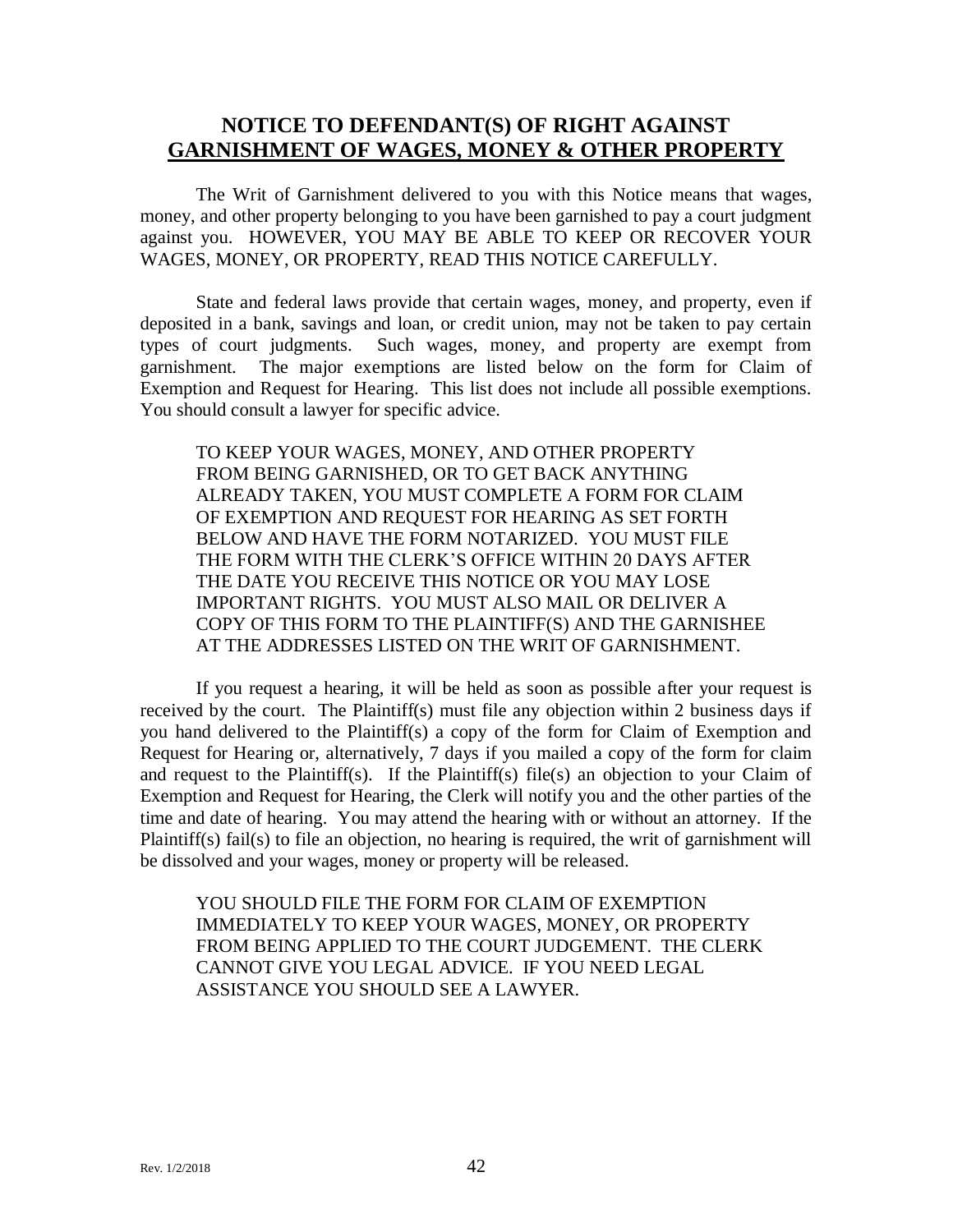## NOTICE TO DEFENDANT(S) OF RIGHT AGAINST GARNISHMENT OF WAGES, MONEY & OTHER PROPERTY

The Writ of Garnishment delivered to you with this Notice means that wages, money, and other property belonging to you have been garnished to pay a court judgment against you. HOWEVER, YOU MAY BE ABLE TO KEEP OR RECOVER YOUR WAGES, MONEY, OR PROPERTY, READ THIS NOTICE CAREFULLY.

State and federal laws provide that certain wages, money, and property, even if deposited in a bank, savings and loan, or credit union, may not be taken to pay certain types of court judgments. Such wages, money, and property are exempt from garnishment. The major exemptions are listed below on the form for Claim of Exemption and Request for Hearing. This list does not include all possible exemptions. You should consult a lawyer for specific advice.

TO KEEP YOUR WAGES, MONEY, AND OTHER PROPERTY FROM BEING GARNISHED, OR TO GET BACK ANYTHING ALREADY TAKEN, YOU MUST COMPLETE A FORM FOR CLAIM OF EXEMPTION AND REQUEST FOR HEARING AS SET FORTH BELOW AND HAVE THE FORM NOTARIZED. YOU MUST FILE THE FORM WITH THE CLERK'S OFFICE WITHIN 20 DAYS AFTER THE DATE YOU RECEIVE THIS NOTICE OR YOU MAY LOSE IMPORTANT RIGHTS. YOU MUST ALSO MAIL OR DELIVER A COPY OF THIS FORM TO THE PLAINTIFF(S) AND THE GARNISHEE AT THE ADDRESSES LISTED ON THE WRIT OF GARNISHMENT.

If you request a hearing, it will be held as soon as possible after your request is received by the court. The Plaintiff(s) must file any objection within 2 business days if you hand delivered to the Plaintiff(s) a copy of the form for Claim of Exemption and Request for Hearing or, alternatively, 7 days if you mailed a copy of the form for claim and request to the Plaintiff(s). If the Plaintiff(s) file(s) an objection to your Claim of Exemption and Request for Hearing, the Clerk will notify you and the other parties of the time and date of hearing. You may attend the hearing with or without an attorney. If the Plaintiff(s) fail(s) to file an objection, no hearing is required, the writ of garnishment will be dissolved and your wages, money or property will be released.

YOU SHOULD FILE THE FORM FOR CLAIM OF EXEMPTION IMMEDIATELY TO KEEP YOUR WAGES, MONEY, OR PROPERTY FROM BEING APPLIED TO THE COURT JUDGEMENT. THE CLERK CANNOT GIVE YOU LEGAL ADVICE. IF YOU NEED LEGAL ASSISTANCE YOU SHOULD SEE A LAWYER.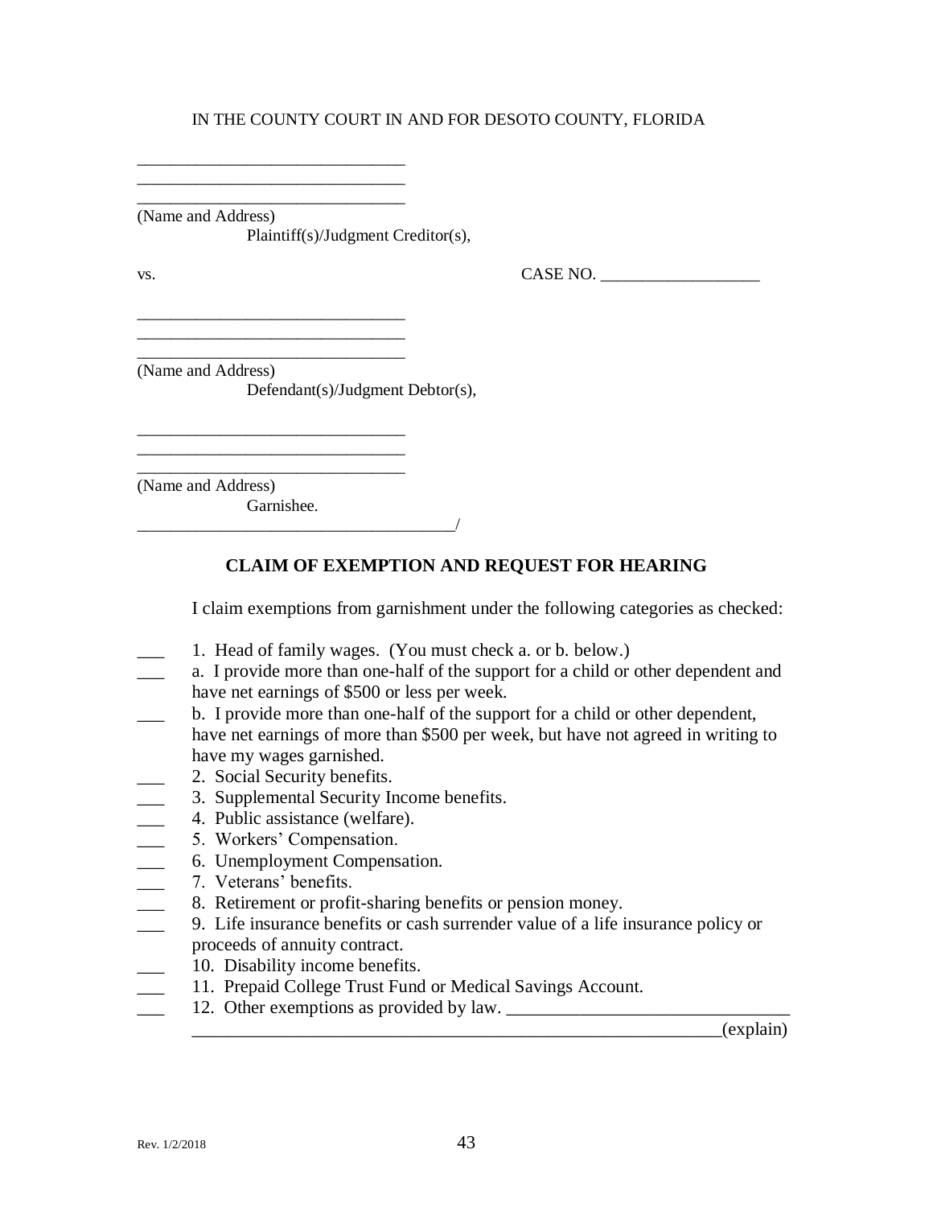IN THE COUNTY COURT IN AND FOR DESOTO COUNTY, FLORIDA

_______________________________
_______________________________
_______________________________
(Name and Address)
Plaintiff(s)/Judgment Creditor(s),

vs. CASE NO. ___________________

_______________________________
_______________________________
_______________________________
(Name and Address)
Defendant(s)/Judgment Debtor(s),

_______________________________
_______________________________
_______________________________
(Name and Address)
Garnishee.
_____________________________________/

## CLAIM OF EXEMPTION AND REQUEST FOR HEARING

I claim exemptions from garnishment under the following categories as checked:

___ 1. Head of family wages. (You must check a. or b. below.)
___ a. I provide more than one-half of the support for a child or other dependent and have net earnings of $500 or less per week.
___ b. I provide more than one-half of the support for a child or other dependent, have net earnings of more than $500 per week, but have not agreed in writing to have my wages garnished.
___ 2. Social Security benefits.
___ 3. Supplemental Security Income benefits.
___ 4. Public assistance (welfare).
___ 5. Workers' Compensation.
___ 6. Unemployment Compensation.
___ 7. Veterans' benefits.
___ 8. Retirement or profit-sharing benefits or pension money.
___ 9. Life insurance benefits or cash surrender value of a life insurance policy or proceeds of annuity contract.
___ 10. Disability income benefits.
___ 11. Prepaid College Trust Fund or Medical Savings Account.
___ 12. Other exemptions as provided by law. _______________________________
_____________________________________________________________(explain)

Rev. 1/2/2018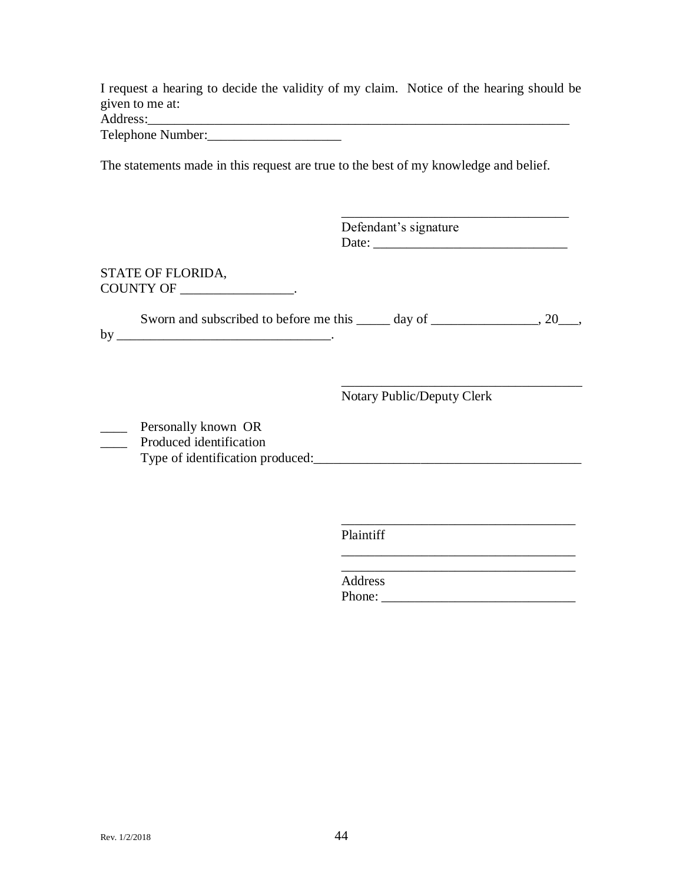I request a hearing to decide the validity of my claim. Notice of the hearing should be given to me at:
Address:_________________________________________________________________
Telephone Number:____________________

The statements made in this request are true to the best of my knowledge and belief.

___________________________________
Defendant's signature
Date: _____________________________

STATE OF FLORIDA,
COUNTY OF _________________.

Sworn and subscribed to before me this _____ day of ________________, 20___, by _________________________________.

_____________________________________
Notary Public/Deputy Clerk

____ Personally known OR
____ Produced identification
Type of identification produced:________________________________________

____________________________________
Plaintiff
____________________________________
____________________________________
Address
Phone: _____________________________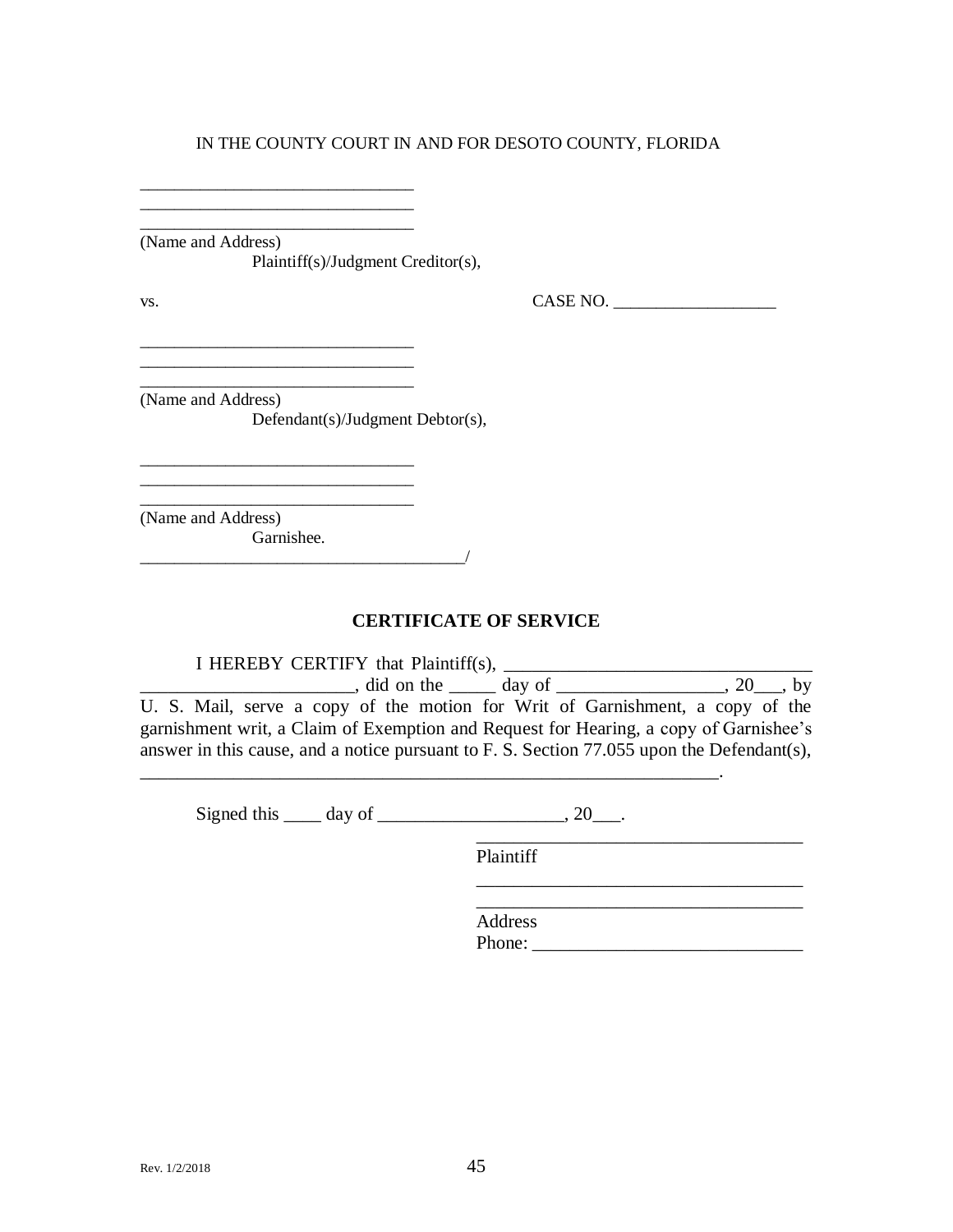IN THE COUNTY COURT IN AND FOR DESOTO COUNTY, FLORIDA

\_\_\_\_\_\_\_\_\_\_\_\_\_\_\_\_\_\_\_\_\_\_\_\_\_\_\_\_\_\_\_\_
\_\_\_\_\_\_\_\_\_\_\_\_\_\_\_\_\_\_\_\_\_\_\_\_\_\_\_\_\_\_\_\_
\_\_\_\_\_\_\_\_\_\_\_\_\_\_\_\_\_\_\_\_\_\_\_\_\_\_\_\_\_\_\_\_
(Name and Address)
Plaintiff(s)/Judgment Creditor(s),

vs. CASE NO. \_\_\_\_\_\_\_\_\_\_\_\_\_\_\_\_\_\_\_

\_\_\_\_\_\_\_\_\_\_\_\_\_\_\_\_\_\_\_\_\_\_\_\_\_\_\_\_\_\_\_\_
\_\_\_\_\_\_\_\_\_\_\_\_\_\_\_\_\_\_\_\_\_\_\_\_\_\_\_\_\_\_\_\_
\_\_\_\_\_\_\_\_\_\_\_\_\_\_\_\_\_\_\_\_\_\_\_\_\_\_\_\_\_\_\_\_
(Name and Address)
Defendant(s)/Judgment Debtor(s),

\_\_\_\_\_\_\_\_\_\_\_\_\_\_\_\_\_\_\_\_\_\_\_\_\_\_\_\_\_\_\_\_
\_\_\_\_\_\_\_\_\_\_\_\_\_\_\_\_\_\_\_\_\_\_\_\_\_\_\_\_\_\_\_\_
\_\_\_\_\_\_\_\_\_\_\_\_\_\_\_\_\_\_\_\_\_\_\_\_\_\_\_\_\_\_\_\_
(Name and Address)
Garnishee.
\_\_\_\_\_\_\_\_\_\_\_\_\_\_\_\_\_\_\_\_\_\_\_\_\_\_\_\_\_\_\_\_\_\_\_\_\_\_/

**CERTIFICATE OF SERVICE**

I HEREBY CERTIFY that Plaintiff(s), \_\_\_\_\_\_\_\_\_\_\_\_\_\_\_\_\_\_\_\_\_\_\_\_\_\_\_\_\_\_\_\_\_ \_\_\_\_\_\_\_\_\_\_\_\_\_\_\_\_\_\_\_\_\_\_\_, did on the \_\_\_\_\_ day of \_\_\_\_\_\_\_\_\_\_\_\_\_\_\_\_\_\_, 20\_\_\_, by U. S. Mail, serve a copy of the motion for Writ of Garnishment, a copy of the garnishment writ, a Claim of Exemption and Request for Hearing, a copy of Garnishee's answer in this cause, and a notice pursuant to F. S. Section 77.055 upon the Defendant(s), \_\_\_\_\_\_\_\_\_\_\_\_\_\_\_\_\_\_\_\_\_\_\_\_\_\_\_\_\_\_\_\_\_\_\_\_\_\_\_\_\_\_\_\_\_\_\_\_\_\_\_\_\_\_\_\_\_\_\_\_\_\_\_\_.

Signed this \_\_\_\_ day of \_\_\_\_\_\_\_\_\_\_\_\_\_\_\_\_\_\_\_\_, 20\_\_\_.

\_\_\_\_\_\_\_\_\_\_\_\_\_\_\_\_\_\_\_\_\_\_\_\_\_\_\_\_\_\_\_\_\_\_\_
Plaintiff

\_\_\_\_\_\_\_\_\_\_\_\_\_\_\_\_\_\_\_\_\_\_\_\_\_\_\_\_\_\_\_\_\_\_\_
\_\_\_\_\_\_\_\_\_\_\_\_\_\_\_\_\_\_\_\_\_\_\_\_\_\_\_\_\_\_\_\_\_\_\_
Address
Phone: \_\_\_\_\_\_\_\_\_\_\_\_\_\_\_\_\_\_\_\_\_\_\_\_\_\_\_\_\_

Rev. 1/2/2018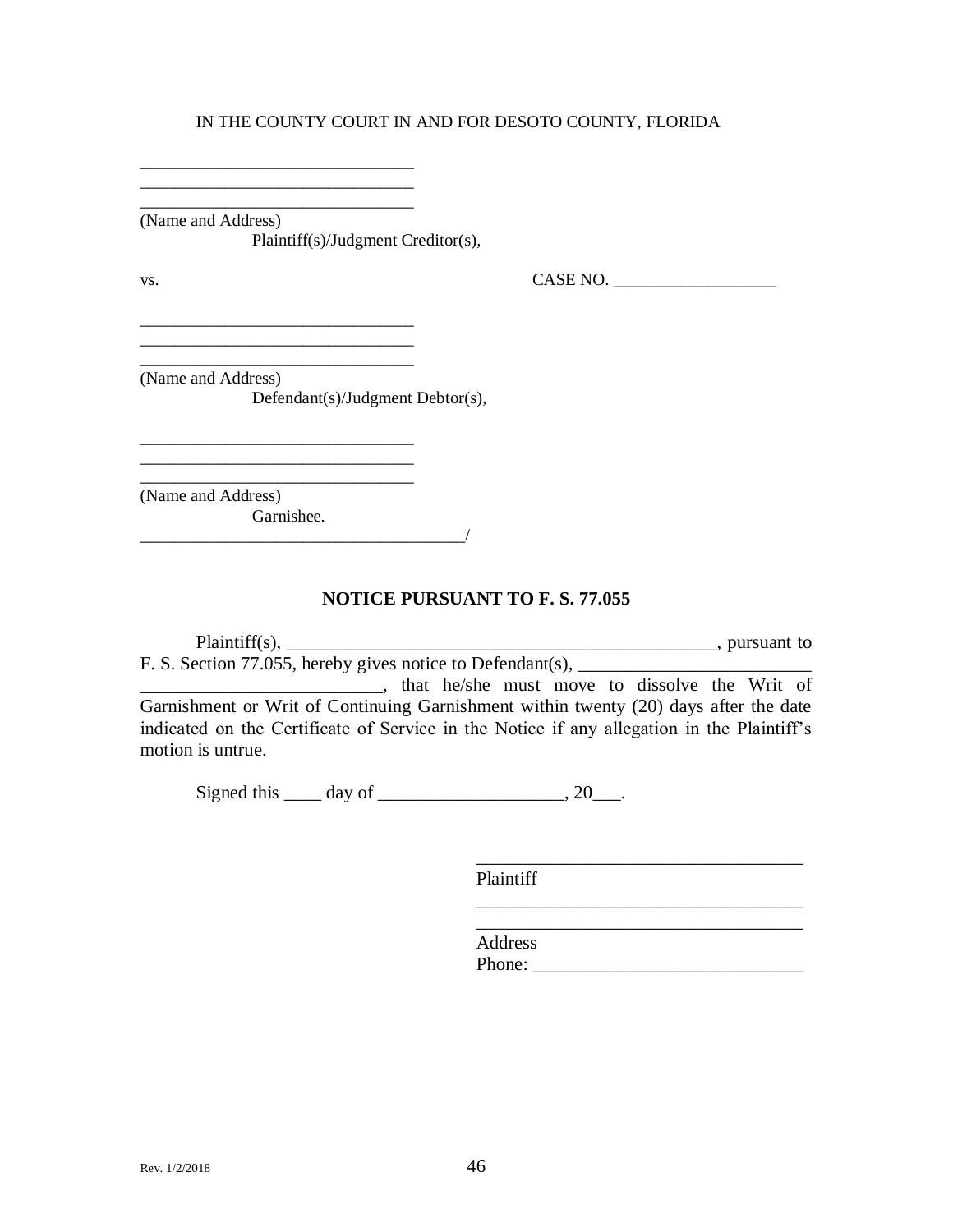IN THE COUNTY COURT IN AND FOR DESOTO COUNTY, FLORIDA

\_\_\_\_\_\_\_\_\_\_\_\_\_\_\_\_\_\_\_\_\_\_\_\_\_\_\_\_\_\_\_\_
\_\_\_\_\_\_\_\_\_\_\_\_\_\_\_\_\_\_\_\_\_\_\_\_\_\_\_\_\_\_\_\_
\_\_\_\_\_\_\_\_\_\_\_\_\_\_\_\_\_\_\_\_\_\_\_\_\_\_\_\_\_\_\_\_
(Name and Address)
Plaintiff(s)/Judgment Creditor(s),

vs. CASE NO. \_\_\_\_\_\_\_\_\_\_\_\_\_\_\_\_\_\_\_

\_\_\_\_\_\_\_\_\_\_\_\_\_\_\_\_\_\_\_\_\_\_\_\_\_\_\_\_\_\_\_\_
\_\_\_\_\_\_\_\_\_\_\_\_\_\_\_\_\_\_\_\_\_\_\_\_\_\_\_\_\_\_\_\_
\_\_\_\_\_\_\_\_\_\_\_\_\_\_\_\_\_\_\_\_\_\_\_\_\_\_\_\_\_\_\_\_
(Name and Address)
Defendant(s)/Judgment Debtor(s),

\_\_\_\_\_\_\_\_\_\_\_\_\_\_\_\_\_\_\_\_\_\_\_\_\_\_\_\_\_\_\_\_
\_\_\_\_\_\_\_\_\_\_\_\_\_\_\_\_\_\_\_\_\_\_\_\_\_\_\_\_\_\_\_\_
\_\_\_\_\_\_\_\_\_\_\_\_\_\_\_\_\_\_\_\_\_\_\_\_\_\_\_\_\_\_\_\_
(Name and Address)
Garnishee.
\_\_\_\_\_\_\_\_\_\_\_\_\_\_\_\_\_\_\_\_\_\_\_\_\_\_\_\_\_\_\_\_\_\_\_\_\_\_/

**NOTICE PURSUANT TO F. S. 77.055**

Plaintiff(s), \_\_\_\_\_\_\_\_\_\_\_\_\_\_\_\_\_\_\_\_\_\_\_\_\_\_\_\_\_\_\_\_\_\_\_\_\_\_\_\_\_\_\_\_\_\_\_, pursuant to F. S. Section 77.055, hereby gives notice to Defendant(s), \_\_\_\_\_\_\_\_\_\_\_\_\_\_\_\_\_\_\_\_\_\_\_\_\_ \_\_\_\_\_\_\_\_\_\_\_\_\_\_\_\_\_\_\_\_\_\_\_\_\_\_, that he/she must move to dissolve the Writ of Garnishment or Writ of Continuing Garnishment within twenty (20) days after the date indicated on the Certificate of Service in the Notice if any allegation in the Plaintiff's motion is untrue.

Signed this \_\_\_\_ day of \_\_\_\_\_\_\_\_\_\_\_\_\_\_\_\_\_\_\_\_, 20\_\_\_.

\_\_\_\_\_\_\_\_\_\_\_\_\_\_\_\_\_\_\_\_\_\_\_\_\_\_\_\_\_\_\_\_\_\_\_
Plaintiff
\_\_\_\_\_\_\_\_\_\_\_\_\_\_\_\_\_\_\_\_\_\_\_\_\_\_\_\_\_\_\_\_\_\_\_
\_\_\_\_\_\_\_\_\_\_\_\_\_\_\_\_\_\_\_\_\_\_\_\_\_\_\_\_\_\_\_\_\_\_\_
Address
Phone: \_\_\_\_\_\_\_\_\_\_\_\_\_\_\_\_\_\_\_\_\_\_\_\_\_\_\_\_\_

Rev. 1/2/2018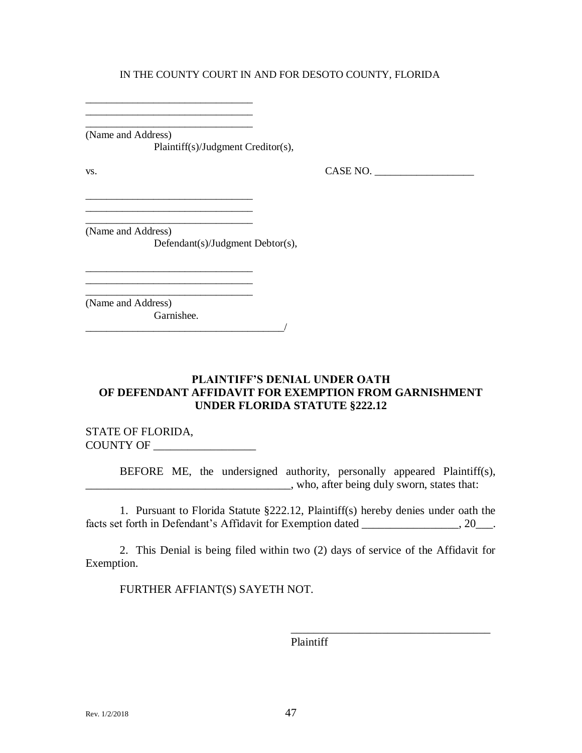IN THE COUNTY COURT IN AND FOR DESOTO COUNTY, FLORIDA

________________________________
________________________________
________________________________
(Name and Address)
Plaintiff(s)/Judgment Creditor(s),

vs. CASE NO. ___________________

________________________________
________________________________
________________________________
(Name and Address)
Defendant(s)/Judgment Debtor(s),

________________________________
________________________________
________________________________
(Name and Address)
Garnishee.
_______________________________________/

**PLAINTIFF'S DENIAL UNDER OATH**
**OF DEFENDANT AFFIDAVIT FOR EXEMPTION FROM GARNISHMENT**
**UNDER FLORIDA STATUTE §222.12**

STATE OF FLORIDA,
COUNTY OF __________________

BEFORE ME, the undersigned authority, personally appeared Plaintiff(s), ____________________________________, who, after being duly sworn, states that:

1. Pursuant to Florida Statute §222.12, Plaintiff(s) hereby denies under oath the facts set forth in Defendant's Affidavit for Exemption dated _________________, 20___.

2. This Denial is being filed within two (2) days of service of the Affidavit for Exemption.

FURTHER AFFIANT(S) SAYETH NOT.

____________________________________
Plaintiff

Rev. 1/2/2018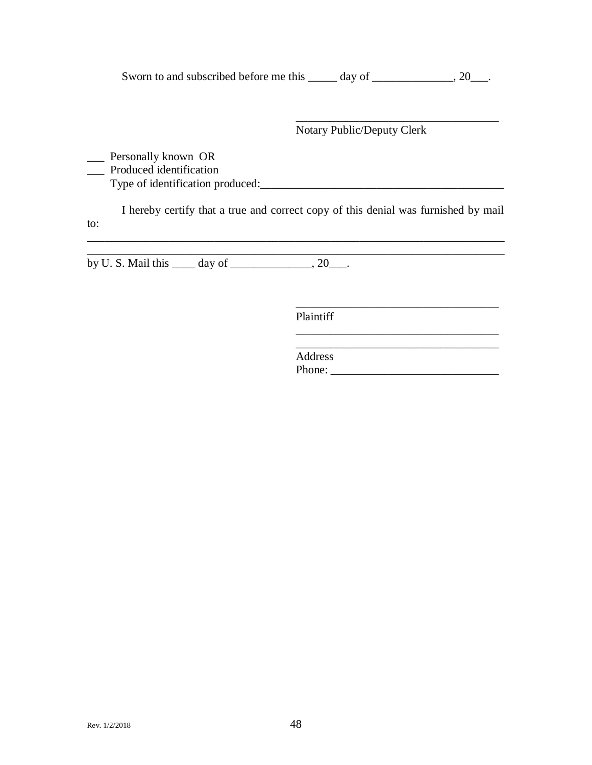Sworn to and subscribed before me this _____ day of ______________, 20___.

\_\_\_\_\_\_\_\_\_\_\_\_\_\_\_\_\_\_\_\_\_\_\_\_\_\_\_\_\_\_\_\_\_\_\_
Notary Public/Deputy Clerk

___ Personally known OR
___ Produced identification
Type of identification produced:__________________________________________

I hereby certify that a true and correct copy of this denial was furnished by mail to:

\_\_\_\_\_\_\_\_\_\_\_\_\_\_\_\_\_\_\_\_\_\_\_\_\_\_\_\_\_\_\_\_\_\_\_\_\_\_\_\_\_\_\_\_\_\_\_\_\_\_\_\_\_\_\_\_\_\_\_\_\_\_\_\_\_\_\_\_\_\_\_\_\_\_
\_\_\_\_\_\_\_\_\_\_\_\_\_\_\_\_\_\_\_\_\_\_\_\_\_\_\_\_\_\_\_\_\_\_\_\_\_\_\_\_\_\_\_\_\_\_\_\_\_\_\_\_\_\_\_\_\_\_\_\_\_\_\_\_\_\_\_\_\_\_\_\_\_\_
by U. S. Mail this ____ day of ______________, 20___.

\_\_\_\_\_\_\_\_\_\_\_\_\_\_\_\_\_\_\_\_\_\_\_\_\_\_\_\_\_\_\_\_\_\_\_
Plaintiff
\_\_\_\_\_\_\_\_\_\_\_\_\_\_\_\_\_\_\_\_\_\_\_\_\_\_\_\_\_\_\_\_\_\_\_
\_\_\_\_\_\_\_\_\_\_\_\_\_\_\_\_\_\_\_\_\_\_\_\_\_\_\_\_\_\_\_\_\_\_\_
Address
Phone: _____________________________

Rev. 1/2/2018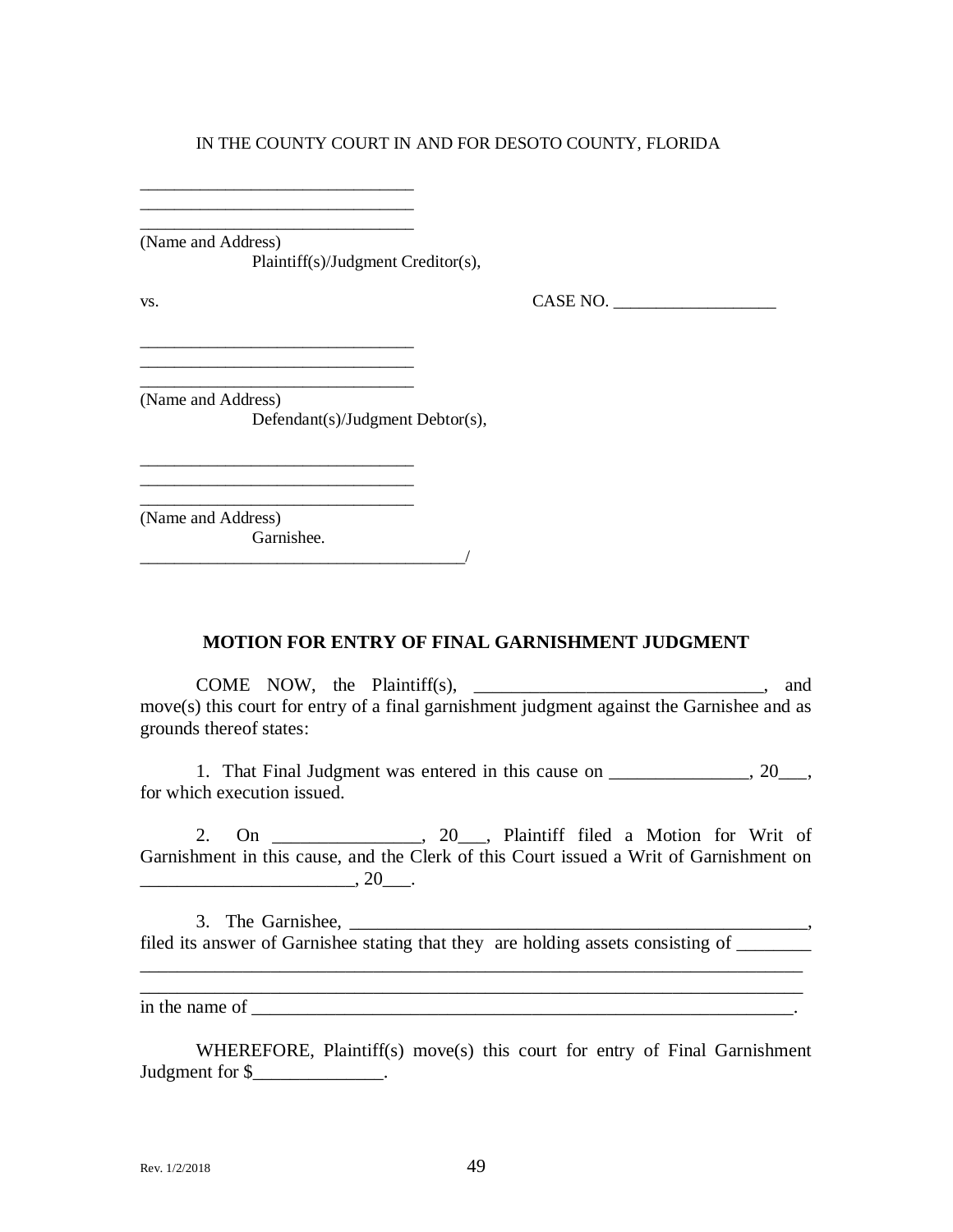IN THE COUNTY COURT IN AND FOR DESOTO COUNTY, FLORIDA

_______________________________
_______________________________
_______________________________
(Name and Address)
Plaintiff(s)/Judgment Creditor(s),

vs. CASE NO. __________________

_______________________________
_______________________________
_______________________________
(Name and Address)
Defendant(s)/Judgment Debtor(s),

_______________________________
_______________________________
_______________________________
(Name and Address)
Garnishee.
____________________________________/

**MOTION FOR ENTRY OF FINAL GARNISHMENT JUDGMENT**

COME NOW, the Plaintiff(s), ______________________________, and move(s) this court for entry of a final garnishment judgment against the Garnishee and as grounds thereof states:

1. That Final Judgment was entered in this cause on _______________, 20___, for which execution issued.

2. On ________________, 20___, Plaintiff filed a Motion for Writ of Garnishment in this cause, and the Clerk of this Court issued a Writ of Garnishment on ______________________, 20___.

3. The Garnishee, __________________________________________________, filed its answer of Garnishee stating that they are holding assets consisting of ________
_________________________________________________________________________
_________________________________________________________________________
in the name of ____________________________________________________________.

WHEREFORE, Plaintiff(s) move(s) this court for entry of Final Garnishment Judgment for $______________.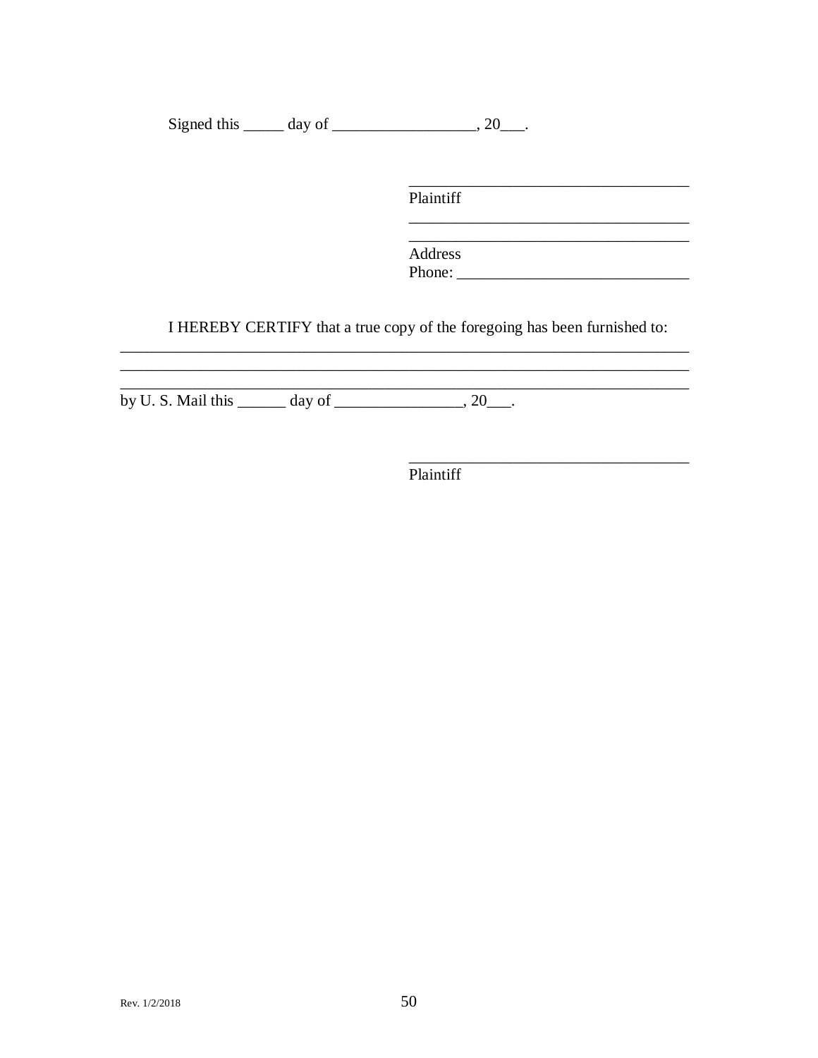Signed this _____ day of __________________, 20___.

___________________________________
Plaintiff
___________________________________
___________________________________
Address
Phone: _____________________________

I HEREBY CERTIFY that a true copy of the foregoing has been furnished to:
________________________________________________________________________
________________________________________________________________________
________________________________________________________________________
by U. S. Mail this ______ day of ________________, 20___.

___________________________________
Plaintiff

Rev. 1/2/2018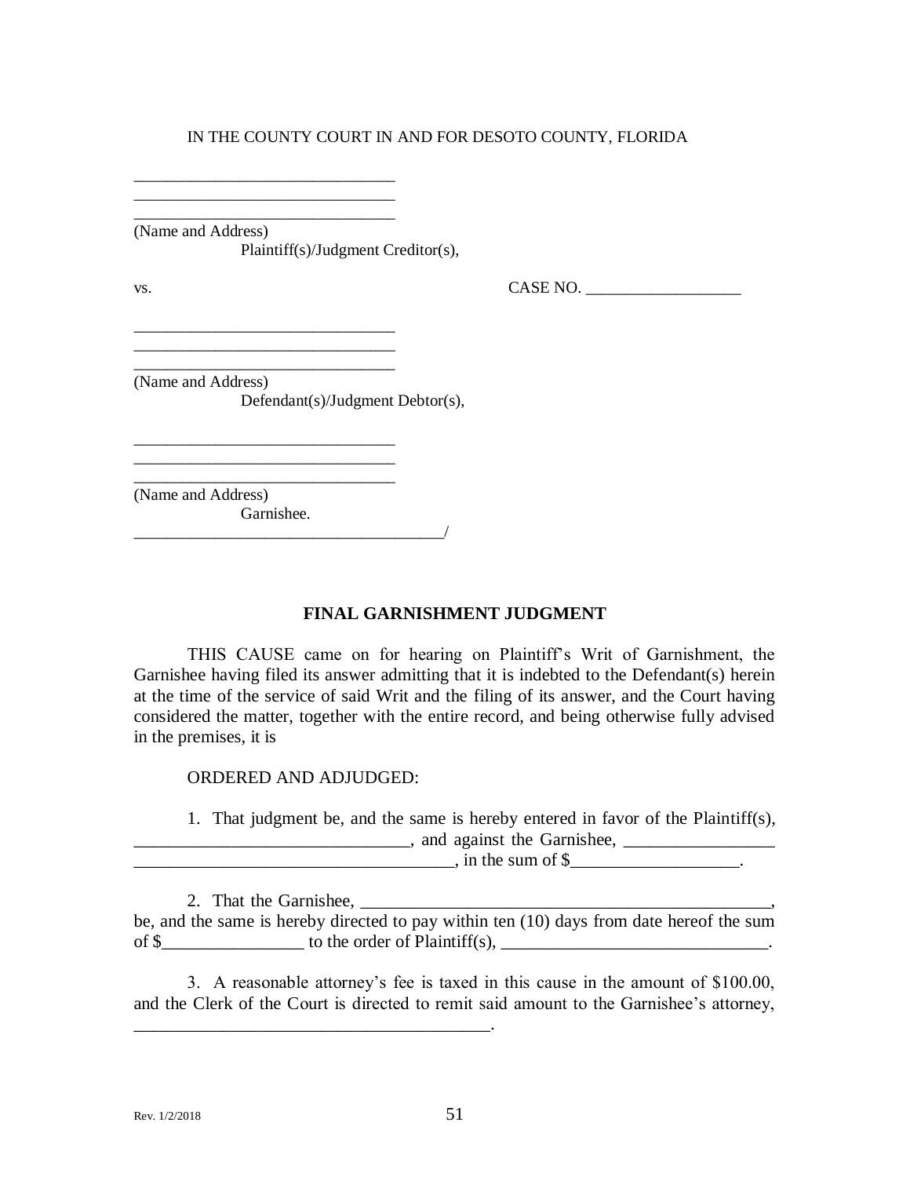IN THE COUNTY COURT IN AND FOR DESOTO COUNTY, FLORIDA

________________________________
________________________________
________________________________
(Name and Address)
Plaintiff(s)/Judgment Creditor(s),

vs. CASE NO. __________________

________________________________
________________________________
________________________________
(Name and Address)
Defendant(s)/Judgment Debtor(s),

________________________________
________________________________
________________________________
(Name and Address)
Garnishee.
_____________________________________/

**FINAL GARNISHMENT JUDGMENT**

THIS CAUSE came on for hearing on Plaintiff's Writ of Garnishment, the Garnishee having filed its answer admitting that it is indebted to the Defendant(s) herein at the time of the service of said Writ and the filing of its answer, and the Court having considered the matter, together with the entire record, and being otherwise fully advised in the premises, it is

ORDERED AND ADJUDGED:

1. That judgment be, and the same is hereby entered in favor of the Plaintiff(s), ______________________________, and against the Garnishee, ________________ ___________________________________, in the sum of $__________________.

2. That the Garnishee, ______________________________________________, be, and the same is hereby directed to pay within ten (10) days from date hereof the sum of $________________ to the order of Plaintiff(s), ______________________________.

3. A reasonable attorney's fee is taxed in this cause in the amount of $100.00, and the Clerk of the Court is directed to remit said amount to the Garnishee's attorney, ________________________________________.

Rev. 1/2/2018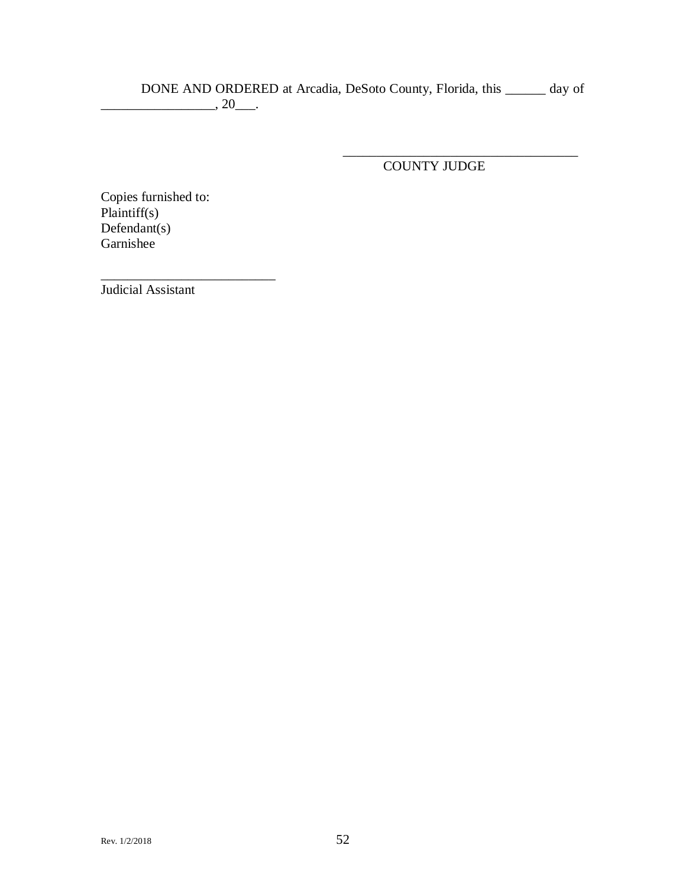DONE AND ORDERED at Arcadia, DeSoto County, Florida, this ______ day of _________________, 20___.

___________________________________
COUNTY JUDGE

Copies furnished to:
Plaintiff(s)
Defendant(s)
Garnishee

_________________________
Judicial Assistant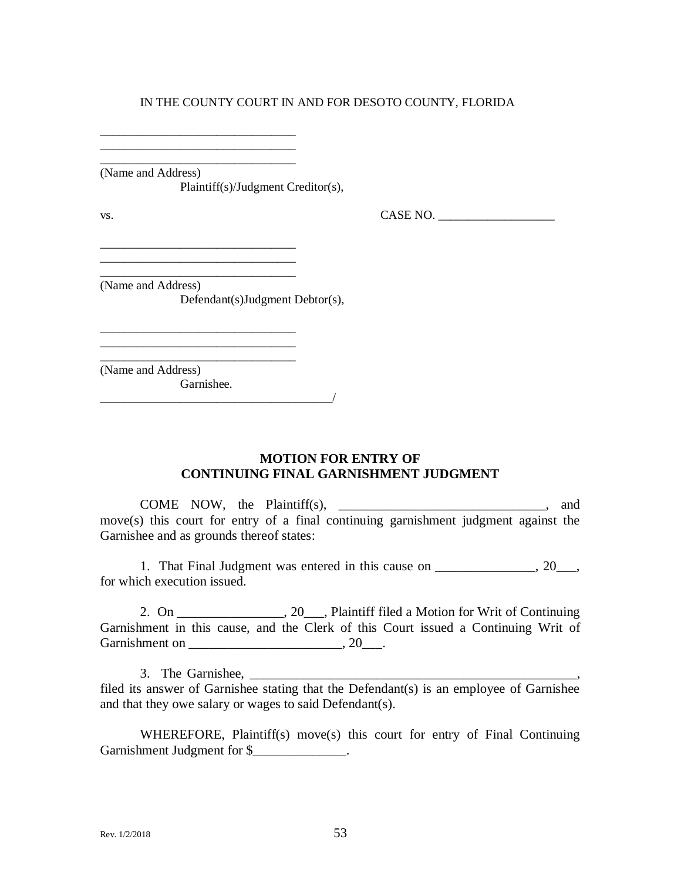IN THE COUNTY COURT IN AND FOR DESOTO COUNTY, FLORIDA

_______________________________
_______________________________
_______________________________
(Name and Address)
Plaintiff(s)/Judgment Creditor(s),

vs. CASE NO. __________________

_______________________________
_______________________________
_______________________________
(Name and Address)
Defendant(s)Judgment Debtor(s),

_______________________________
_______________________________
_______________________________
(Name and Address)
Garnishee.
_____________________________________/

**MOTION FOR ENTRY OF**
**CONTINUING FINAL GARNISHMENT JUDGMENT**

COME NOW, the Plaintiff(s), ______________________________, and move(s) this court for entry of a final continuing garnishment judgment against the Garnishee and as grounds thereof states:

1. That Final Judgment was entered in this cause on _______________, 20___, for which execution issued.

2. On ________________, 20___, Plaintiff filed a Motion for Writ of Continuing Garnishment in this cause, and the Clerk of this Court issued a Continuing Writ of Garnishment on ______________________, 20___.

3. The Garnishee, __________________________________________________, filed its answer of Garnishee stating that the Defendant(s) is an employee of Garnishee and that they owe salary or wages to said Defendant(s).

WHEREFORE, Plaintiff(s) move(s) this court for entry of Final Continuing Garnishment Judgment for $______________.

Rev. 1/2/2018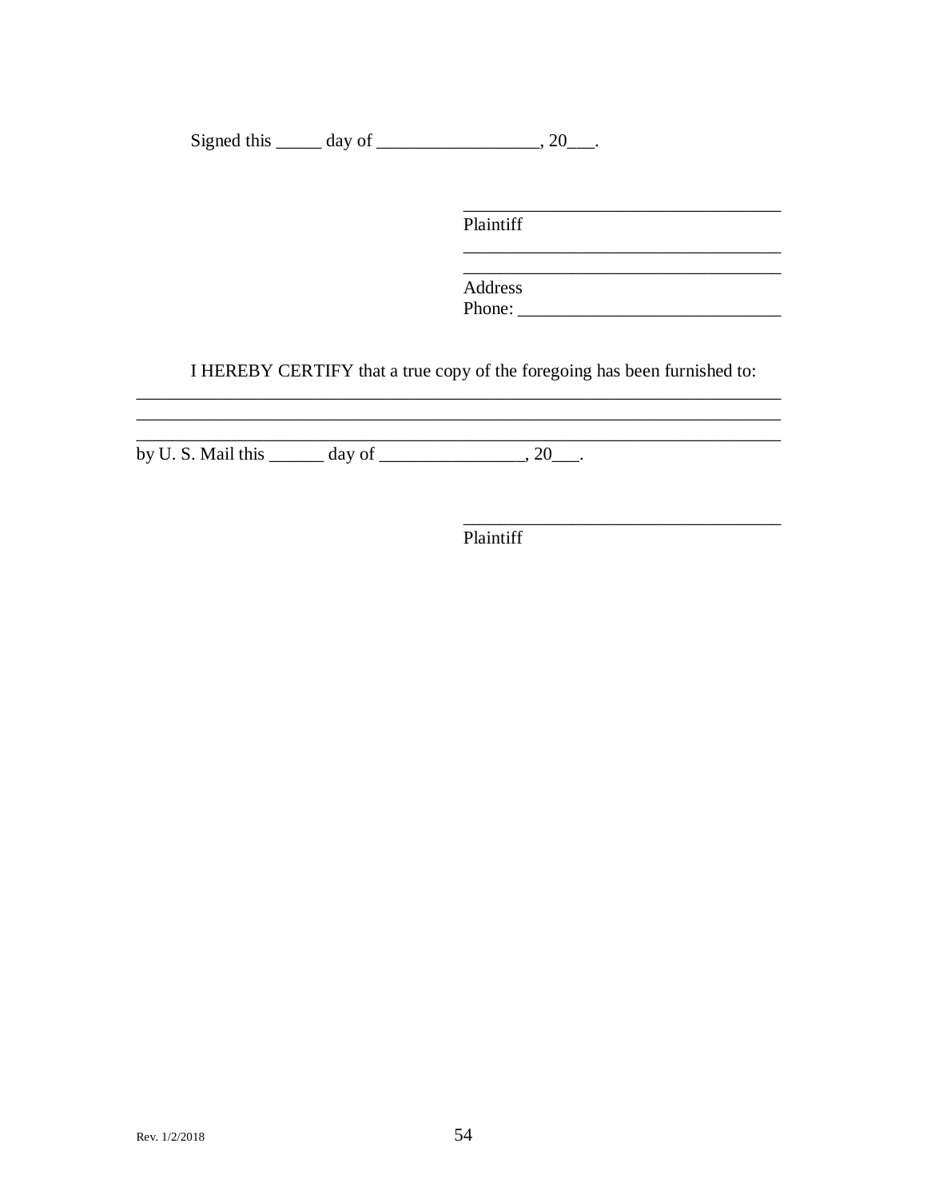Signed this _____ day of __________________, 20___.

___________________________________
Plaintiff
___________________________________
___________________________________
Address
Phone: _____________________________

I HEREBY CERTIFY that a true copy of the foregoing has been furnished to:
__________________________________________________________________________
__________________________________________________________________________
__________________________________________________________________________
by U. S. Mail this ______ day of ________________, 20___.

___________________________________
Plaintiff

Rev. 1/2/2018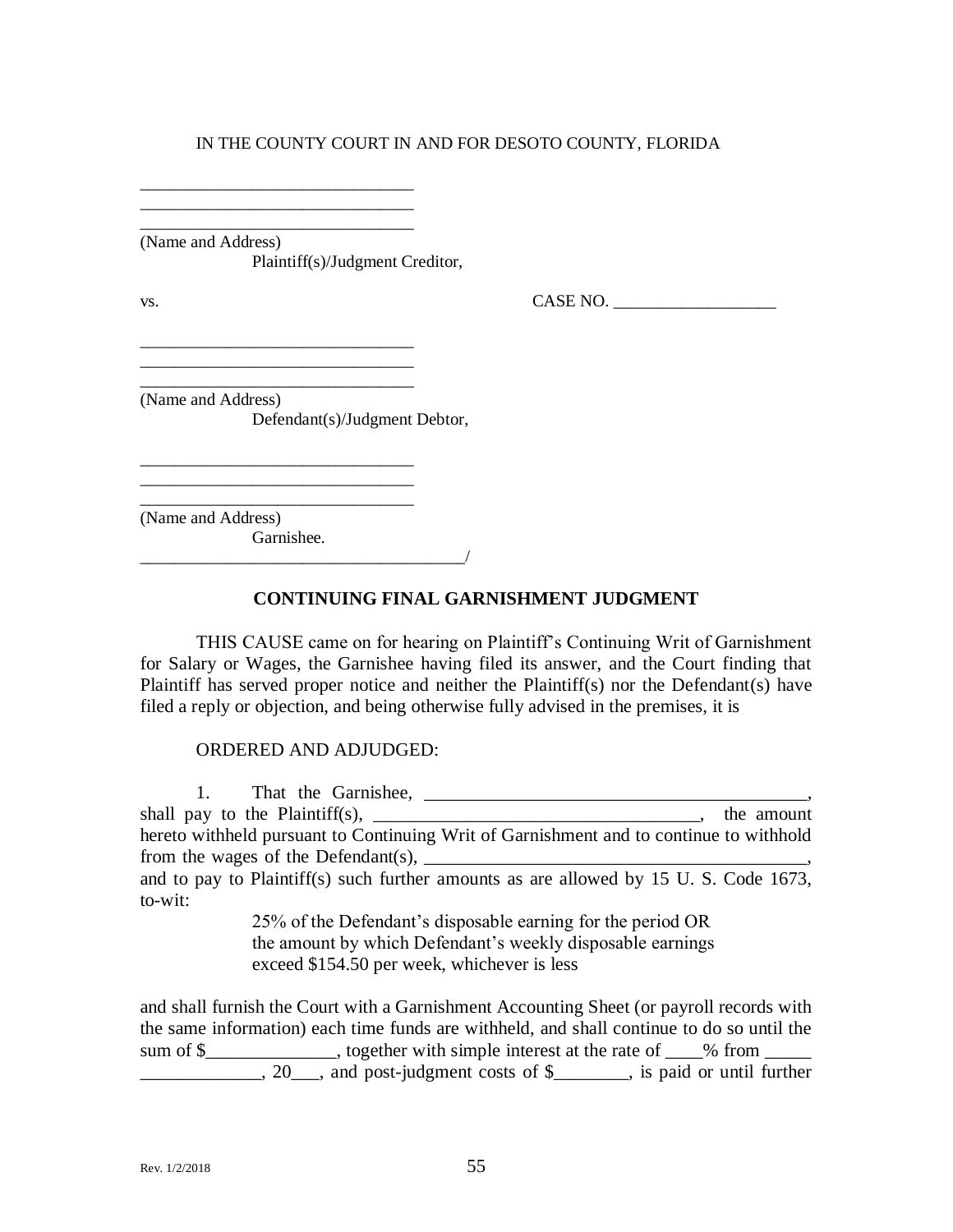IN THE COUNTY COURT IN AND FOR DESOTO COUNTY, FLORIDA

_______________________________
_______________________________
_______________________________
(Name and Address)
Plaintiff(s)/Judgment Creditor,

vs. CASE NO. __________________

_______________________________
_______________________________
_______________________________
(Name and Address)
Defendant(s)/Judgment Debtor,

_______________________________
_______________________________
_______________________________
(Name and Address)
Garnishee.
____________________________________/

## CONTINUING FINAL GARNISHMENT JUDGMENT

THIS CAUSE came on for hearing on Plaintiff's Continuing Writ of Garnishment for Salary or Wages, the Garnishee having filed its answer, and the Court finding that Plaintiff has served proper notice and neither the Plaintiff(s) nor the Defendant(s) have filed a reply or objection, and being otherwise fully advised in the premises, it is

ORDERED AND ADJUDGED:

1. That the Garnishee, __________________________________________, shall pay to the Plaintiff(s), ___________________________________, the amount hereto withheld pursuant to Continuing Writ of Garnishment and to continue to withhold from the wages of the Defendant(s), __________________________________________, and to pay to Plaintiff(s) such further amounts as are allowed by 15 U. S. Code 1673, to-wit:

> 25% of the Defendant's disposable earning for the period OR
> the amount by which Defendant's weekly disposable earnings
> exceed $154.50 per week, whichever is less

and shall furnish the Court with a Garnishment Accounting Sheet (or payroll records with the same information) each time funds are withheld, and shall continue to do so until the sum of $______________, together with simple interest at the rate of ____% from _____ _____________, 20___, and post-judgment costs of $________, is paid or until further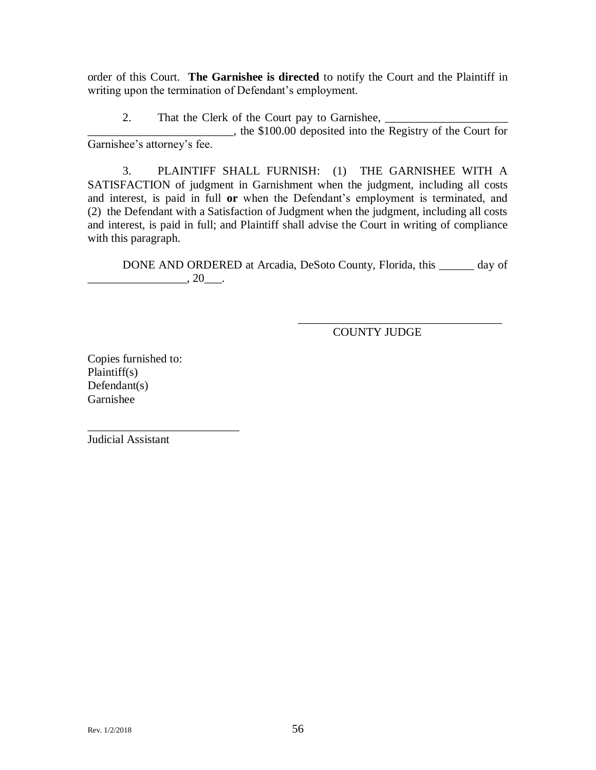order of this Court. **The Garnishee is directed** to notify the Court and the Plaintiff in writing upon the termination of Defendant's employment.

2. That the Clerk of the Court pay to Garnishee, _____________________ _________________________, the $100.00 deposited into the Registry of the Court for Garnishee's attorney's fee.

3. PLAINTIFF SHALL FURNISH: (1) THE GARNISHEE WITH A SATISFACTION of judgment in Garnishment when the judgment, including all costs and interest, is paid in full **or** when the Defendant's employment is terminated, and (2) the Defendant with a Satisfaction of Judgment when the judgment, including all costs and interest, is paid in full; and Plaintiff shall advise the Court in writing of compliance with this paragraph.

DONE AND ORDERED at Arcadia, DeSoto County, Florida, this ______ day of _________________, 20___.

____________________________________
COUNTY JUDGE

Copies furnished to:
Plaintiff(s)
Defendant(s)
Garnishee

__________________________
Judicial Assistant

Rev. 1/2/2018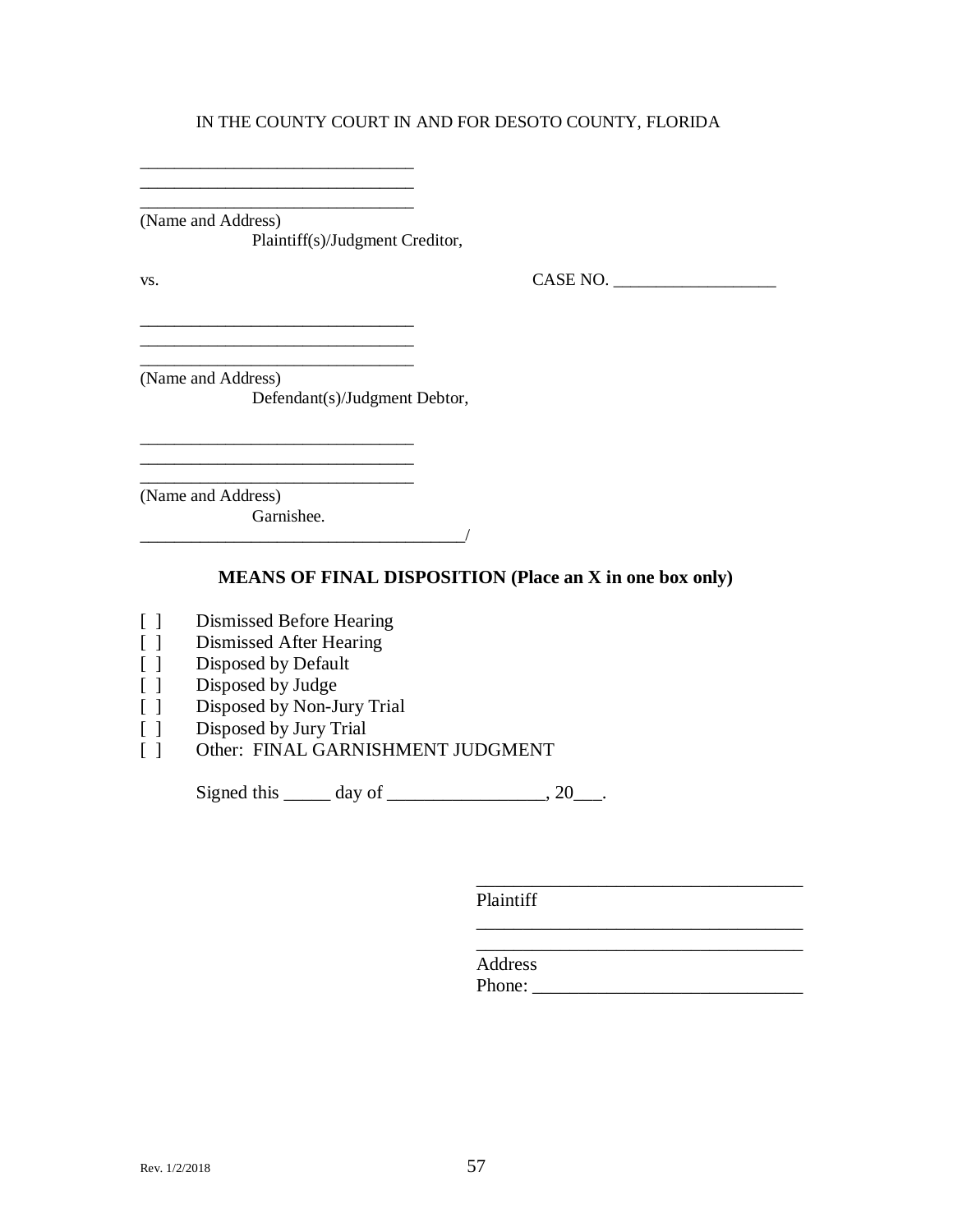IN THE COUNTY COURT IN AND FOR DESOTO COUNTY, FLORIDA

\_\_\_\_\_\_\_\_\_\_\_\_\_\_\_\_\_\_\_\_\_\_\_\_\_\_\_\_\_\_\_\_
\_\_\_\_\_\_\_\_\_\_\_\_\_\_\_\_\_\_\_\_\_\_\_\_\_\_\_\_\_\_\_\_
\_\_\_\_\_\_\_\_\_\_\_\_\_\_\_\_\_\_\_\_\_\_\_\_\_\_\_\_\_\_\_\_
(Name and Address)
Plaintiff(s)/Judgment Creditor,

vs. CASE NO. \_\_\_\_\_\_\_\_\_\_\_\_\_\_\_\_\_\_\_

\_\_\_\_\_\_\_\_\_\_\_\_\_\_\_\_\_\_\_\_\_\_\_\_\_\_\_\_\_\_\_\_
\_\_\_\_\_\_\_\_\_\_\_\_\_\_\_\_\_\_\_\_\_\_\_\_\_\_\_\_\_\_\_\_
\_\_\_\_\_\_\_\_\_\_\_\_\_\_\_\_\_\_\_\_\_\_\_\_\_\_\_\_\_\_\_\_
(Name and Address)
Defendant(s)/Judgment Debtor,

\_\_\_\_\_\_\_\_\_\_\_\_\_\_\_\_\_\_\_\_\_\_\_\_\_\_\_\_\_\_\_\_
\_\_\_\_\_\_\_\_\_\_\_\_\_\_\_\_\_\_\_\_\_\_\_\_\_\_\_\_\_\_\_\_
\_\_\_\_\_\_\_\_\_\_\_\_\_\_\_\_\_\_\_\_\_\_\_\_\_\_\_\_\_\_\_\_
(Name and Address)
Garnishee.
\_\_\_\_\_\_\_\_\_\_\_\_\_\_\_\_\_\_\_\_\_\_\_\_\_\_\_\_\_\_\_\_\_\_\_\_\_\_/

**MEANS OF FINAL DISPOSITION (Place an X in one box only)**

[ ] Dismissed Before Hearing
[ ] Dismissed After Hearing
[ ] Disposed by Default
[ ] Disposed by Judge
[ ] Disposed by Non-Jury Trial
[ ] Disposed by Jury Trial
[ ] Other: FINAL GARNISHMENT JUDGMENT

Signed this \_\_\_\_\_ day of \_\_\_\_\_\_\_\_\_\_\_\_\_\_\_\_\_, 20\_\_\_.

\_\_\_\_\_\_\_\_\_\_\_\_\_\_\_\_\_\_\_\_\_\_\_\_\_\_\_\_\_\_\_\_\_\_\_\_
Plaintiff
\_\_\_\_\_\_\_\_\_\_\_\_\_\_\_\_\_\_\_\_\_\_\_\_\_\_\_\_\_\_\_\_\_\_\_\_
\_\_\_\_\_\_\_\_\_\_\_\_\_\_\_\_\_\_\_\_\_\_\_\_\_\_\_\_\_\_\_\_\_\_\_\_
Address
Phone: \_\_\_\_\_\_\_\_\_\_\_\_\_\_\_\_\_\_\_\_\_\_\_\_\_\_\_\_\_

Rev. 1/2/2018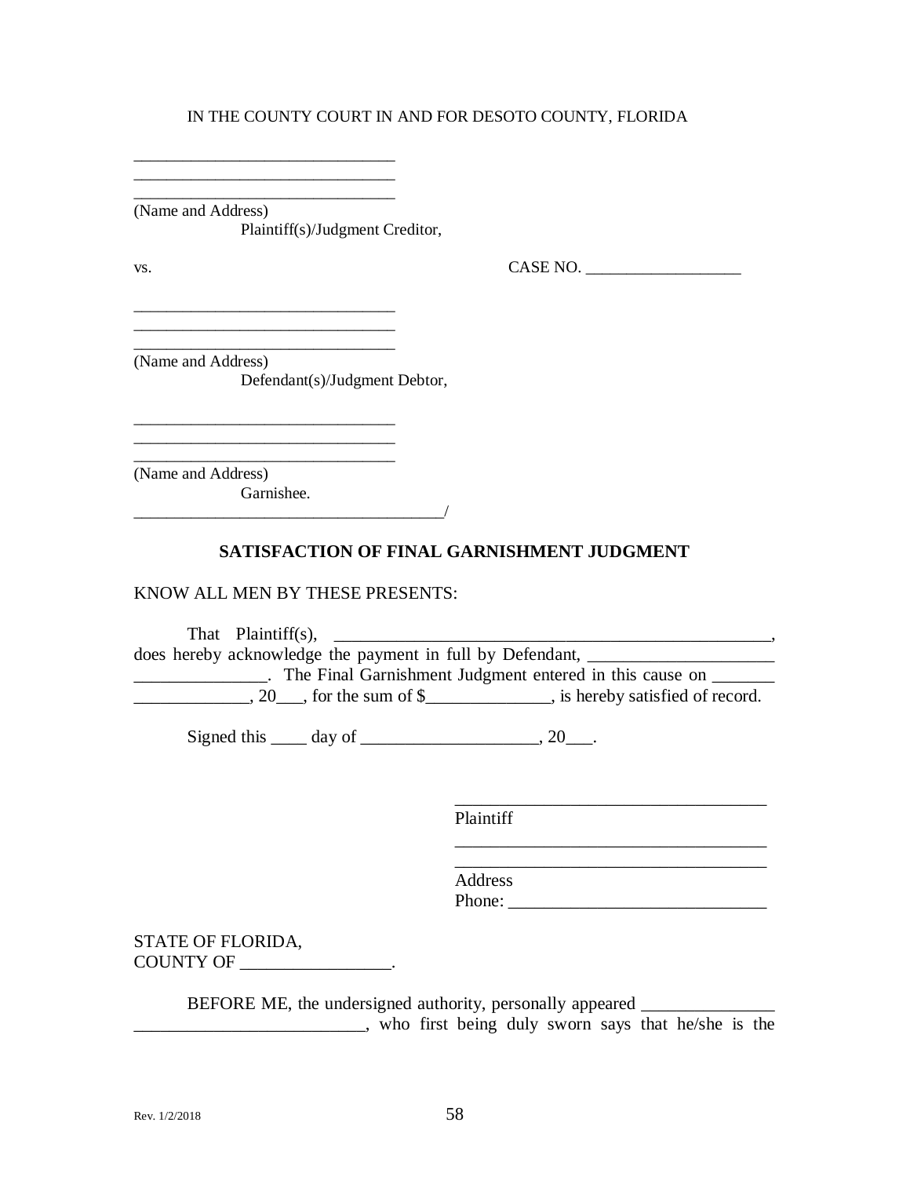IN THE COUNTY COURT IN AND FOR DESOTO COUNTY, FLORIDA

________________________________
________________________________
________________________________
(Name and Address)
Plaintiff(s)/Judgment Creditor,

vs. CASE NO. ___________________

________________________________
________________________________
________________________________
(Name and Address)
Defendant(s)/Judgment Debtor,

________________________________
________________________________
________________________________
(Name and Address)
Garnishee.
_____________________________________/

## SATISFACTION OF FINAL GARNISHMENT JUDGMENT

KNOW ALL MEN BY THESE PRESENTS:

That Plaintiff(s), ___________________________________________________, does hereby acknowledge the payment in full by Defendant, _____________________ _______________. The Final Garnishment Judgment entered in this cause on _______ _____________, 20___, for the sum of $______________, is hereby satisfied of record.

Signed this ____ day of ____________________, 20___.

___________________________________
Plaintiff
___________________________________
___________________________________
Address
Phone: ____________________________

STATE OF FLORIDA,
COUNTY OF _________________.

BEFORE ME, the undersigned authority, personally appeared _______________ __________________________, who first being duly sworn says that he/she is the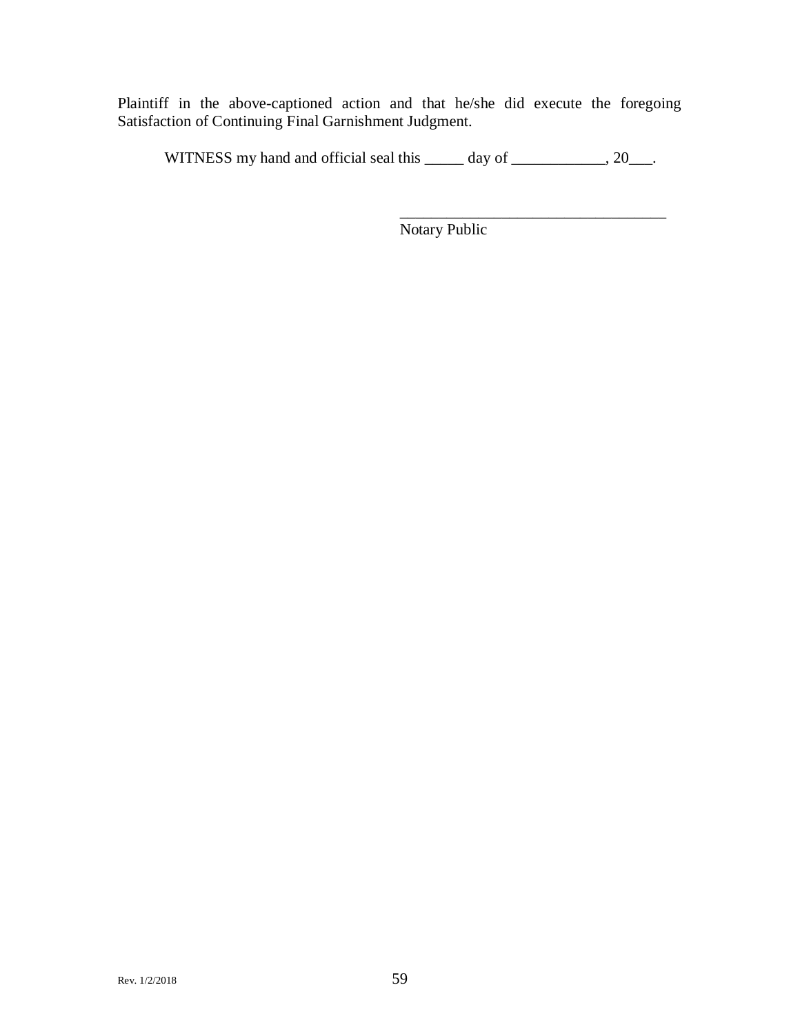Plaintiff in the above-captioned action and that he/she did execute the foregoing Satisfaction of Continuing Final Garnishment Judgment.

WITNESS my hand and official seal this _____ day of ____________, 20___.

___________________________________
Notary Public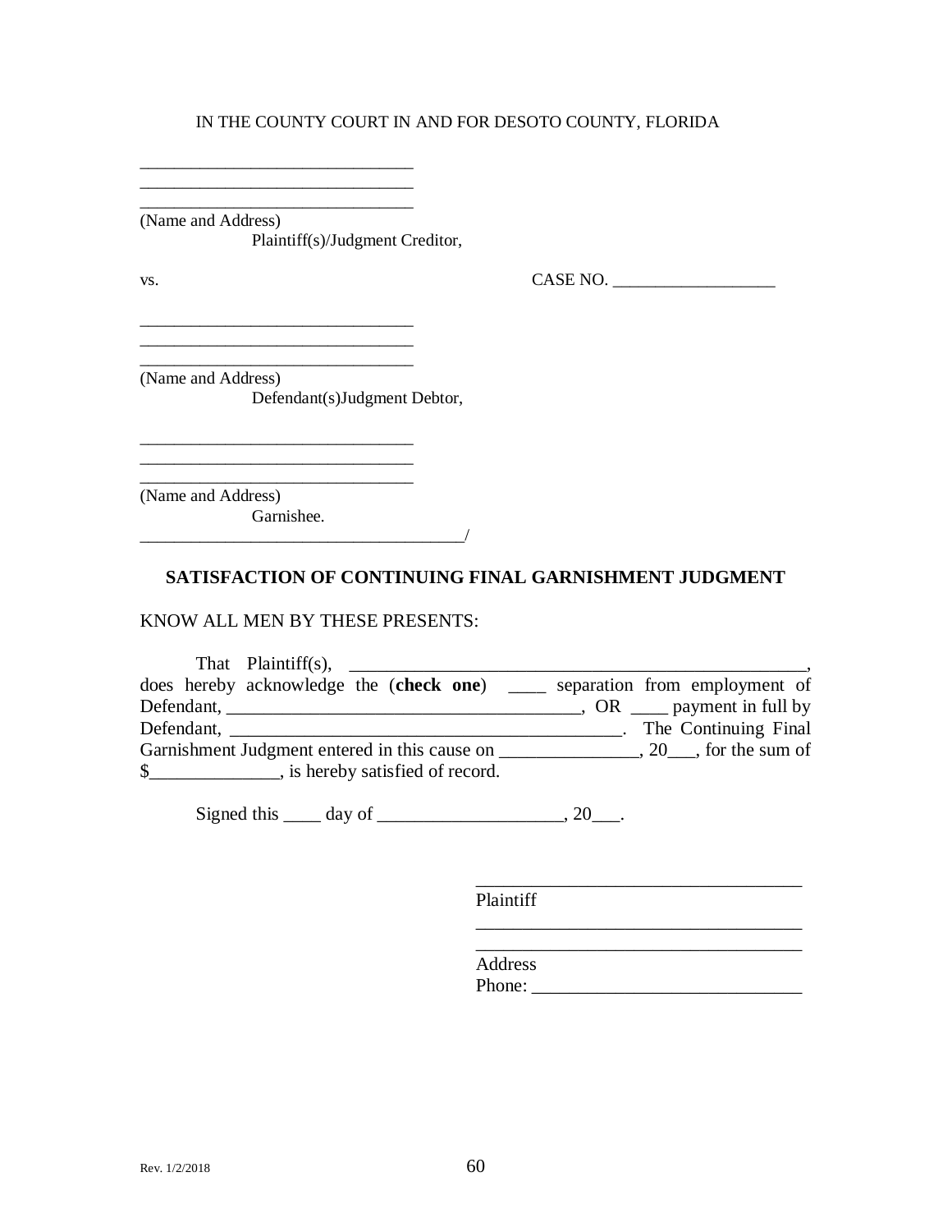IN THE COUNTY COURT IN AND FOR DESOTO COUNTY, FLORIDA

_______________________________
_______________________________
_______________________________
(Name and Address)
Plaintiff(s)/Judgment Creditor,

vs. CASE NO. ___________________

_______________________________
_______________________________
_______________________________
(Name and Address)
Defendant(s)Judgment Debtor,

_______________________________
_______________________________
_______________________________
(Name and Address)
Garnishee.
_____________________________________/

**SATISFACTION OF CONTINUING FINAL GARNISHMENT JUDGMENT**

KNOW ALL MEN BY THESE PRESENTS:

That Plaintiff(s), ___________________________________________________, does hereby acknowledge the (**check one**) ____ separation from employment of Defendant, _______________________________________, OR ____ payment in full by Defendant, __________________________________________. The Continuing Final Garnishment Judgment entered in this cause on _______________, 20___, for the sum of $______________, is hereby satisfied of record.

Signed this ____ day of ____________________, 20___.

___________________________________
Plaintiff
___________________________________
___________________________________
Address
Phone: _____________________________

Rev. 1/2/2018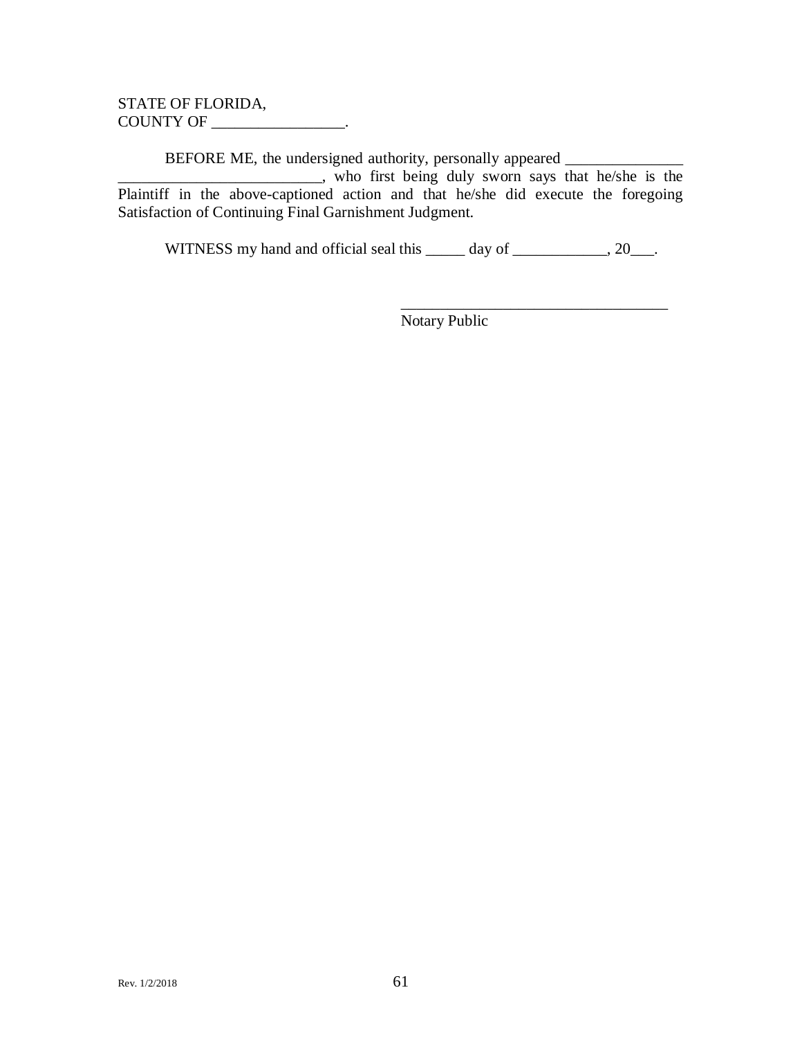STATE OF FLORIDA,
COUNTY OF _________________.

BEFORE ME, the undersigned authority, personally appeared _______________ __________________________, who first being duly sworn says that he/she is the Plaintiff in the above-captioned action and that he/she did execute the foregoing Satisfaction of Continuing Final Garnishment Judgment.

WITNESS my hand and official seal this _____ day of ____________, 20___.

__________________________________
Notary Public

Rev. 1/2/2018